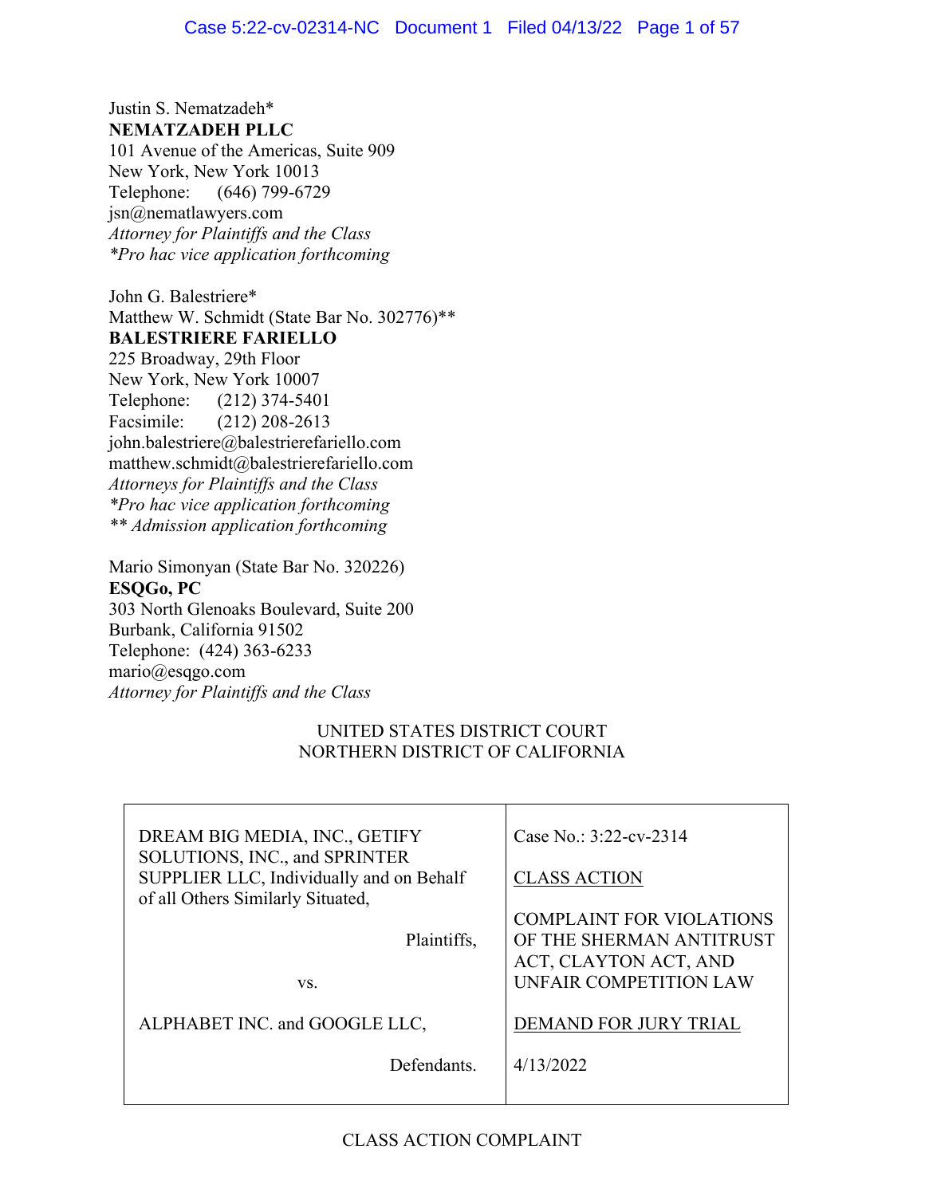Justin S. Nematzadeh*
**NEMATZADEH PLLC**
101 Avenue of the Americas, Suite 909
New York, New York 10013
Telephone: (646) 799-6729
jsn@nematlawyers.com
*Attorney for Plaintiffs and the Class*
*\*Pro hac vice application forthcoming*

John G. Balestriere*
Matthew W. Schmidt (State Bar No. 302776)**
**BALESTRIERE FARIELLO**
225 Broadway, 29th Floor
New York, New York 10007
Telephone: (212) 374-5401
Facsimile: (212) 208-2613
john.balestriere@balestrierefariello.com
matthew.schmidt@balestrierefariello.com
*Attorneys for Plaintiffs and the Class*
*\*Pro hac vice application forthcoming*
*\*\* Admission application forthcoming*

Mario Simonyan (State Bar No. 320226)
**ESQGo, PC**
303 North Glenoaks Boulevard, Suite 200
Burbank, California 91502
Telephone: (424) 363-6233
mario@esqgo.com
*Attorney for Plaintiffs and the Class*

UNITED STATES DISTRICT COURT
NORTHERN DISTRICT OF CALIFORNIA

| | |
|---|---|
| DREAM BIG MEDIA, INC., GETIFY SOLUTIONS, INC., and SPRINTER SUPPLIER LLC, Individually and on Behalf of all Others Similarly Situated,<br><br>Plaintiffs,<br><br>vs.<br><br>ALPHABET INC. and GOOGLE LLC,<br><br>Defendants. | Case No.: 3:22-cv-2314<br><br><u>CLASS ACTION</u><br><br>COMPLAINT FOR VIOLATIONS OF THE SHERMAN ANTITRUST ACT, CLAYTON ACT, AND UNFAIR COMPETITION LAW<br><br><u>DEMAND FOR JURY TRIAL</u><br><br>4/13/2022 |

CLASS ACTION COMPLAINT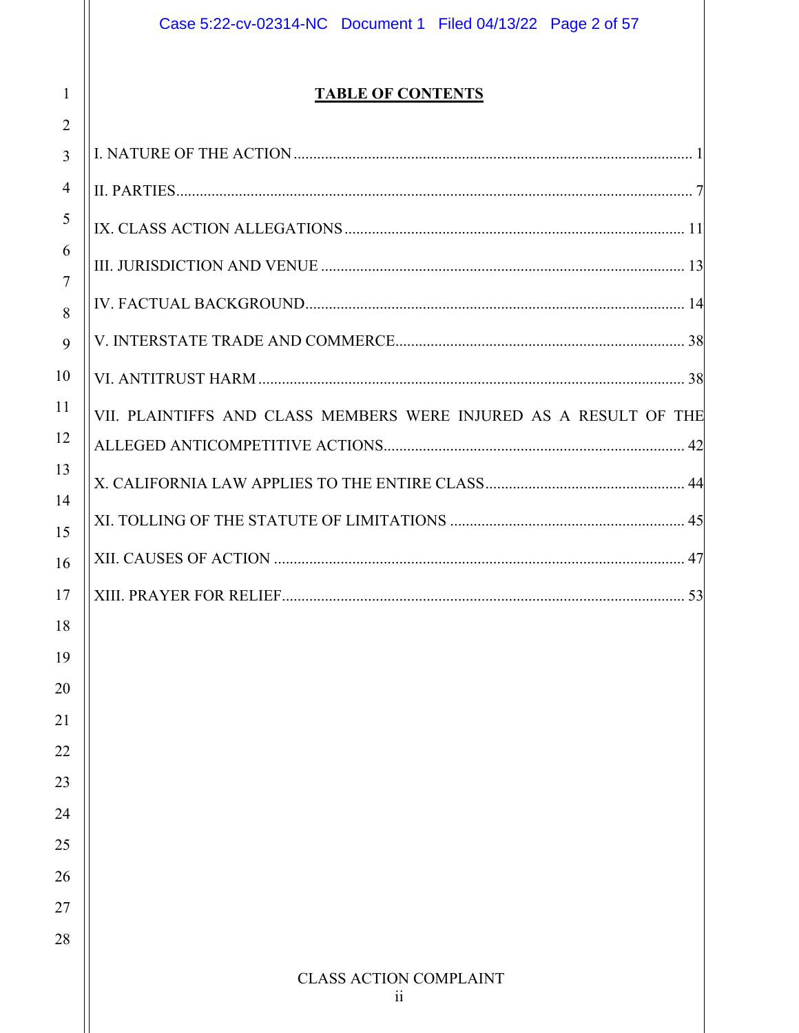# TABLE OF CONTENTS

I. NATURE OF THE ACTION ..................................................................................................... 1

II. PARTIES.................................................................................................................................. 7

IX. CLASS ACTION ALLEGATIONS ...................................................................................... 11

III. JURISDICTION AND VENUE ............................................................................................ 13

IV. FACTUAL BACKGROUND................................................................................................ 14

V. INTERSTATE TRADE AND COMMERCE.......................................................................... 38

VI. ANTITRUST HARM ............................................................................................................ 38

VII. PLAINTIFFS AND CLASS MEMBERS WERE INJURED AS A RESULT OF THE ALLEGED ANTICOMPETITIVE ACTIONS............................................................................ 42

X. CALIFORNIA LAW APPLIES TO THE ENTIRE CLASS.................................................. 44

XI. TOLLING OF THE STATUTE OF LIMITATIONS ........................................................... 45

XII. CAUSES OF ACTION ........................................................................................................ 47

XIII. PRAYER FOR RELIEF...................................................................................................... 53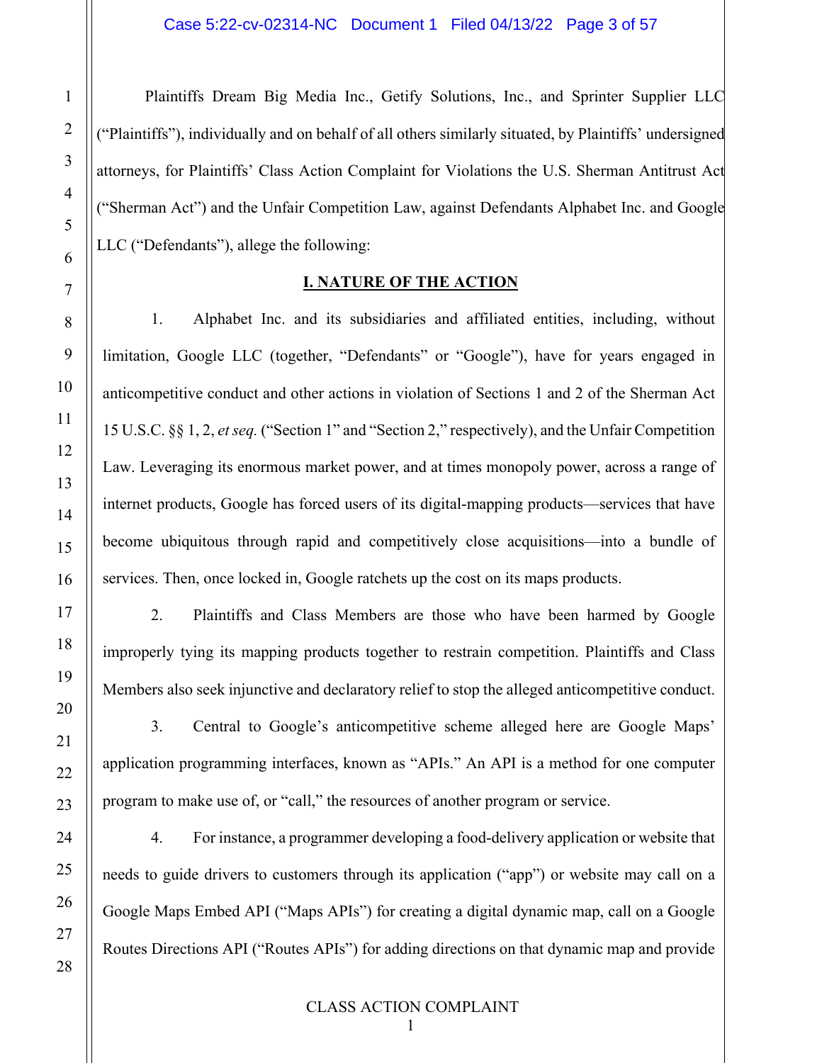Plaintiffs Dream Big Media Inc., Getify Solutions, Inc., and Sprinter Supplier LLC ("Plaintiffs"), individually and on behalf of all others similarly situated, by Plaintiffs' undersigned attorneys, for Plaintiffs' Class Action Complaint for Violations the U.S. Sherman Antitrust Act ("Sherman Act") and the Unfair Competition Law, against Defendants Alphabet Inc. and Google LLC ("Defendants"), allege the following:

## I. NATURE OF THE ACTION

1. Alphabet Inc. and its subsidiaries and affiliated entities, including, without limitation, Google LLC (together, "Defendants" or "Google"), have for years engaged in anticompetitive conduct and other actions in violation of Sections 1 and 2 of the Sherman Act 15 U.S.C. §§ 1, 2, *et seq.* ("Section 1" and "Section 2," respectively), and the Unfair Competition Law. Leveraging its enormous market power, and at times monopoly power, across a range of internet products, Google has forced users of its digital-mapping products—services that have become ubiquitous through rapid and competitively close acquisitions—into a bundle of services. Then, once locked in, Google ratchets up the cost on its maps products.

2. Plaintiffs and Class Members are those who have been harmed by Google improperly tying its mapping products together to restrain competition. Plaintiffs and Class Members also seek injunctive and declaratory relief to stop the alleged anticompetitive conduct.

3. Central to Google's anticompetitive scheme alleged here are Google Maps' application programming interfaces, known as "APIs." An API is a method for one computer program to make use of, or "call," the resources of another program or service.

4. For instance, a programmer developing a food-delivery application or website that needs to guide drivers to customers through its application ("app") or website may call on a Google Maps Embed API ("Maps APIs") for creating a digital dynamic map, call on a Google Routes Directions API ("Routes APIs") for adding directions on that dynamic map and provide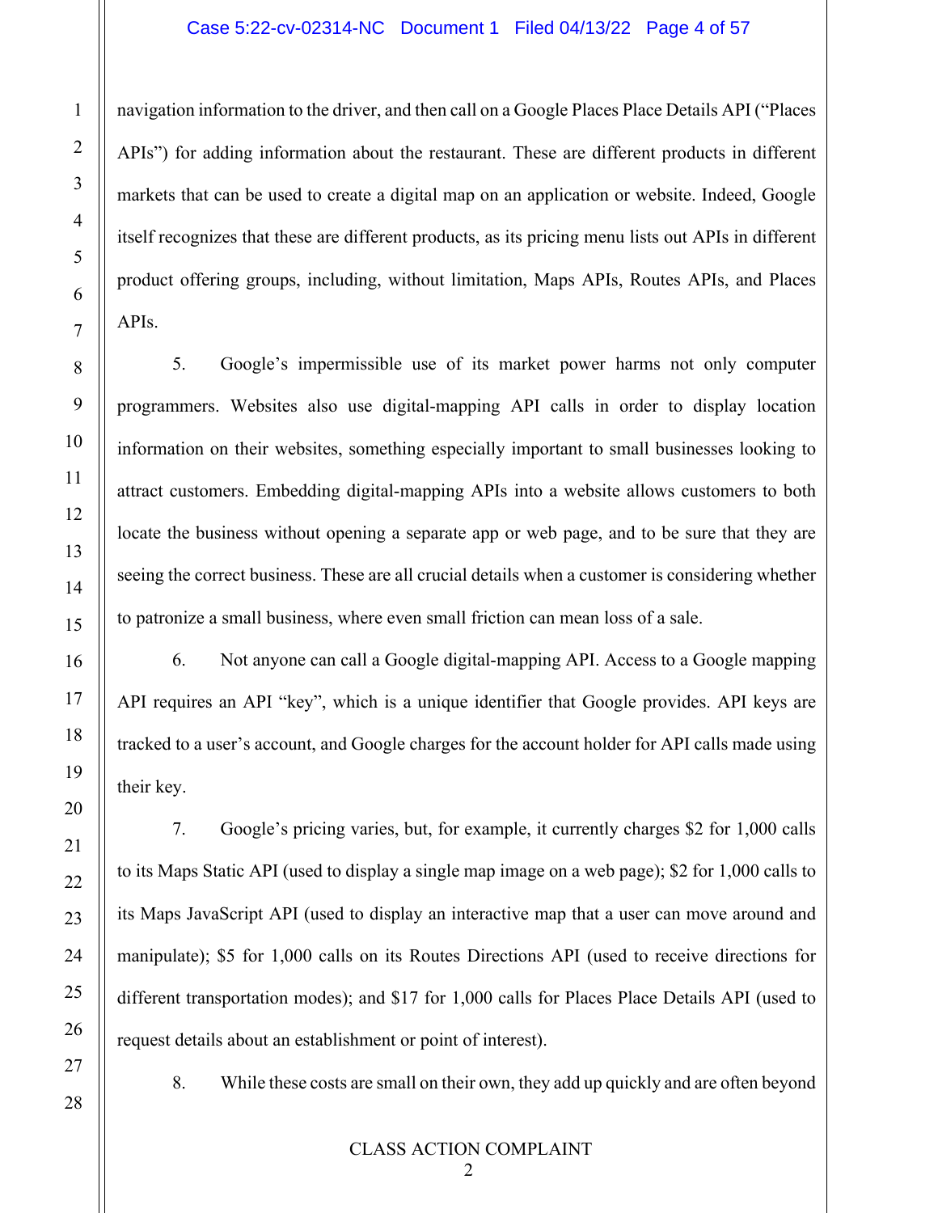navigation information to the driver, and then call on a Google Places Place Details API ("Places APIs") for adding information about the restaurant. These are different products in different markets that can be used to create a digital map on an application or website. Indeed, Google itself recognizes that these are different products, as its pricing menu lists out APIs in different product offering groups, including, without limitation, Maps APIs, Routes APIs, and Places APIs.

5. Google's impermissible use of its market power harms not only computer programmers. Websites also use digital-mapping API calls in order to display location information on their websites, something especially important to small businesses looking to attract customers. Embedding digital-mapping APIs into a website allows customers to both locate the business without opening a separate app or web page, and to be sure that they are seeing the correct business. These are all crucial details when a customer is considering whether to patronize a small business, where even small friction can mean loss of a sale.

6. Not anyone can call a Google digital-mapping API. Access to a Google mapping API requires an API "key", which is a unique identifier that Google provides. API keys are tracked to a user's account, and Google charges for the account holder for API calls made using their key.

7. Google's pricing varies, but, for example, it currently charges $2 for 1,000 calls to its Maps Static API (used to display a single map image on a web page); $2 for 1,000 calls to its Maps JavaScript API (used to display an interactive map that a user can move around and manipulate); $5 for 1,000 calls on its Routes Directions API (used to receive directions for different transportation modes); and $17 for 1,000 calls for Places Place Details API (used to request details about an establishment or point of interest).

8. While these costs are small on their own, they add up quickly and are often beyond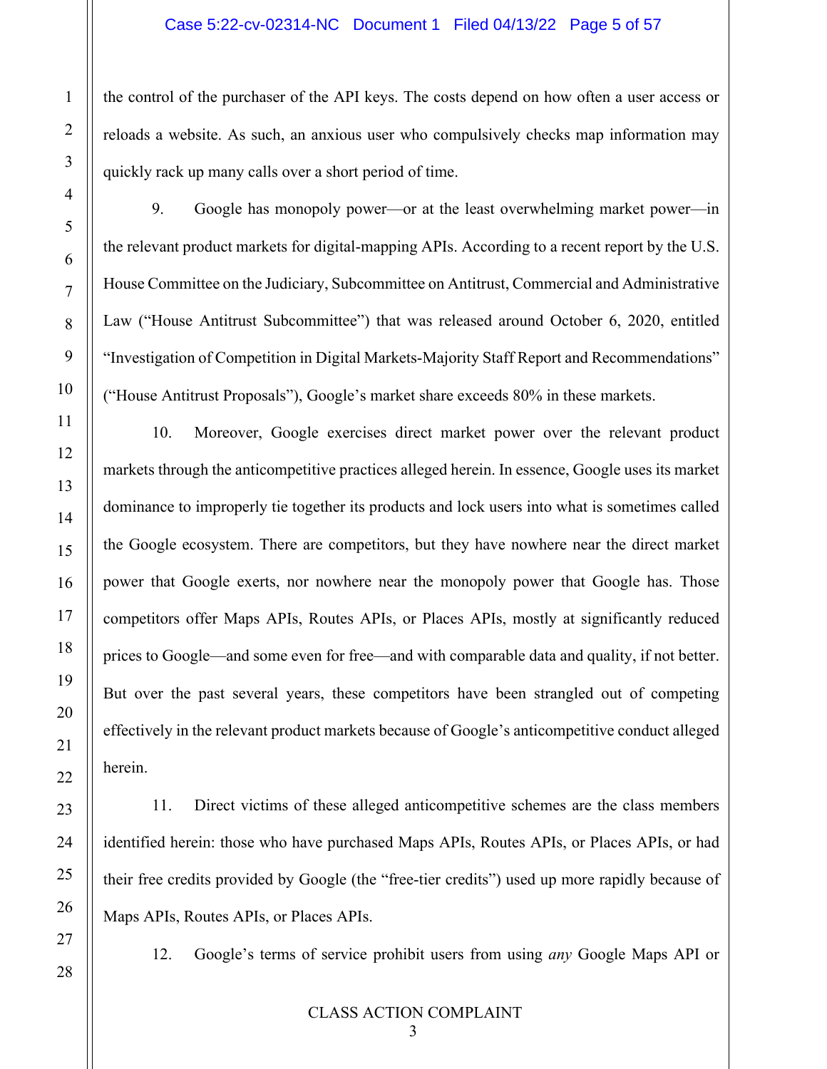the control of the purchaser of the API keys. The costs depend on how often a user access or reloads a website. As such, an anxious user who compulsively checks map information may quickly rack up many calls over a short period of time.

9. Google has monopoly power—or at the least overwhelming market power—in the relevant product markets for digital-mapping APIs. According to a recent report by the U.S. House Committee on the Judiciary, Subcommittee on Antitrust, Commercial and Administrative Law ("House Antitrust Subcommittee") that was released around October 6, 2020, entitled "Investigation of Competition in Digital Markets-Majority Staff Report and Recommendations" ("House Antitrust Proposals"), Google's market share exceeds 80% in these markets.

10. Moreover, Google exercises direct market power over the relevant product markets through the anticompetitive practices alleged herein. In essence, Google uses its market dominance to improperly tie together its products and lock users into what is sometimes called the Google ecosystem. There are competitors, but they have nowhere near the direct market power that Google exerts, nor nowhere near the monopoly power that Google has. Those competitors offer Maps APIs, Routes APIs, or Places APIs, mostly at significantly reduced prices to Google—and some even for free—and with comparable data and quality, if not better. But over the past several years, these competitors have been strangled out of competing effectively in the relevant product markets because of Google's anticompetitive conduct alleged herein.

11. Direct victims of these alleged anticompetitive schemes are the class members identified herein: those who have purchased Maps APIs, Routes APIs, or Places APIs, or had their free credits provided by Google (the "free-tier credits") used up more rapidly because of Maps APIs, Routes APIs, or Places APIs.

12. Google's terms of service prohibit users from using *any* Google Maps API or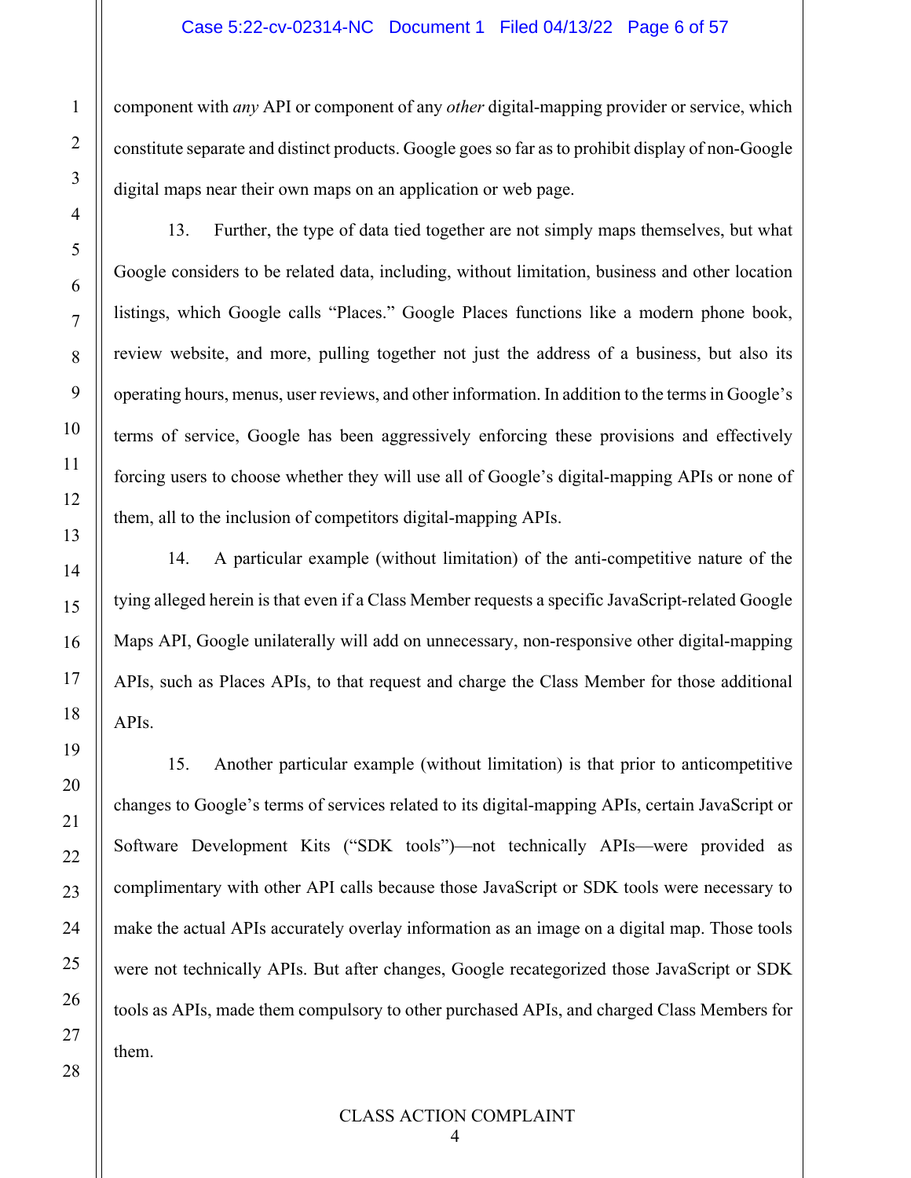component with *any* API or component of any *other* digital-mapping provider or service, which constitute separate and distinct products. Google goes so far as to prohibit display of non-Google digital maps near their own maps on an application or web page.

13. Further, the type of data tied together are not simply maps themselves, but what Google considers to be related data, including, without limitation, business and other location listings, which Google calls "Places." Google Places functions like a modern phone book, review website, and more, pulling together not just the address of a business, but also its operating hours, menus, user reviews, and other information. In addition to the terms in Google's terms of service, Google has been aggressively enforcing these provisions and effectively forcing users to choose whether they will use all of Google's digital-mapping APIs or none of them, all to the inclusion of competitors digital-mapping APIs.

14. A particular example (without limitation) of the anti-competitive nature of the tying alleged herein is that even if a Class Member requests a specific JavaScript-related Google Maps API, Google unilaterally will add on unnecessary, non-responsive other digital-mapping APIs, such as Places APIs, to that request and charge the Class Member for those additional APIs.

15. Another particular example (without limitation) is that prior to anticompetitive changes to Google's terms of services related to its digital-mapping APIs, certain JavaScript or Software Development Kits ("SDK tools")—not technically APIs—were provided as complimentary with other API calls because those JavaScript or SDK tools were necessary to make the actual APIs accurately overlay information as an image on a digital map. Those tools were not technically APIs. But after changes, Google recategorized those JavaScript or SDK tools as APIs, made them compulsory to other purchased APIs, and charged Class Members for them.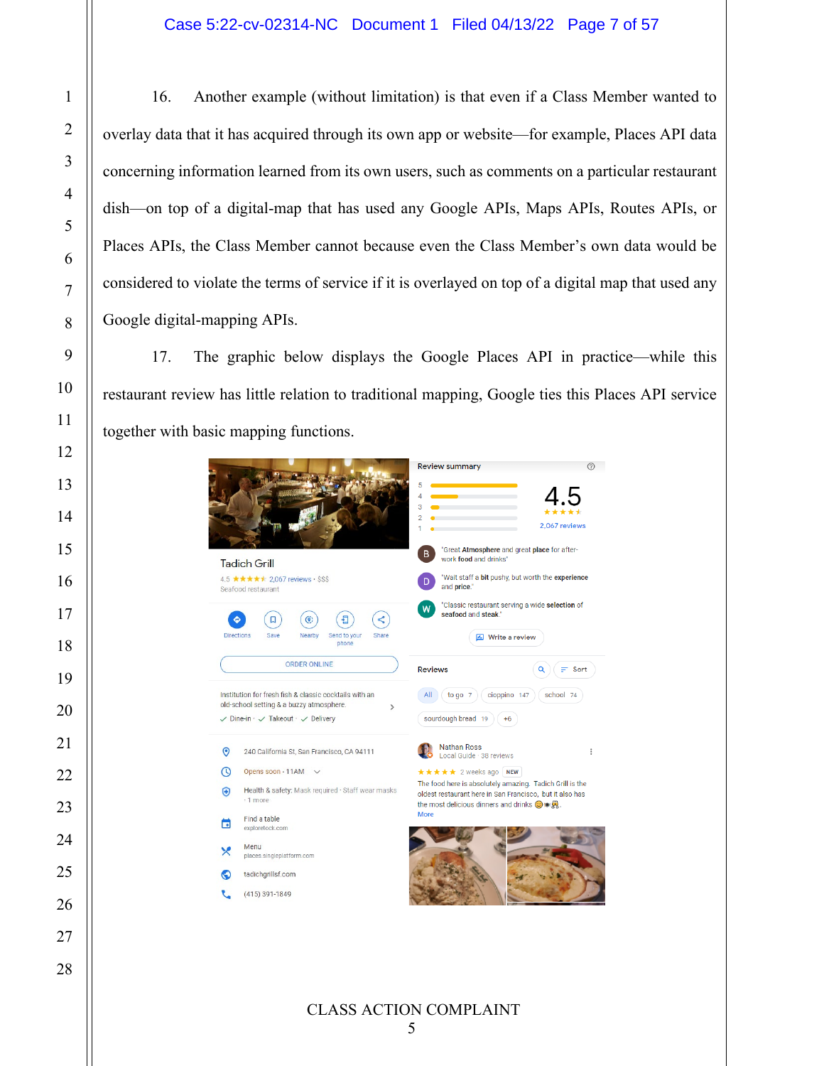16. Another example (without limitation) is that even if a Class Member wanted to overlay data that it has acquired through its own app or website—for example, Places API data concerning information learned from its own users, such as comments on a particular restaurant dish—on top of a digital-map that has used any Google APIs, Maps APIs, Routes APIs, or Places APIs, the Class Member cannot because even the Class Member's own data would be considered to violate the terms of service if it is overlayed on top of a digital map that used any Google digital-mapping APIs.

17. The graphic below displays the Google Places API in practice—while this restaurant review has little relation to traditional mapping, Google ties this Places API service together with basic mapping functions.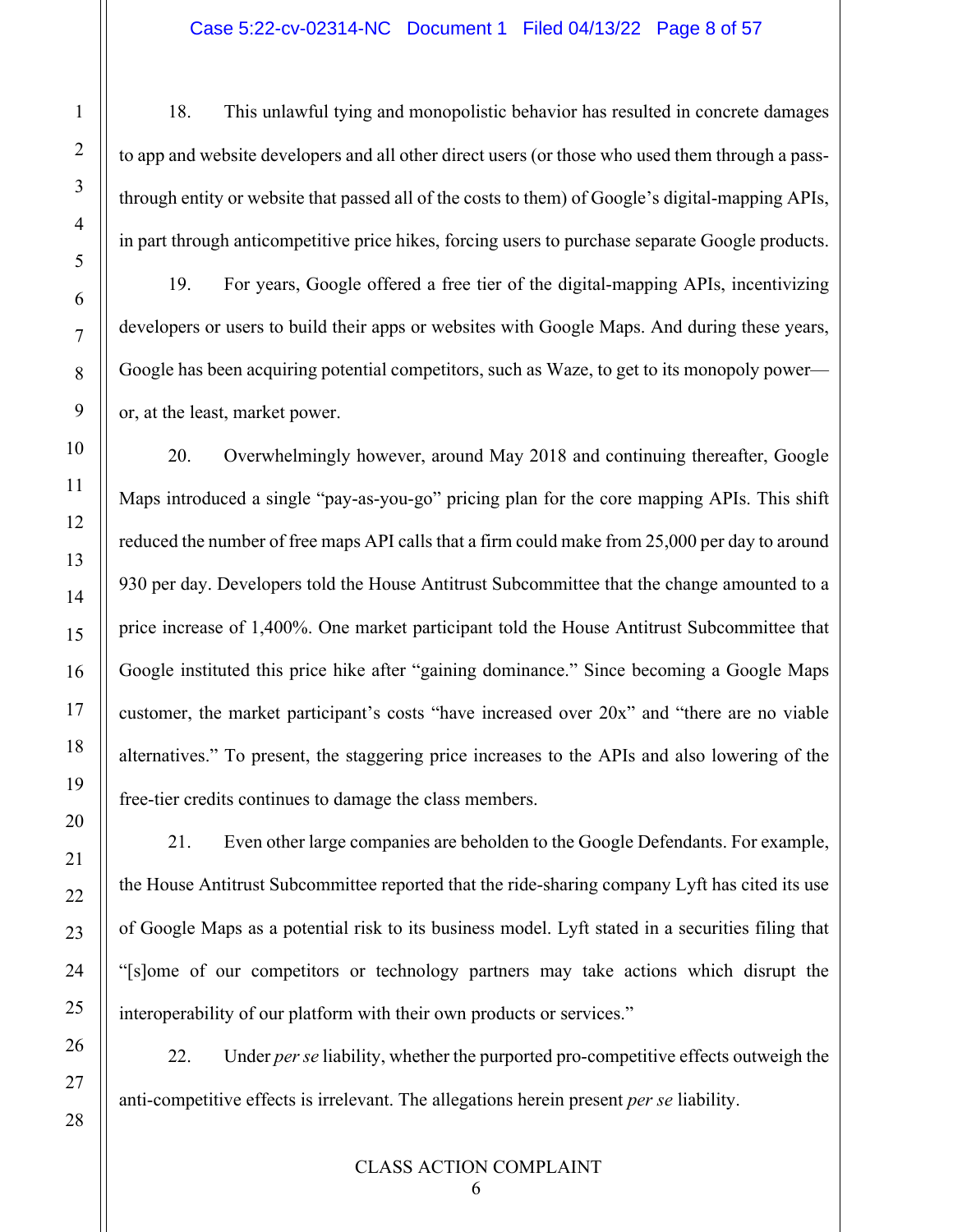18. This unlawful tying and monopolistic behavior has resulted in concrete damages to app and website developers and all other direct users (or those who used them through a pass-through entity or website that passed all of the costs to them) of Google's digital-mapping APIs, in part through anticompetitive price hikes, forcing users to purchase separate Google products.

19. For years, Google offered a free tier of the digital-mapping APIs, incentivizing developers or users to build their apps or websites with Google Maps. And during these years, Google has been acquiring potential competitors, such as Waze, to get to its monopoly power—or, at the least, market power.

20. Overwhelmingly however, around May 2018 and continuing thereafter, Google Maps introduced a single "pay-as-you-go" pricing plan for the core mapping APIs. This shift reduced the number of free maps API calls that a firm could make from 25,000 per day to around 930 per day. Developers told the House Antitrust Subcommittee that the change amounted to a price increase of 1,400%. One market participant told the House Antitrust Subcommittee that Google instituted this price hike after "gaining dominance." Since becoming a Google Maps customer, the market participant's costs "have increased over 20x" and "there are no viable alternatives." To present, the staggering price increases to the APIs and also lowering of the free-tier credits continues to damage the class members.

21. Even other large companies are beholden to the Google Defendants. For example, the House Antitrust Subcommittee reported that the ride-sharing company Lyft has cited its use of Google Maps as a potential risk to its business model. Lyft stated in a securities filing that "[s]ome of our competitors or technology partners may take actions which disrupt the interoperability of our platform with their own products or services."

22. Under *per se* liability, whether the purported pro-competitive effects outweigh the anti-competitive effects is irrelevant. The allegations herein present *per se* liability.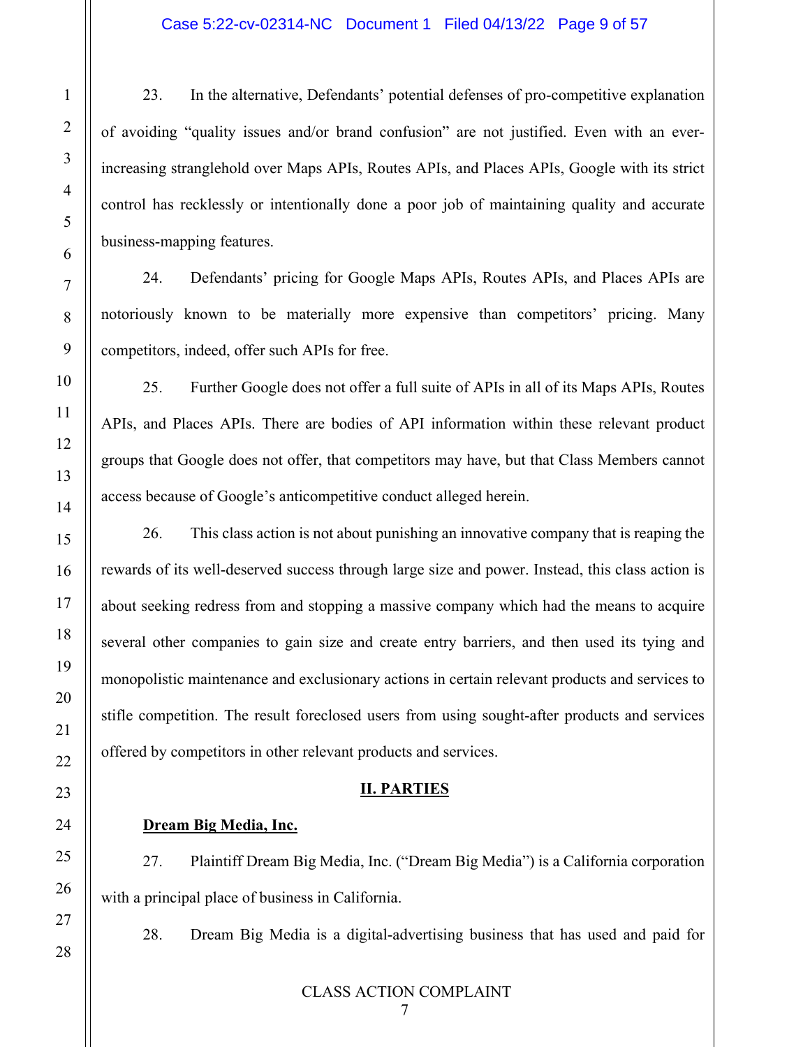23. In the alternative, Defendants' potential defenses of pro-competitive explanation of avoiding "quality issues and/or brand confusion" are not justified. Even with an ever-increasing stranglehold over Maps APIs, Routes APIs, and Places APIs, Google with its strict control has recklessly or intentionally done a poor job of maintaining quality and accurate business-mapping features.

24. Defendants' pricing for Google Maps APIs, Routes APIs, and Places APIs are notoriously known to be materially more expensive than competitors' pricing. Many competitors, indeed, offer such APIs for free.

25. Further Google does not offer a full suite of APIs in all of its Maps APIs, Routes APIs, and Places APIs. There are bodies of API information within these relevant product groups that Google does not offer, that competitors may have, but that Class Members cannot access because of Google's anticompetitive conduct alleged herein.

26. This class action is not about punishing an innovative company that is reaping the rewards of its well-deserved success through large size and power. Instead, this class action is about seeking redress from and stopping a massive company which had the means to acquire several other companies to gain size and create entry barriers, and then used its tying and monopolistic maintenance and exclusionary actions in certain relevant products and services to stifle competition. The result foreclosed users from using sought-after products and services offered by competitors in other relevant products and services.

## II. PARTIES

**Dream Big Media, Inc.**

27. Plaintiff Dream Big Media, Inc. ("Dream Big Media") is a California corporation with a principal place of business in California.

28. Dream Big Media is a digital-advertising business that has used and paid for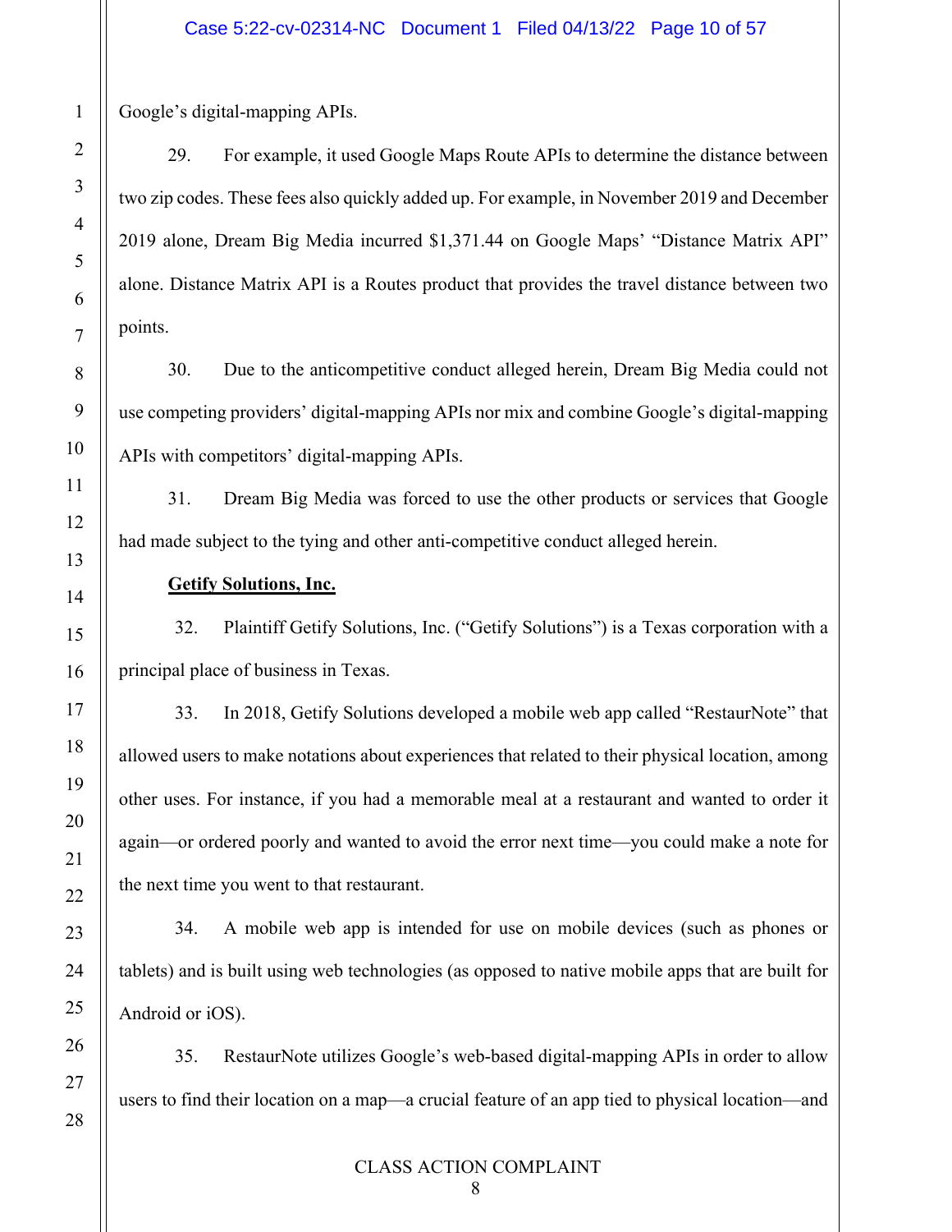Google's digital-mapping APIs.

29. For example, it used Google Maps Route APIs to determine the distance between two zip codes. These fees also quickly added up. For example, in November 2019 and December 2019 alone, Dream Big Media incurred $1,371.44 on Google Maps' "Distance Matrix API" alone. Distance Matrix API is a Routes product that provides the travel distance between two points.

30. Due to the anticompetitive conduct alleged herein, Dream Big Media could not use competing providers' digital-mapping APIs nor mix and combine Google's digital-mapping APIs with competitors' digital-mapping APIs.

31. Dream Big Media was forced to use the other products or services that Google had made subject to the tying and other anti-competitive conduct alleged herein.

**Getify Solutions, Inc.**

32. Plaintiff Getify Solutions, Inc. ("Getify Solutions") is a Texas corporation with a principal place of business in Texas.

33. In 2018, Getify Solutions developed a mobile web app called "RestaurNote" that allowed users to make notations about experiences that related to their physical location, among other uses. For instance, if you had a memorable meal at a restaurant and wanted to order it again—or ordered poorly and wanted to avoid the error next time—you could make a note for the next time you went to that restaurant.

34. A mobile web app is intended for use on mobile devices (such as phones or tablets) and is built using web technologies (as opposed to native mobile apps that are built for Android or iOS).

35. RestaurNote utilizes Google's web-based digital-mapping APIs in order to allow users to find their location on a map—a crucial feature of an app tied to physical location—and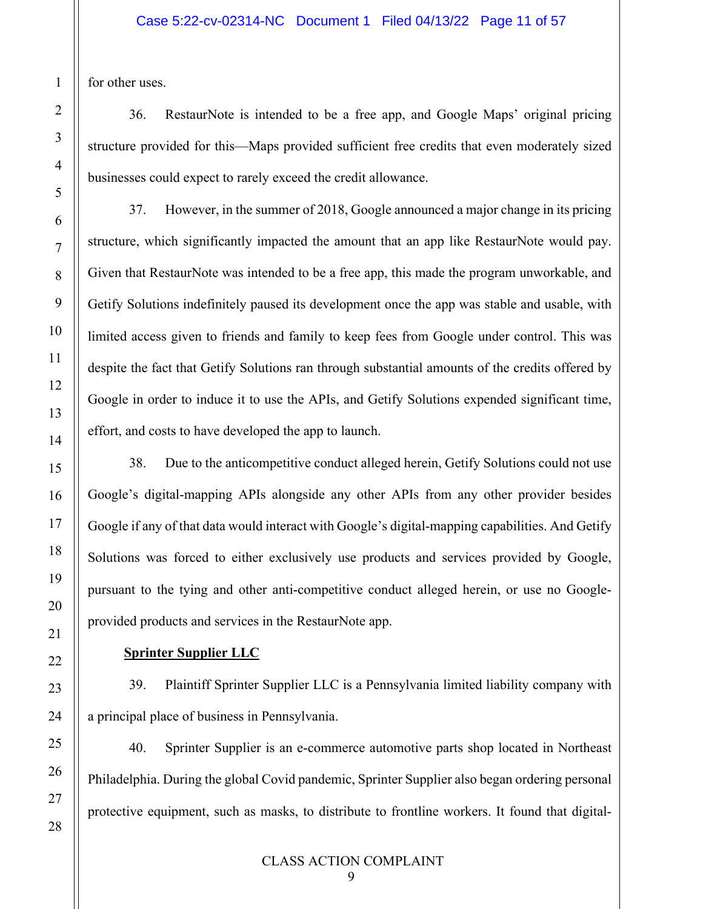for other uses.

36. RestaurNote is intended to be a free app, and Google Maps' original pricing structure provided for this—Maps provided sufficient free credits that even moderately sized businesses could expect to rarely exceed the credit allowance.

37. However, in the summer of 2018, Google announced a major change in its pricing structure, which significantly impacted the amount that an app like RestaurNote would pay. Given that RestaurNote was intended to be a free app, this made the program unworkable, and Getify Solutions indefinitely paused its development once the app was stable and usable, with limited access given to friends and family to keep fees from Google under control. This was despite the fact that Getify Solutions ran through substantial amounts of the credits offered by Google in order to induce it to use the APIs, and Getify Solutions expended significant time, effort, and costs to have developed the app to launch.

38. Due to the anticompetitive conduct alleged herein, Getify Solutions could not use Google's digital-mapping APIs alongside any other APIs from any other provider besides Google if any of that data would interact with Google's digital-mapping capabilities. And Getify Solutions was forced to either exclusively use products and services provided by Google, pursuant to the tying and other anti-competitive conduct alleged herein, or use no Google-provided products and services in the RestaurNote app.

**Sprinter Supplier LLC**

39. Plaintiff Sprinter Supplier LLC is a Pennsylvania limited liability company with a principal place of business in Pennsylvania.

40. Sprinter Supplier is an e-commerce automotive parts shop located in Northeast Philadelphia. During the global Covid pandemic, Sprinter Supplier also began ordering personal protective equipment, such as masks, to distribute to frontline workers. It found that digital-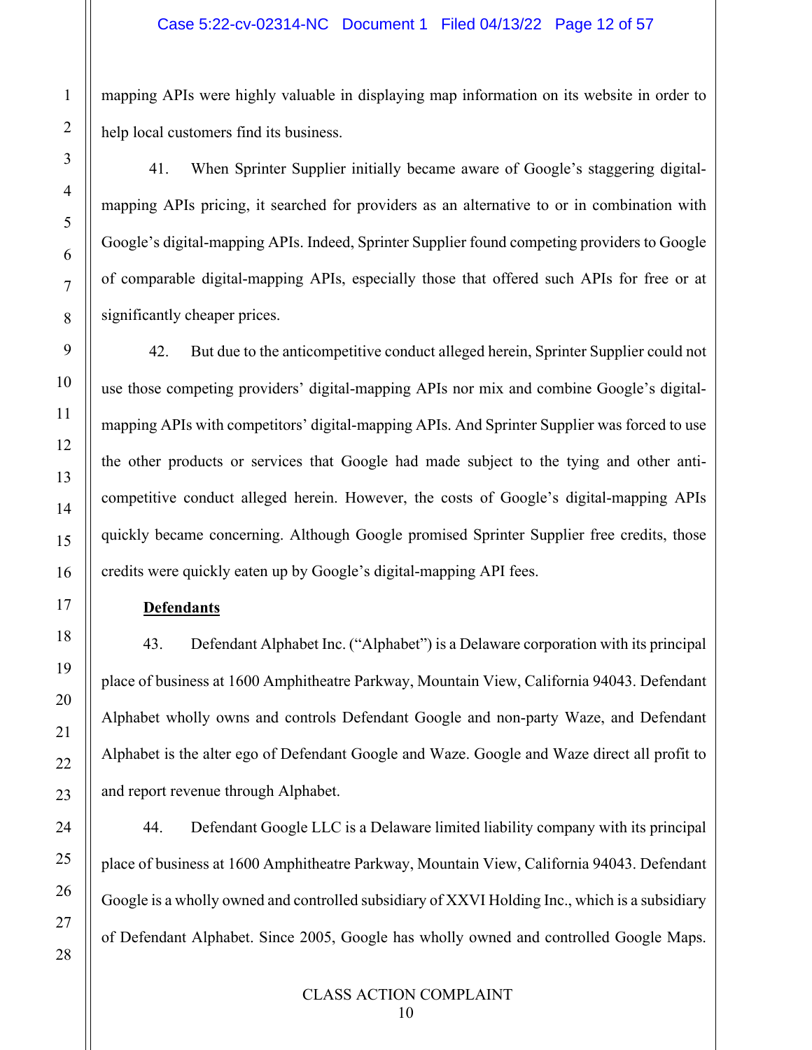mapping APIs were highly valuable in displaying map information on its website in order to help local customers find its business.

41. When Sprinter Supplier initially became aware of Google's staggering digital-mapping APIs pricing, it searched for providers as an alternative to or in combination with Google's digital-mapping APIs. Indeed, Sprinter Supplier found competing providers to Google of comparable digital-mapping APIs, especially those that offered such APIs for free or at significantly cheaper prices.

42. But due to the anticompetitive conduct alleged herein, Sprinter Supplier could not use those competing providers' digital-mapping APIs nor mix and combine Google's digital-mapping APIs with competitors' digital-mapping APIs. And Sprinter Supplier was forced to use the other products or services that Google had made subject to the tying and other anti-competitive conduct alleged herein. However, the costs of Google's digital-mapping APIs quickly became concerning. Although Google promised Sprinter Supplier free credits, those credits were quickly eaten up by Google's digital-mapping API fees.

**Defendants**

43. Defendant Alphabet Inc. ("Alphabet") is a Delaware corporation with its principal place of business at 1600 Amphitheatre Parkway, Mountain View, California 94043. Defendant Alphabet wholly owns and controls Defendant Google and non-party Waze, and Defendant Alphabet is the alter ego of Defendant Google and Waze. Google and Waze direct all profit to and report revenue through Alphabet.

44. Defendant Google LLC is a Delaware limited liability company with its principal place of business at 1600 Amphitheatre Parkway, Mountain View, California 94043. Defendant Google is a wholly owned and controlled subsidiary of XXVI Holding Inc., which is a subsidiary of Defendant Alphabet. Since 2005, Google has wholly owned and controlled Google Maps.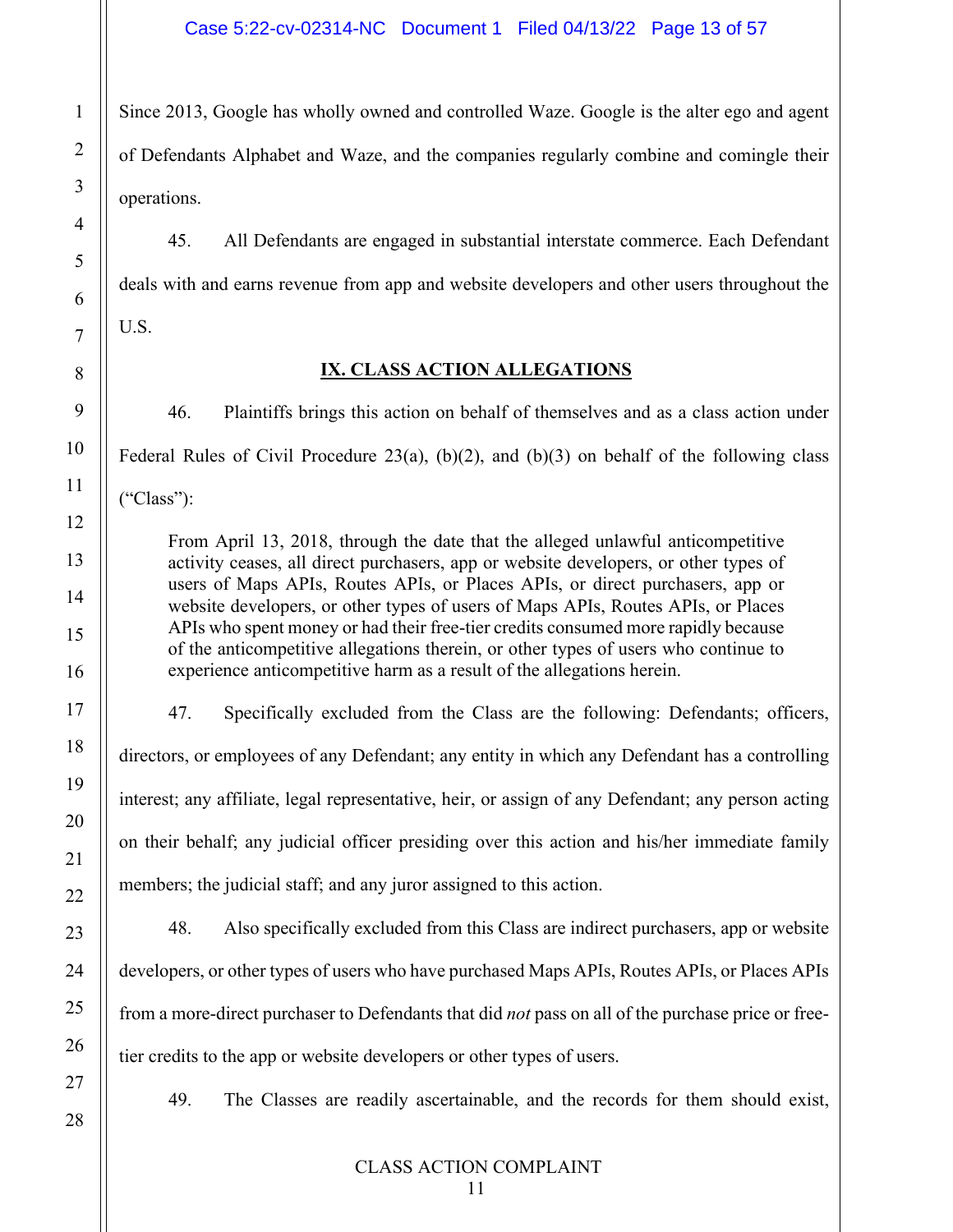Since 2013, Google has wholly owned and controlled Waze. Google is the alter ego and agent of Defendants Alphabet and Waze, and the companies regularly combine and comingle their operations.

45. All Defendants are engaged in substantial interstate commerce. Each Defendant deals with and earns revenue from app and website developers and other users throughout the U.S.

## IX. CLASS ACTION ALLEGATIONS

46. Plaintiffs brings this action on behalf of themselves and as a class action under Federal Rules of Civil Procedure 23(a), (b)(2), and (b)(3) on behalf of the following class ("Class"):

> From April 13, 2018, through the date that the alleged unlawful anticompetitive activity ceases, all direct purchasers, app or website developers, or other types of users of Maps APIs, Routes APIs, or Places APIs, or direct purchasers, app or website developers, or other types of users of Maps APIs, Routes APIs, or Places APIs who spent money or had their free-tier credits consumed more rapidly because of the anticompetitive allegations therein, or other types of users who continue to experience anticompetitive harm as a result of the allegations herein.

47. Specifically excluded from the Class are the following: Defendants; officers, directors, or employees of any Defendant; any entity in which any Defendant has a controlling interest; any affiliate, legal representative, heir, or assign of any Defendant; any person acting on their behalf; any judicial officer presiding over this action and his/her immediate family members; the judicial staff; and any juror assigned to this action.

48. Also specifically excluded from this Class are indirect purchasers, app or website developers, or other types of users who have purchased Maps APIs, Routes APIs, or Places APIs from a more-direct purchaser to Defendants that did *not* pass on all of the purchase price or free-tier credits to the app or website developers or other types of users.

49. The Classes are readily ascertainable, and the records for them should exist,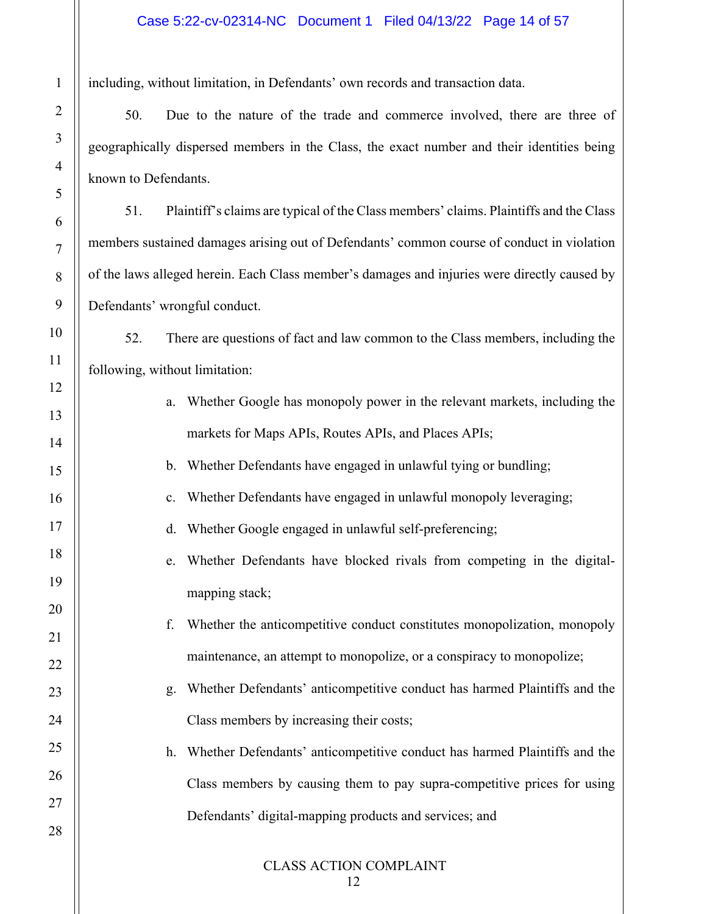including, without limitation, in Defendants' own records and transaction data.

50. Due to the nature of the trade and commerce involved, there are three of geographically dispersed members in the Class, the exact number and their identities being known to Defendants.

51. Plaintiff's claims are typical of the Class members' claims. Plaintiffs and the Class members sustained damages arising out of Defendants' common course of conduct in violation of the laws alleged herein. Each Class member's damages and injuries were directly caused by Defendants' wrongful conduct.

52. There are questions of fact and law common to the Class members, including the following, without limitation:

a. Whether Google has monopoly power in the relevant markets, including the markets for Maps APIs, Routes APIs, and Places APIs;

b. Whether Defendants have engaged in unlawful tying or bundling;

c. Whether Defendants have engaged in unlawful monopoly leveraging;

d. Whether Google engaged in unlawful self-preferencing;

e. Whether Defendants have blocked rivals from competing in the digital-mapping stack;

f. Whether the anticompetitive conduct constitutes monopolization, monopoly maintenance, an attempt to monopolize, or a conspiracy to monopolize;

g. Whether Defendants' anticompetitive conduct has harmed Plaintiffs and the Class members by increasing their costs;

h. Whether Defendants' anticompetitive conduct has harmed Plaintiffs and the Class members by causing them to pay supra-competitive prices for using Defendants' digital-mapping products and services; and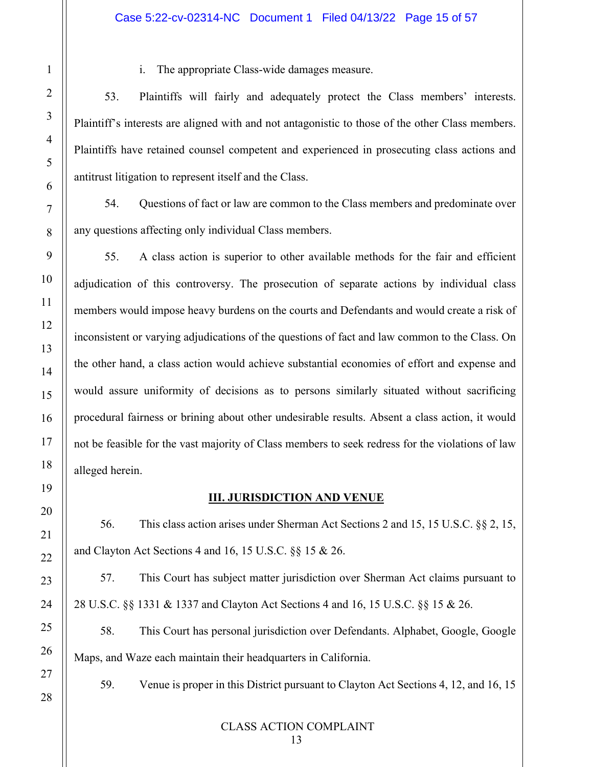i. The appropriate Class-wide damages measure.

53. Plaintiffs will fairly and adequately protect the Class members' interests. Plaintiff's interests are aligned with and not antagonistic to those of the other Class members. Plaintiffs have retained counsel competent and experienced in prosecuting class actions and antitrust litigation to represent itself and the Class.

54. Questions of fact or law are common to the Class members and predominate over any questions affecting only individual Class members.

55. A class action is superior to other available methods for the fair and efficient adjudication of this controversy. The prosecution of separate actions by individual class members would impose heavy burdens on the courts and Defendants and would create a risk of inconsistent or varying adjudications of the questions of fact and law common to the Class. On the other hand, a class action would achieve substantial economies of effort and expense and would assure uniformity of decisions as to persons similarly situated without sacrificing procedural fairness or brining about other undesirable results. Absent a class action, it would not be feasible for the vast majority of Class members to seek redress for the violations of law alleged herein.

## III. JURISDICTION AND VENUE

56. This class action arises under Sherman Act Sections 2 and 15, 15 U.S.C. §§ 2, 15, and Clayton Act Sections 4 and 16, 15 U.S.C. §§ 15 & 26.

57. This Court has subject matter jurisdiction over Sherman Act claims pursuant to 28 U.S.C. §§ 1331 & 1337 and Clayton Act Sections 4 and 16, 15 U.S.C. §§ 15 & 26.

58. This Court has personal jurisdiction over Defendants. Alphabet, Google, Google Maps, and Waze each maintain their headquarters in California.

59. Venue is proper in this District pursuant to Clayton Act Sections 4, 12, and 16, 15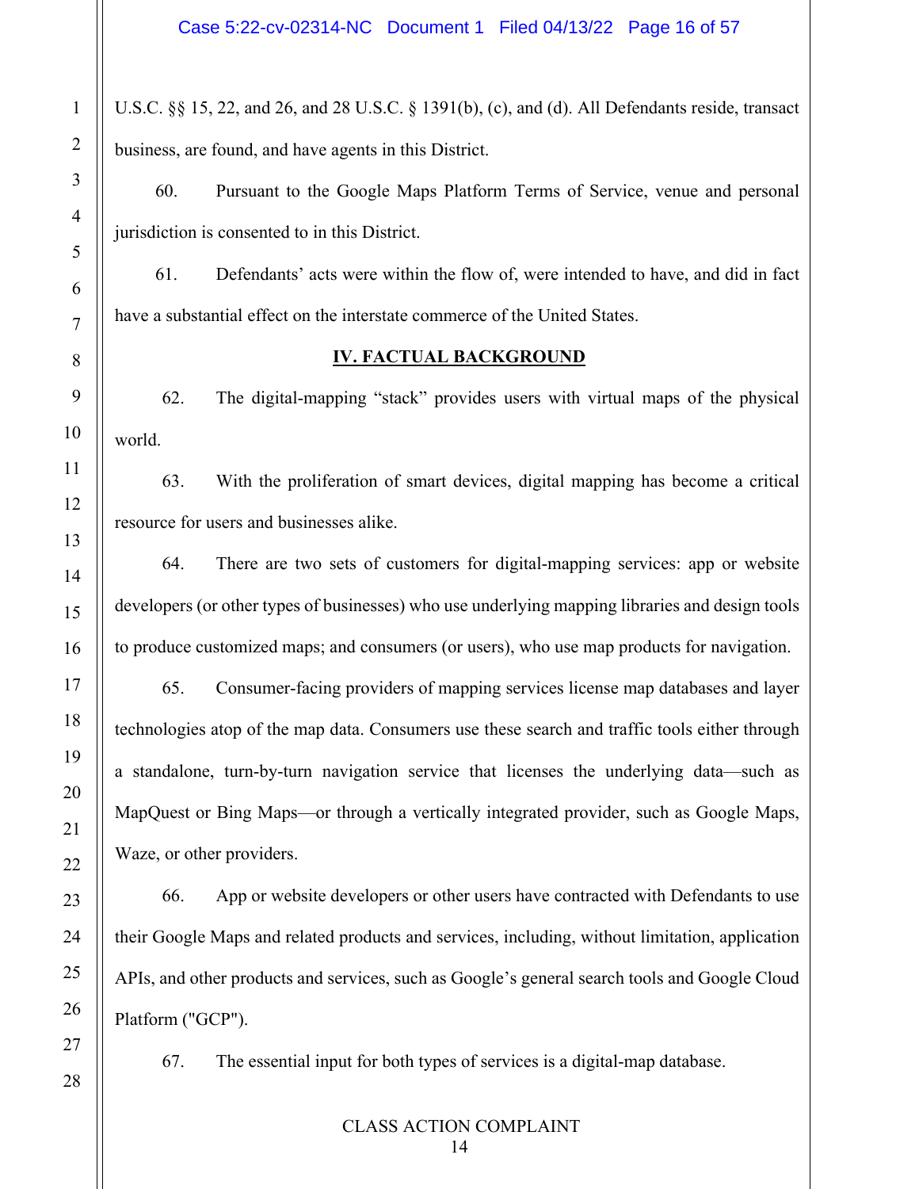U.S.C. §§ 15, 22, and 26, and 28 U.S.C. § 1391(b), (c), and (d). All Defendants reside, transact business, are found, and have agents in this District.

60. Pursuant to the Google Maps Platform Terms of Service, venue and personal jurisdiction is consented to in this District.

61. Defendants' acts were within the flow of, were intended to have, and did in fact have a substantial effect on the interstate commerce of the United States.

## IV. FACTUAL BACKGROUND

62. The digital-mapping "stack" provides users with virtual maps of the physical world.

63. With the proliferation of smart devices, digital mapping has become a critical resource for users and businesses alike.

64. There are two sets of customers for digital-mapping services: app or website developers (or other types of businesses) who use underlying mapping libraries and design tools to produce customized maps; and consumers (or users), who use map products for navigation.

65. Consumer-facing providers of mapping services license map databases and layer technologies atop of the map data. Consumers use these search and traffic tools either through a standalone, turn-by-turn navigation service that licenses the underlying data—such as MapQuest or Bing Maps—or through a vertically integrated provider, such as Google Maps, Waze, or other providers.

66. App or website developers or other users have contracted with Defendants to use their Google Maps and related products and services, including, without limitation, application APIs, and other products and services, such as Google's general search tools and Google Cloud Platform ("GCP").

67. The essential input for both types of services is a digital-map database.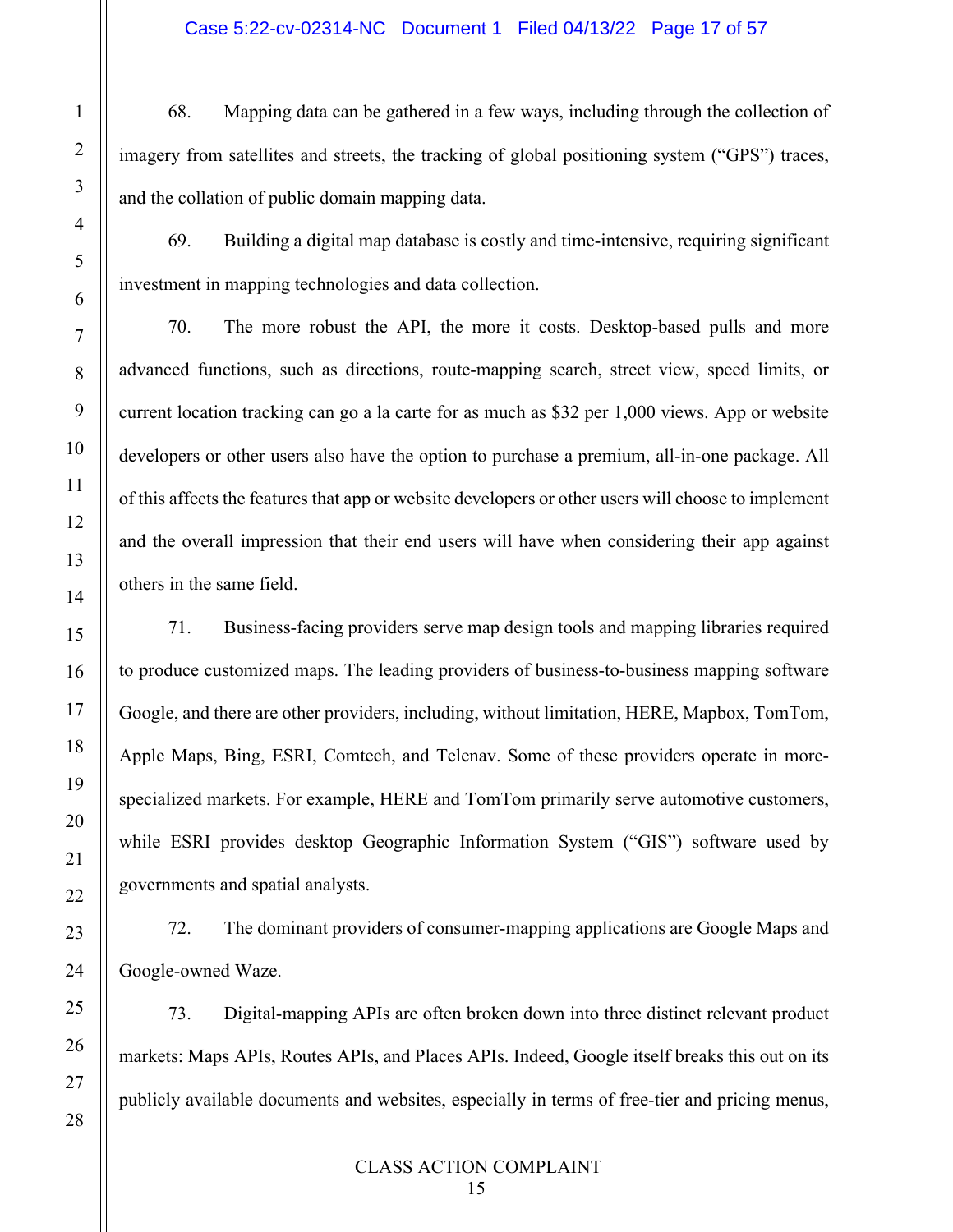68. Mapping data can be gathered in a few ways, including through the collection of imagery from satellites and streets, the tracking of global positioning system ("GPS") traces, and the collation of public domain mapping data.

69. Building a digital map database is costly and time-intensive, requiring significant investment in mapping technologies and data collection.

70. The more robust the API, the more it costs. Desktop-based pulls and more advanced functions, such as directions, route-mapping search, street view, speed limits, or current location tracking can go a la carte for as much as $32 per 1,000 views. App or website developers or other users also have the option to purchase a premium, all-in-one package. All of this affects the features that app or website developers or other users will choose to implement and the overall impression that their end users will have when considering their app against others in the same field.

71. Business-facing providers serve map design tools and mapping libraries required to produce customized maps. The leading providers of business-to-business mapping software Google, and there are other providers, including, without limitation, HERE, Mapbox, TomTom, Apple Maps, Bing, ESRI, Comtech, and Telenav. Some of these providers operate in more-specialized markets. For example, HERE and TomTom primarily serve automotive customers, while ESRI provides desktop Geographic Information System ("GIS") software used by governments and spatial analysts.

72. The dominant providers of consumer-mapping applications are Google Maps and Google-owned Waze.

73. Digital-mapping APIs are often broken down into three distinct relevant product markets: Maps APIs, Routes APIs, and Places APIs. Indeed, Google itself breaks this out on its publicly available documents and websites, especially in terms of free-tier and pricing menus,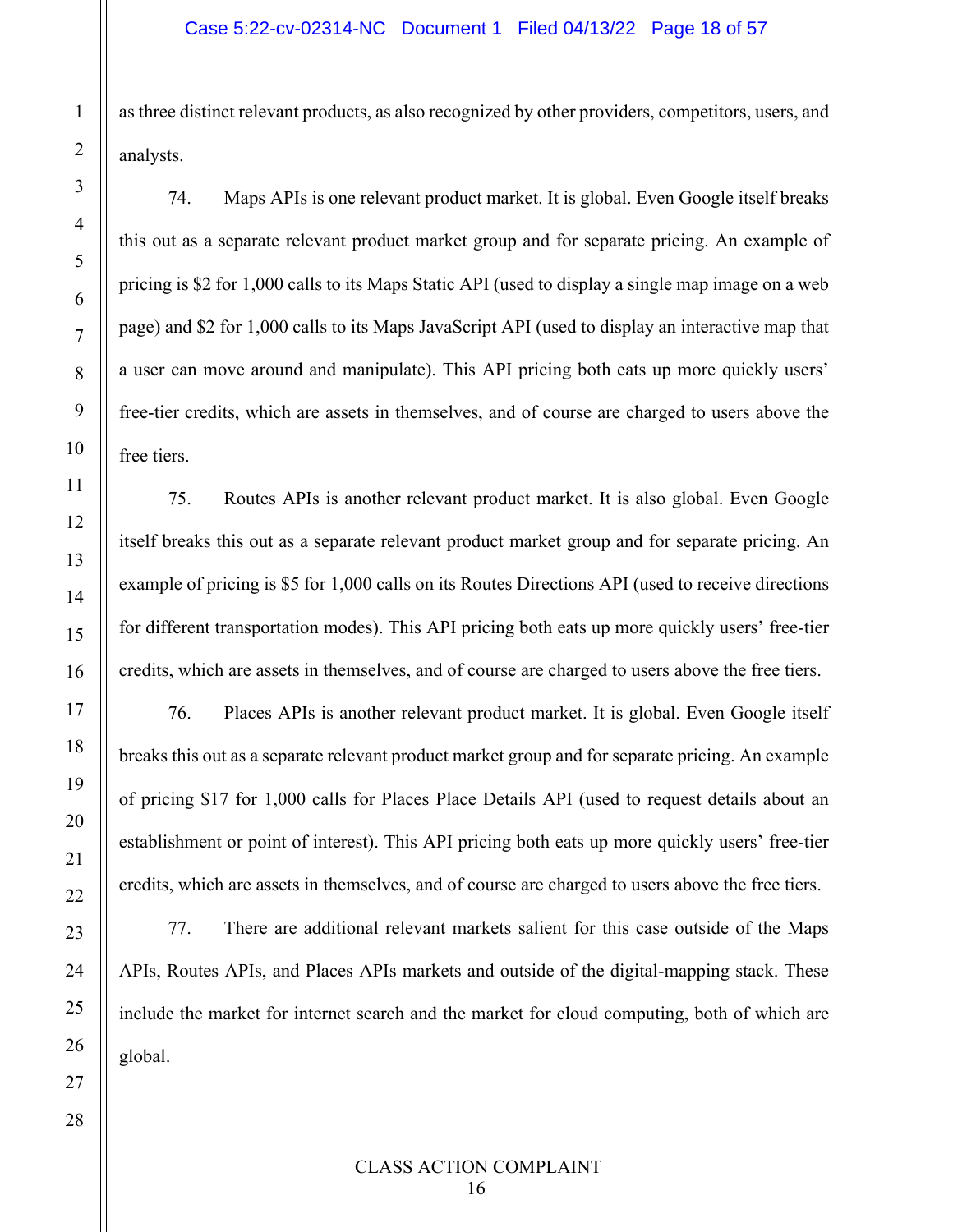as three distinct relevant products, as also recognized by other providers, competitors, users, and analysts.

74. Maps APIs is one relevant product market. It is global. Even Google itself breaks this out as a separate relevant product market group and for separate pricing. An example of pricing is $2 for 1,000 calls to its Maps Static API (used to display a single map image on a web page) and $2 for 1,000 calls to its Maps JavaScript API (used to display an interactive map that a user can move around and manipulate). This API pricing both eats up more quickly users' free-tier credits, which are assets in themselves, and of course are charged to users above the free tiers.

75. Routes APIs is another relevant product market. It is also global. Even Google itself breaks this out as a separate relevant product market group and for separate pricing. An example of pricing is $5 for 1,000 calls on its Routes Directions API (used to receive directions for different transportation modes). This API pricing both eats up more quickly users' free-tier credits, which are assets in themselves, and of course are charged to users above the free tiers.

76. Places APIs is another relevant product market. It is global. Even Google itself breaks this out as a separate relevant product market group and for separate pricing. An example of pricing $17 for 1,000 calls for Places Place Details API (used to request details about an establishment or point of interest). This API pricing both eats up more quickly users' free-tier credits, which are assets in themselves, and of course are charged to users above the free tiers.

77. There are additional relevant markets salient for this case outside of the Maps APIs, Routes APIs, and Places APIs markets and outside of the digital-mapping stack. These include the market for internet search and the market for cloud computing, both of which are global.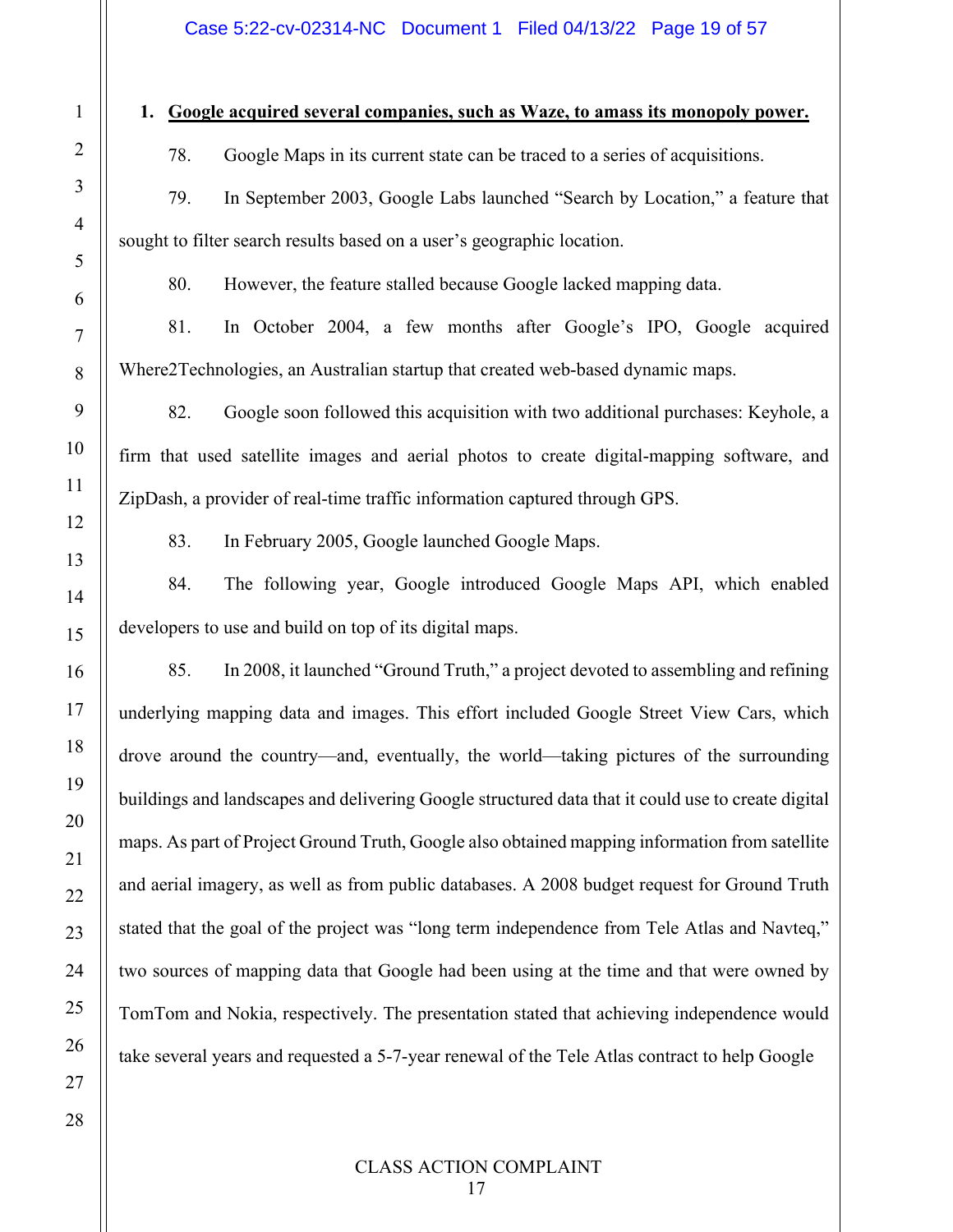**1. Google acquired several companies, such as Waze, to amass its monopoly power.**

78. Google Maps in its current state can be traced to a series of acquisitions.

79. In September 2003, Google Labs launched "Search by Location," a feature that sought to filter search results based on a user's geographic location.

80. However, the feature stalled because Google lacked mapping data.

81. In October 2004, a few months after Google's IPO, Google acquired Where2Technologies, an Australian startup that created web-based dynamic maps.

82. Google soon followed this acquisition with two additional purchases: Keyhole, a firm that used satellite images and aerial photos to create digital-mapping software, and ZipDash, a provider of real-time traffic information captured through GPS.

83. In February 2005, Google launched Google Maps.

84. The following year, Google introduced Google Maps API, which enabled developers to use and build on top of its digital maps.

85. In 2008, it launched "Ground Truth," a project devoted to assembling and refining underlying mapping data and images. This effort included Google Street View Cars, which drove around the country—and, eventually, the world—taking pictures of the surrounding buildings and landscapes and delivering Google structured data that it could use to create digital maps. As part of Project Ground Truth, Google also obtained mapping information from satellite and aerial imagery, as well as from public databases. A 2008 budget request for Ground Truth stated that the goal of the project was "long term independence from Tele Atlas and Navteq," two sources of mapping data that Google had been using at the time and that were owned by TomTom and Nokia, respectively. The presentation stated that achieving independence would take several years and requested a 5-7-year renewal of the Tele Atlas contract to help Google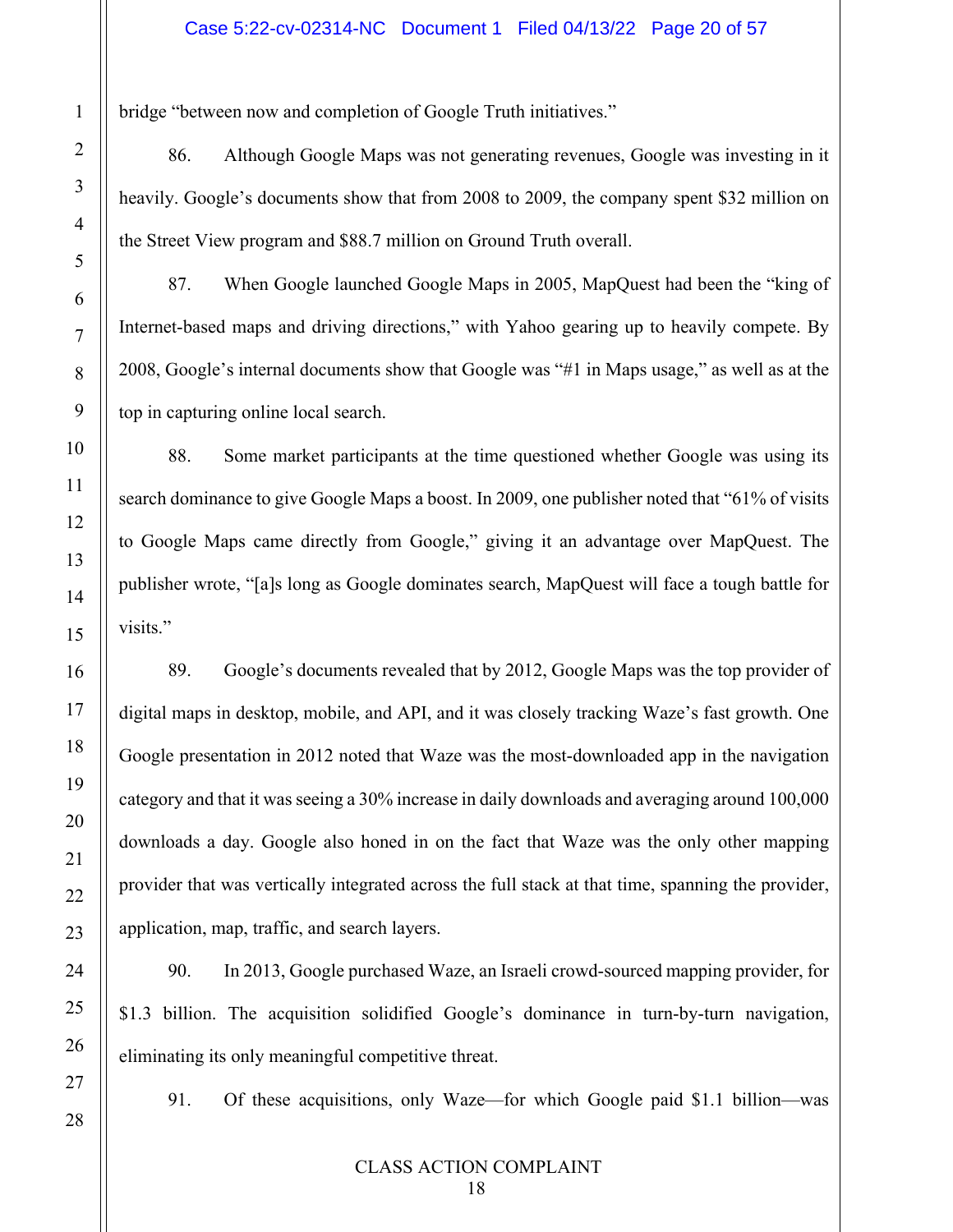bridge "between now and completion of Google Truth initiatives."

86. Although Google Maps was not generating revenues, Google was investing in it heavily. Google's documents show that from 2008 to 2009, the company spent $32 million on the Street View program and $88.7 million on Ground Truth overall.

87. When Google launched Google Maps in 2005, MapQuest had been the "king of Internet-based maps and driving directions," with Yahoo gearing up to heavily compete. By 2008, Google's internal documents show that Google was "#1 in Maps usage," as well as at the top in capturing online local search.

88. Some market participants at the time questioned whether Google was using its search dominance to give Google Maps a boost. In 2009, one publisher noted that "61% of visits to Google Maps came directly from Google," giving it an advantage over MapQuest. The publisher wrote, "[a]s long as Google dominates search, MapQuest will face a tough battle for visits."

89. Google's documents revealed that by 2012, Google Maps was the top provider of digital maps in desktop, mobile, and API, and it was closely tracking Waze's fast growth. One Google presentation in 2012 noted that Waze was the most-downloaded app in the navigation category and that it was seeing a 30% increase in daily downloads and averaging around 100,000 downloads a day. Google also honed in on the fact that Waze was the only other mapping provider that was vertically integrated across the full stack at that time, spanning the provider, application, map, traffic, and search layers.

90. In 2013, Google purchased Waze, an Israeli crowd-sourced mapping provider, for $1.3 billion. The acquisition solidified Google's dominance in turn-by-turn navigation, eliminating its only meaningful competitive threat.

91. Of these acquisitions, only Waze—for which Google paid $1.1 billion—was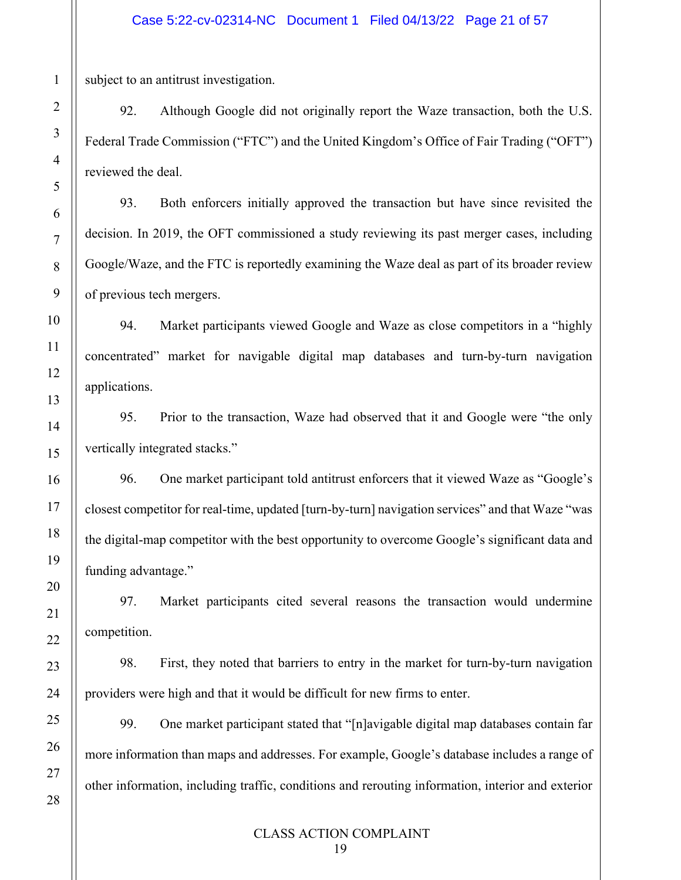subject to an antitrust investigation.

92. Although Google did not originally report the Waze transaction, both the U.S. Federal Trade Commission ("FTC") and the United Kingdom's Office of Fair Trading ("OFT") reviewed the deal.

93. Both enforcers initially approved the transaction but have since revisited the decision. In 2019, the OFT commissioned a study reviewing its past merger cases, including Google/Waze, and the FTC is reportedly examining the Waze deal as part of its broader review of previous tech mergers.

94. Market participants viewed Google and Waze as close competitors in a "highly concentrated" market for navigable digital map databases and turn-by-turn navigation applications.

95. Prior to the transaction, Waze had observed that it and Google were "the only vertically integrated stacks."

96. One market participant told antitrust enforcers that it viewed Waze as "Google's closest competitor for real-time, updated [turn-by-turn] navigation services" and that Waze "was the digital-map competitor with the best opportunity to overcome Google's significant data and funding advantage."

97. Market participants cited several reasons the transaction would undermine competition.

98. First, they noted that barriers to entry in the market for turn-by-turn navigation providers were high and that it would be difficult for new firms to enter.

99. One market participant stated that "[n]avigable digital map databases contain far more information than maps and addresses. For example, Google's database includes a range of other information, including traffic, conditions and rerouting information, interior and exterior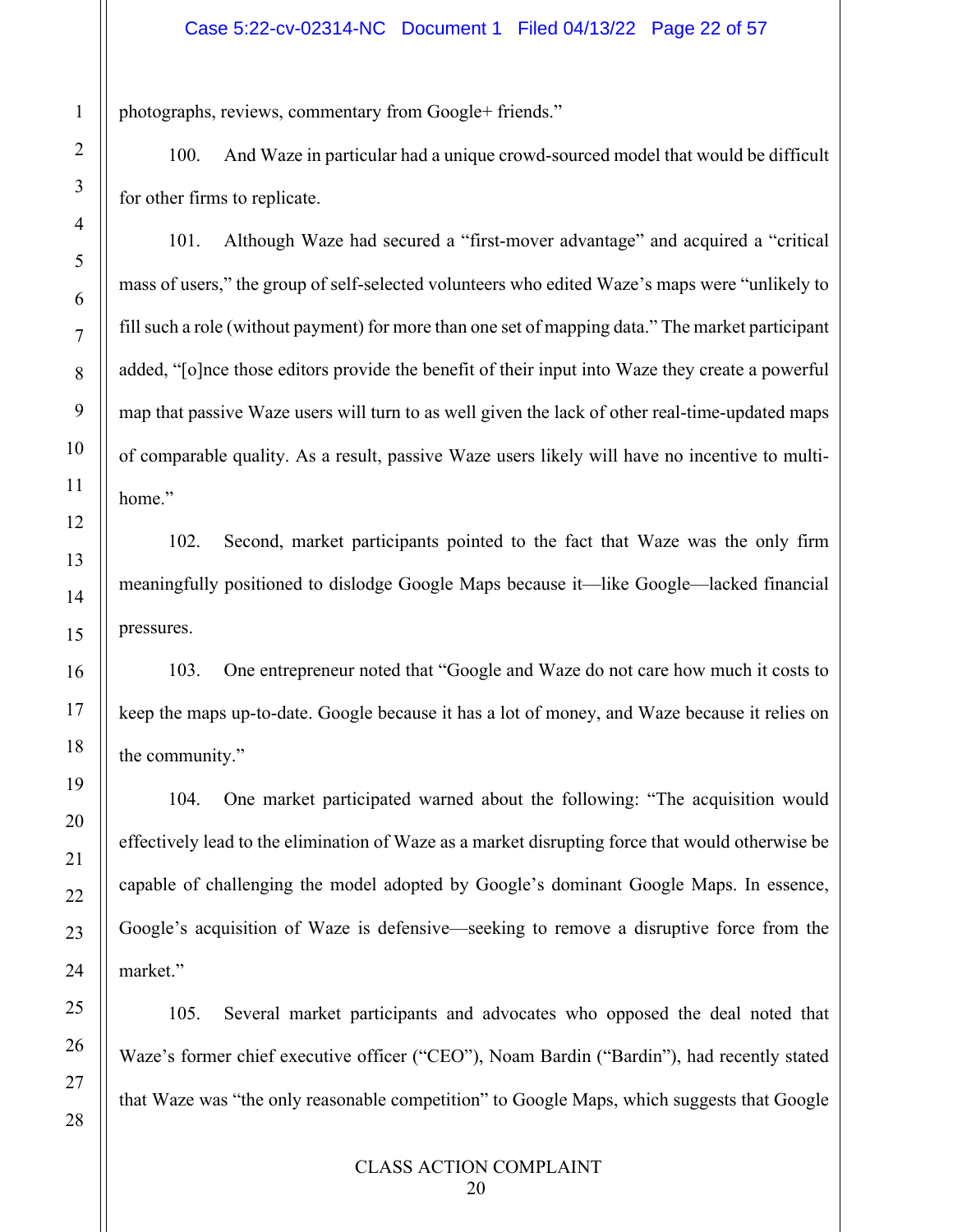photographs, reviews, commentary from Google+ friends."

100. And Waze in particular had a unique crowd-sourced model that would be difficult for other firms to replicate.

101. Although Waze had secured a "first-mover advantage" and acquired a "critical mass of users," the group of self-selected volunteers who edited Waze's maps were "unlikely to fill such a role (without payment) for more than one set of mapping data." The market participant added, "[o]nce those editors provide the benefit of their input into Waze they create a powerful map that passive Waze users will turn to as well given the lack of other real-time-updated maps of comparable quality. As a result, passive Waze users likely will have no incentive to multi-home."

102. Second, market participants pointed to the fact that Waze was the only firm meaningfully positioned to dislodge Google Maps because it—like Google—lacked financial pressures.

103. One entrepreneur noted that "Google and Waze do not care how much it costs to keep the maps up-to-date. Google because it has a lot of money, and Waze because it relies on the community."

104. One market participated warned about the following: "The acquisition would effectively lead to the elimination of Waze as a market disrupting force that would otherwise be capable of challenging the model adopted by Google's dominant Google Maps. In essence, Google's acquisition of Waze is defensive—seeking to remove a disruptive force from the market."

105. Several market participants and advocates who opposed the deal noted that Waze's former chief executive officer ("CEO"), Noam Bardin ("Bardin"), had recently stated that Waze was "the only reasonable competition" to Google Maps, which suggests that Google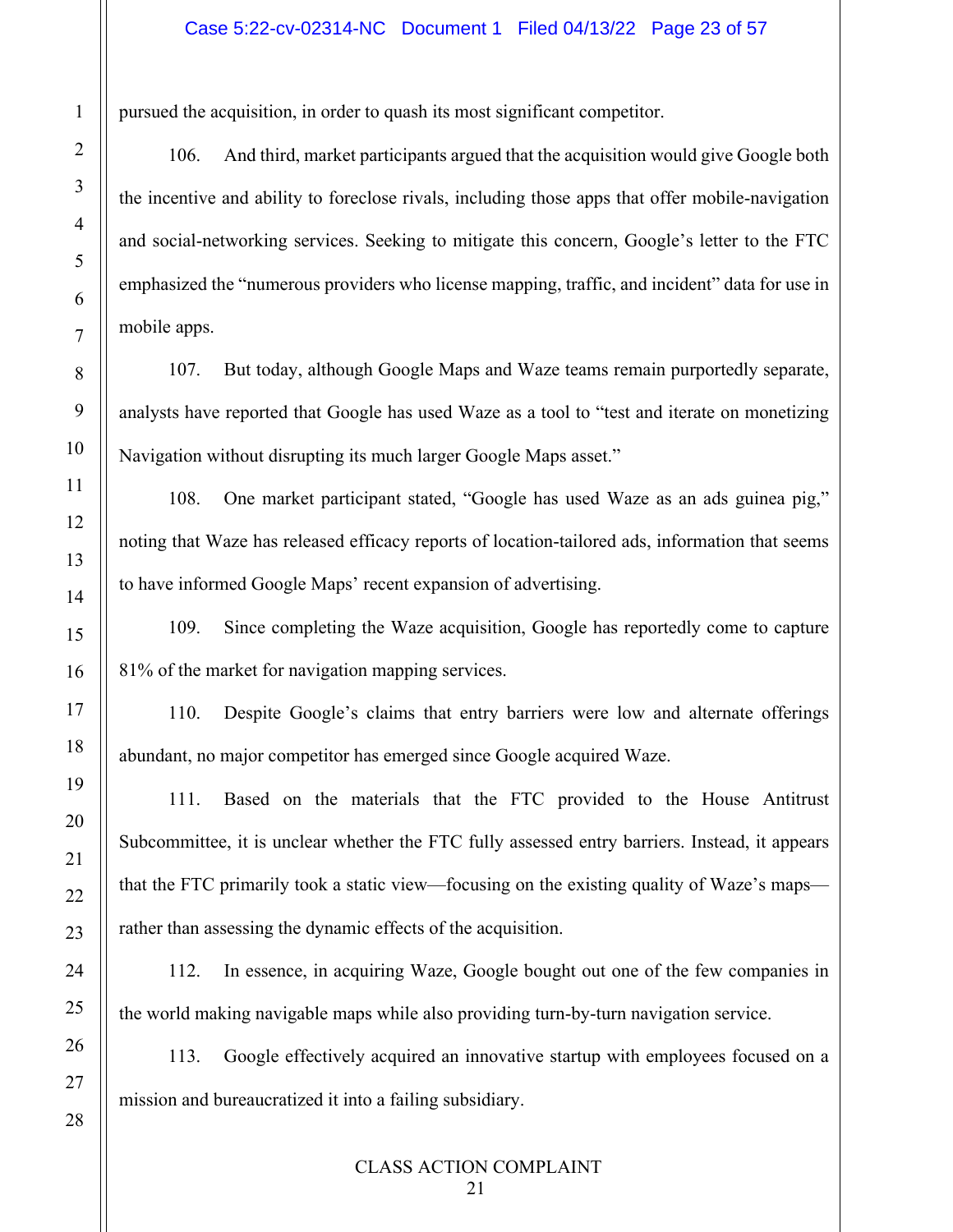pursued the acquisition, in order to quash its most significant competitor.

106. And third, market participants argued that the acquisition would give Google both the incentive and ability to foreclose rivals, including those apps that offer mobile-navigation and social-networking services. Seeking to mitigate this concern, Google's letter to the FTC emphasized the "numerous providers who license mapping, traffic, and incident" data for use in mobile apps.

107. But today, although Google Maps and Waze teams remain purportedly separate, analysts have reported that Google has used Waze as a tool to "test and iterate on monetizing Navigation without disrupting its much larger Google Maps asset."

108. One market participant stated, "Google has used Waze as an ads guinea pig," noting that Waze has released efficacy reports of location-tailored ads, information that seems to have informed Google Maps' recent expansion of advertising.

109. Since completing the Waze acquisition, Google has reportedly come to capture 81% of the market for navigation mapping services.

110. Despite Google's claims that entry barriers were low and alternate offerings abundant, no major competitor has emerged since Google acquired Waze.

111. Based on the materials that the FTC provided to the House Antitrust Subcommittee, it is unclear whether the FTC fully assessed entry barriers. Instead, it appears that the FTC primarily took a static view—focusing on the existing quality of Waze's maps—rather than assessing the dynamic effects of the acquisition.

112. In essence, in acquiring Waze, Google bought out one of the few companies in the world making navigable maps while also providing turn-by-turn navigation service.

113. Google effectively acquired an innovative startup with employees focused on a mission and bureaucratized it into a failing subsidiary.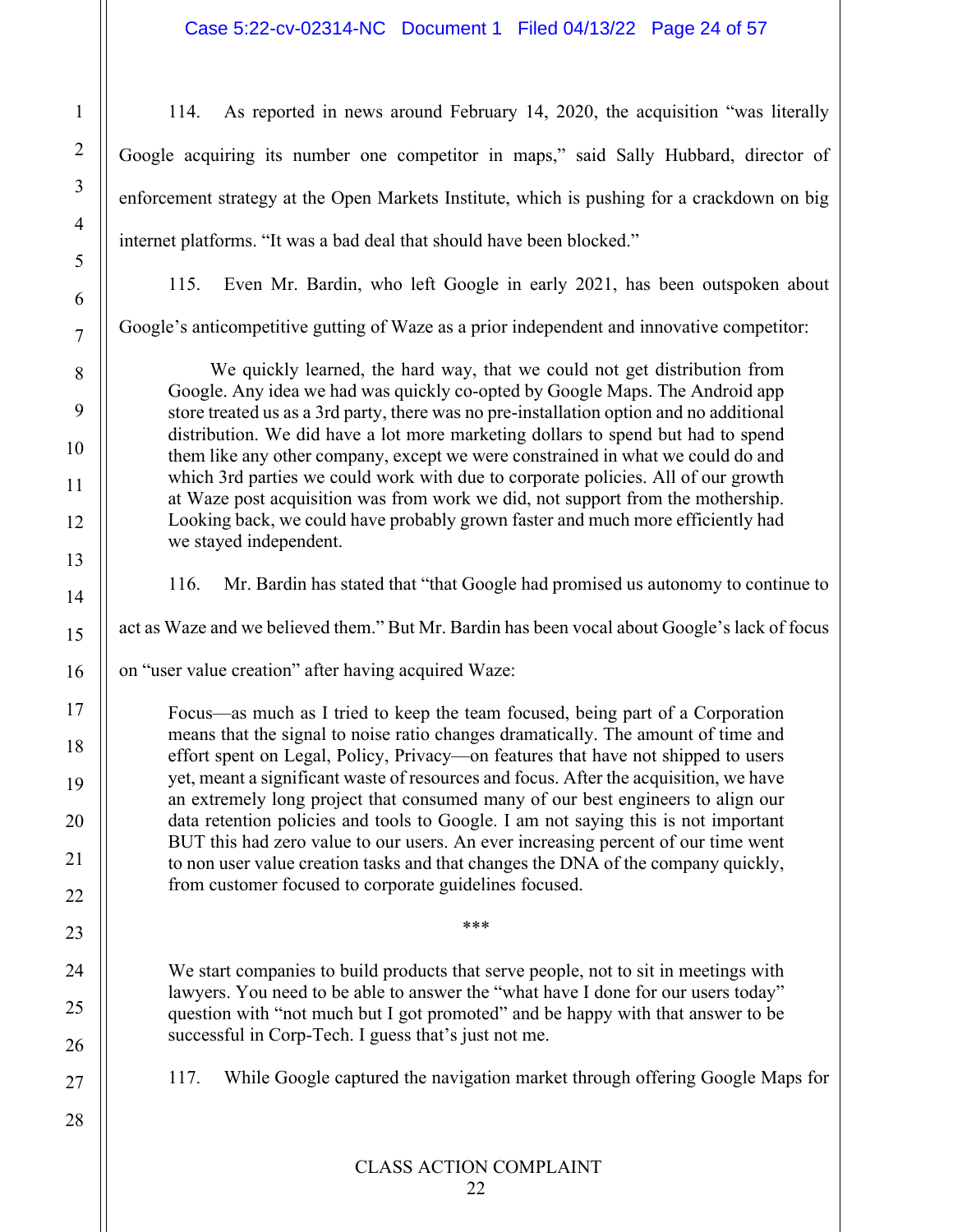114. As reported in news around February 14, 2020, the acquisition "was literally Google acquiring its number one competitor in maps," said Sally Hubbard, director of enforcement strategy at the Open Markets Institute, which is pushing for a crackdown on big internet platforms. "It was a bad deal that should have been blocked."

115. Even Mr. Bardin, who left Google in early 2021, has been outspoken about Google's anticompetitive gutting of Waze as a prior independent and innovative competitor:

> We quickly learned, the hard way, that we could not get distribution from Google. Any idea we had was quickly co-opted by Google Maps. The Android app store treated us as a 3rd party, there was no pre-installation option and no additional distribution. We did have a lot more marketing dollars to spend but had to spend them like any other company, except we were constrained in what we could do and which 3rd parties we could work with due to corporate policies. All of our growth at Waze post acquisition was from work we did, not support from the mothership. Looking back, we could have probably grown faster and much more efficiently had we stayed independent.

116. Mr. Bardin has stated that "that Google had promised us autonomy to continue to act as Waze and we believed them." But Mr. Bardin has been vocal about Google's lack of focus on "user value creation" after having acquired Waze:

> Focus—as much as I tried to keep the team focused, being part of a Corporation means that the signal to noise ratio changes dramatically. The amount of time and effort spent on Legal, Policy, Privacy—on features that have not shipped to users yet, meant a significant waste of resources and focus. After the acquisition, we have an extremely long project that consumed many of our best engineers to align our data retention policies and tools to Google. I am not saying this is not important BUT this had zero value to our users. An ever increasing percent of our time went to non user value creation tasks and that changes the DNA of the company quickly, from customer focused to corporate guidelines focused.
>
> \*\*\*
>
> We start companies to build products that serve people, not to sit in meetings with lawyers. You need to be able to answer the "what have I done for our users today" question with "not much but I got promoted" and be happy with that answer to be successful in Corp-Tech. I guess that's just not me.

117. While Google captured the navigation market through offering Google Maps for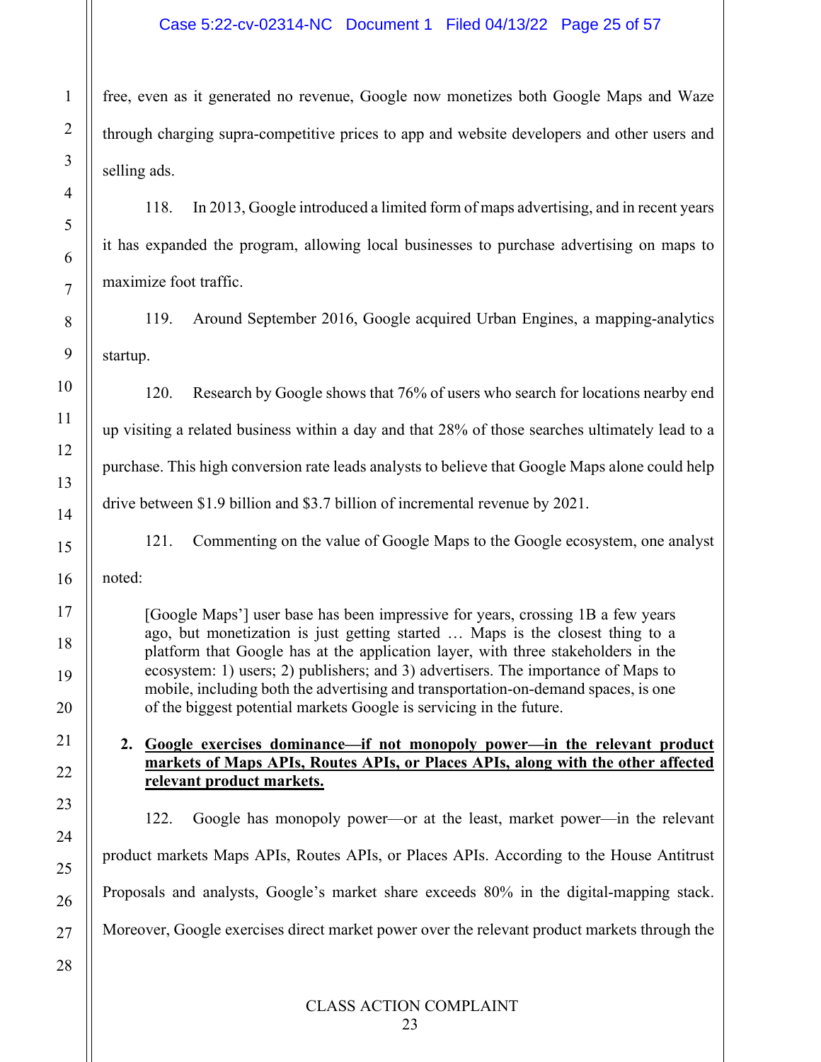free, even as it generated no revenue, Google now monetizes both Google Maps and Waze through charging supra-competitive prices to app and website developers and other users and selling ads.

118. In 2013, Google introduced a limited form of maps advertising, and in recent years it has expanded the program, allowing local businesses to purchase advertising on maps to maximize foot traffic.

119. Around September 2016, Google acquired Urban Engines, a mapping-analytics startup.

120. Research by Google shows that 76% of users who search for locations nearby end up visiting a related business within a day and that 28% of those searches ultimately lead to a purchase. This high conversion rate leads analysts to believe that Google Maps alone could help drive between $1.9 billion and $3.7 billion of incremental revenue by 2021.

121. Commenting on the value of Google Maps to the Google ecosystem, one analyst noted:

> [Google Maps'] user base has been impressive for years, crossing 1B a few years ago, but monetization is just getting started … Maps is the closest thing to a platform that Google has at the application layer, with three stakeholders in the ecosystem: 1) users; 2) publishers; and 3) advertisers. The importance of Maps to mobile, including both the advertising and transportation-on-demand spaces, is one of the biggest potential markets Google is servicing in the future.

**2. <u>Google exercises dominance—if not monopoly power—in the relevant product markets of Maps APIs, Routes APIs, or Places APIs, along with the other affected relevant product markets.</u>**

122. Google has monopoly power—or at the least, market power—in the relevant product markets Maps APIs, Routes APIs, or Places APIs. According to the House Antitrust Proposals and analysts, Google's market share exceeds 80% in the digital-mapping stack. Moreover, Google exercises direct market power over the relevant product markets through the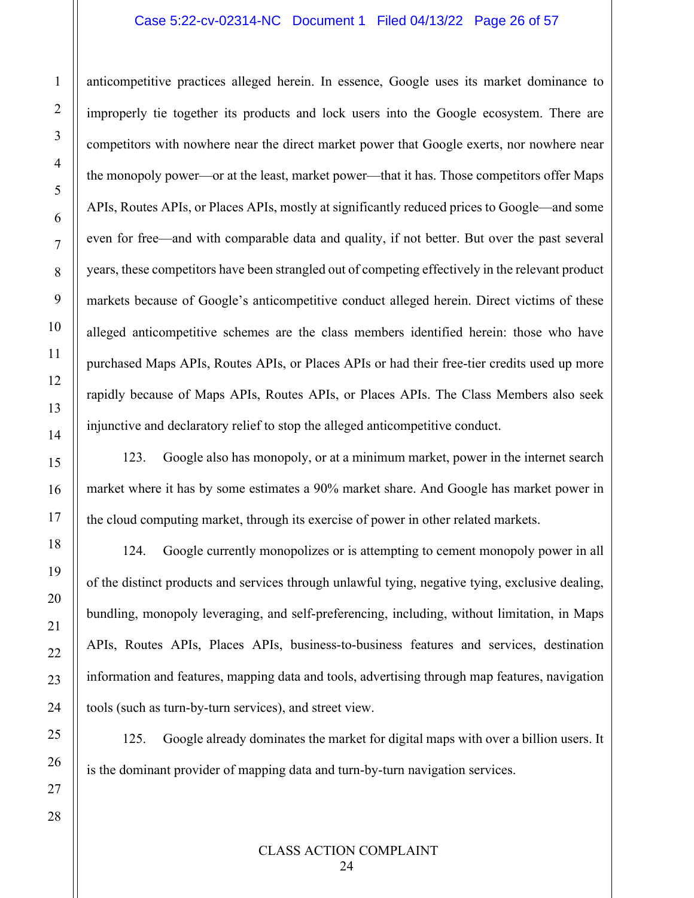anticompetitive practices alleged herein. In essence, Google uses its market dominance to improperly tie together its products and lock users into the Google ecosystem. There are competitors with nowhere near the direct market power that Google exerts, nor nowhere near the monopoly power—or at the least, market power—that it has. Those competitors offer Maps APIs, Routes APIs, or Places APIs, mostly at significantly reduced prices to Google—and some even for free—and with comparable data and quality, if not better. But over the past several years, these competitors have been strangled out of competing effectively in the relevant product markets because of Google's anticompetitive conduct alleged herein. Direct victims of these alleged anticompetitive schemes are the class members identified herein: those who have purchased Maps APIs, Routes APIs, or Places APIs or had their free-tier credits used up more rapidly because of Maps APIs, Routes APIs, or Places APIs. The Class Members also seek injunctive and declaratory relief to stop the alleged anticompetitive conduct.

123. Google also has monopoly, or at a minimum market, power in the internet search market where it has by some estimates a 90% market share. And Google has market power in the cloud computing market, through its exercise of power in other related markets.

124. Google currently monopolizes or is attempting to cement monopoly power in all of the distinct products and services through unlawful tying, negative tying, exclusive dealing, bundling, monopoly leveraging, and self-preferencing, including, without limitation, in Maps APIs, Routes APIs, Places APIs, business-to-business features and services, destination information and features, mapping data and tools, advertising through map features, navigation tools (such as turn-by-turn services), and street view.

125. Google already dominates the market for digital maps with over a billion users. It is the dominant provider of mapping data and turn-by-turn navigation services.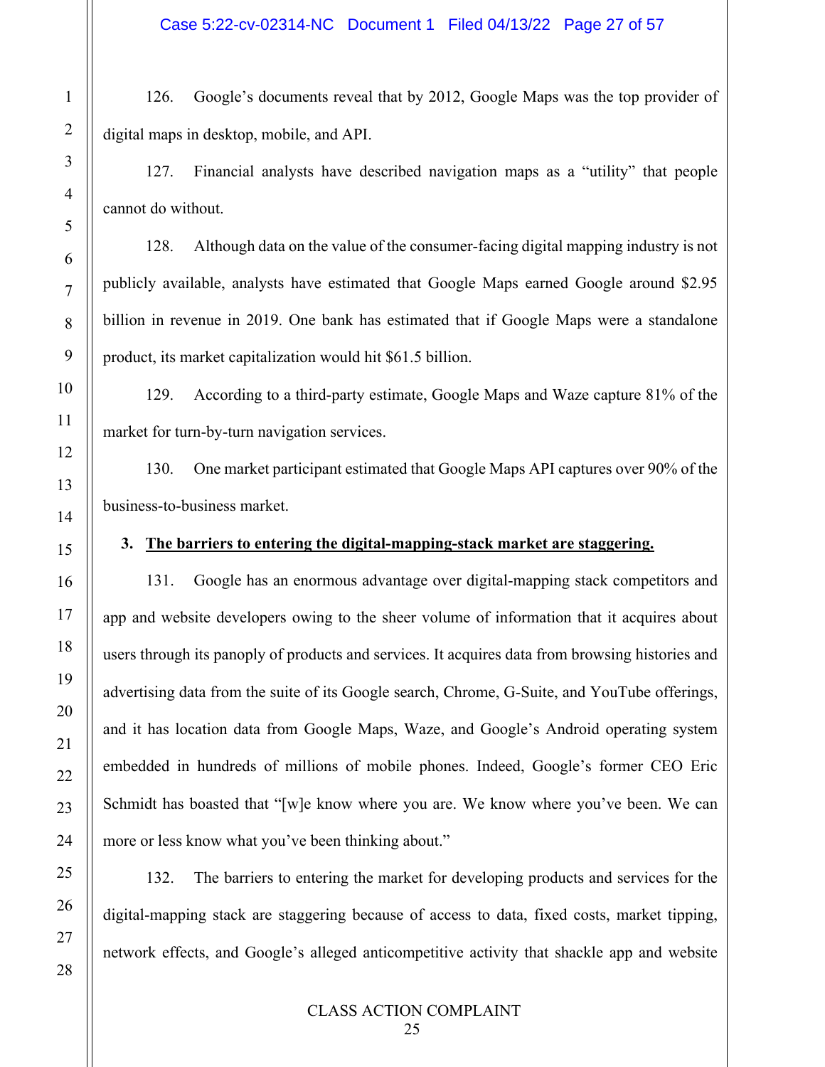126. Google's documents reveal that by 2012, Google Maps was the top provider of digital maps in desktop, mobile, and API.

127. Financial analysts have described navigation maps as a "utility" that people cannot do without.

128. Although data on the value of the consumer-facing digital mapping industry is not publicly available, analysts have estimated that Google Maps earned Google around $2.95 billion in revenue in 2019. One bank has estimated that if Google Maps were a standalone product, its market capitalization would hit $61.5 billion.

129. According to a third-party estimate, Google Maps and Waze capture 81% of the market for turn-by-turn navigation services.

130. One market participant estimated that Google Maps API captures over 90% of the business-to-business market.

### 3. <u>The barriers to entering the digital-mapping-stack market are staggering.</u>

131. Google has an enormous advantage over digital-mapping stack competitors and app and website developers owing to the sheer volume of information that it acquires about users through its panoply of products and services. It acquires data from browsing histories and advertising data from the suite of its Google search, Chrome, G-Suite, and YouTube offerings, and it has location data from Google Maps, Waze, and Google's Android operating system embedded in hundreds of millions of mobile phones. Indeed, Google's former CEO Eric Schmidt has boasted that "[w]e know where you are. We know where you've been. We can more or less know what you've been thinking about."

132. The barriers to entering the market for developing products and services for the digital-mapping stack are staggering because of access to data, fixed costs, market tipping, network effects, and Google's alleged anticompetitive activity that shackle app and website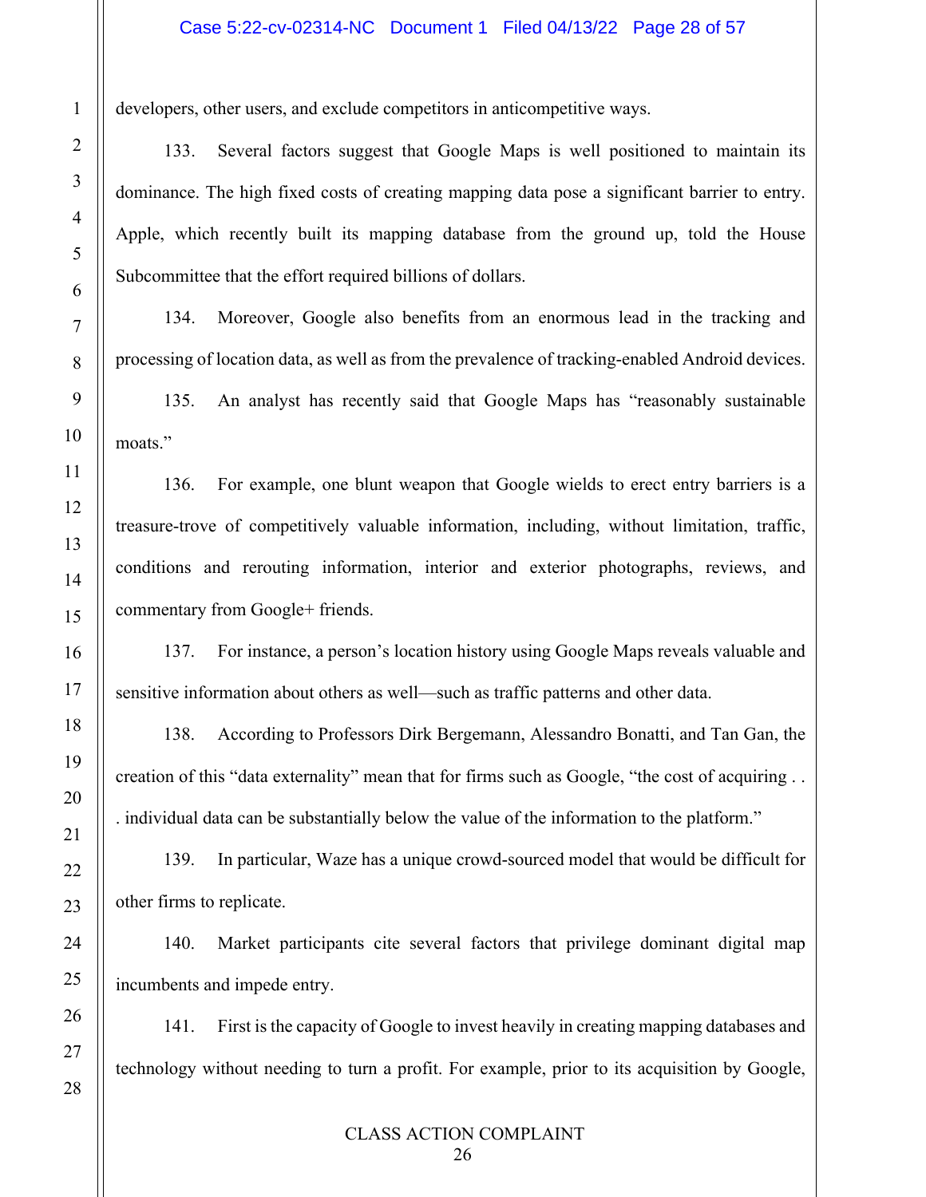developers, other users, and exclude competitors in anticompetitive ways.

133. Several factors suggest that Google Maps is well positioned to maintain its dominance. The high fixed costs of creating mapping data pose a significant barrier to entry. Apple, which recently built its mapping database from the ground up, told the House Subcommittee that the effort required billions of dollars.

134. Moreover, Google also benefits from an enormous lead in the tracking and processing of location data, as well as from the prevalence of tracking-enabled Android devices.

135. An analyst has recently said that Google Maps has "reasonably sustainable moats."

136. For example, one blunt weapon that Google wields to erect entry barriers is a treasure-trove of competitively valuable information, including, without limitation, traffic, conditions and rerouting information, interior and exterior photographs, reviews, and commentary from Google+ friends.

137. For instance, a person's location history using Google Maps reveals valuable and sensitive information about others as well—such as traffic patterns and other data.

138. According to Professors Dirk Bergemann, Alessandro Bonatti, and Tan Gan, the creation of this "data externality" mean that for firms such as Google, "the cost of acquiring . . . individual data can be substantially below the value of the information to the platform."

139. In particular, Waze has a unique crowd-sourced model that would be difficult for other firms to replicate.

140. Market participants cite several factors that privilege dominant digital map incumbents and impede entry.

141. First is the capacity of Google to invest heavily in creating mapping databases and technology without needing to turn a profit. For example, prior to its acquisition by Google,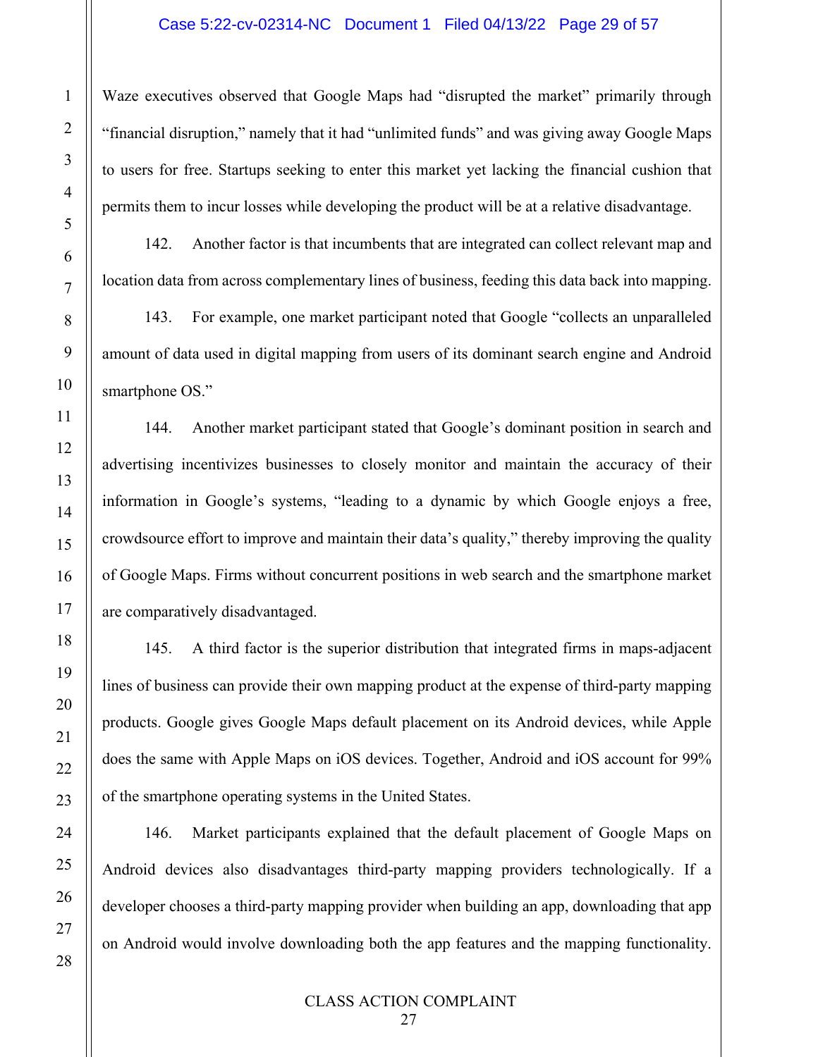Waze executives observed that Google Maps had "disrupted the market" primarily through "financial disruption," namely that it had "unlimited funds" and was giving away Google Maps to users for free. Startups seeking to enter this market yet lacking the financial cushion that permits them to incur losses while developing the product will be at a relative disadvantage.

142. Another factor is that incumbents that are integrated can collect relevant map and location data from across complementary lines of business, feeding this data back into mapping.

143. For example, one market participant noted that Google "collects an unparalleled amount of data used in digital mapping from users of its dominant search engine and Android smartphone OS."

144. Another market participant stated that Google's dominant position in search and advertising incentivizes businesses to closely monitor and maintain the accuracy of their information in Google's systems, "leading to a dynamic by which Google enjoys a free, crowdsource effort to improve and maintain their data's quality," thereby improving the quality of Google Maps. Firms without concurrent positions in web search and the smartphone market are comparatively disadvantaged.

145. A third factor is the superior distribution that integrated firms in maps-adjacent lines of business can provide their own mapping product at the expense of third-party mapping products. Google gives Google Maps default placement on its Android devices, while Apple does the same with Apple Maps on iOS devices. Together, Android and iOS account for 99% of the smartphone operating systems in the United States.

146. Market participants explained that the default placement of Google Maps on Android devices also disadvantages third-party mapping providers technologically. If a developer chooses a third-party mapping provider when building an app, downloading that app on Android would involve downloading both the app features and the mapping functionality.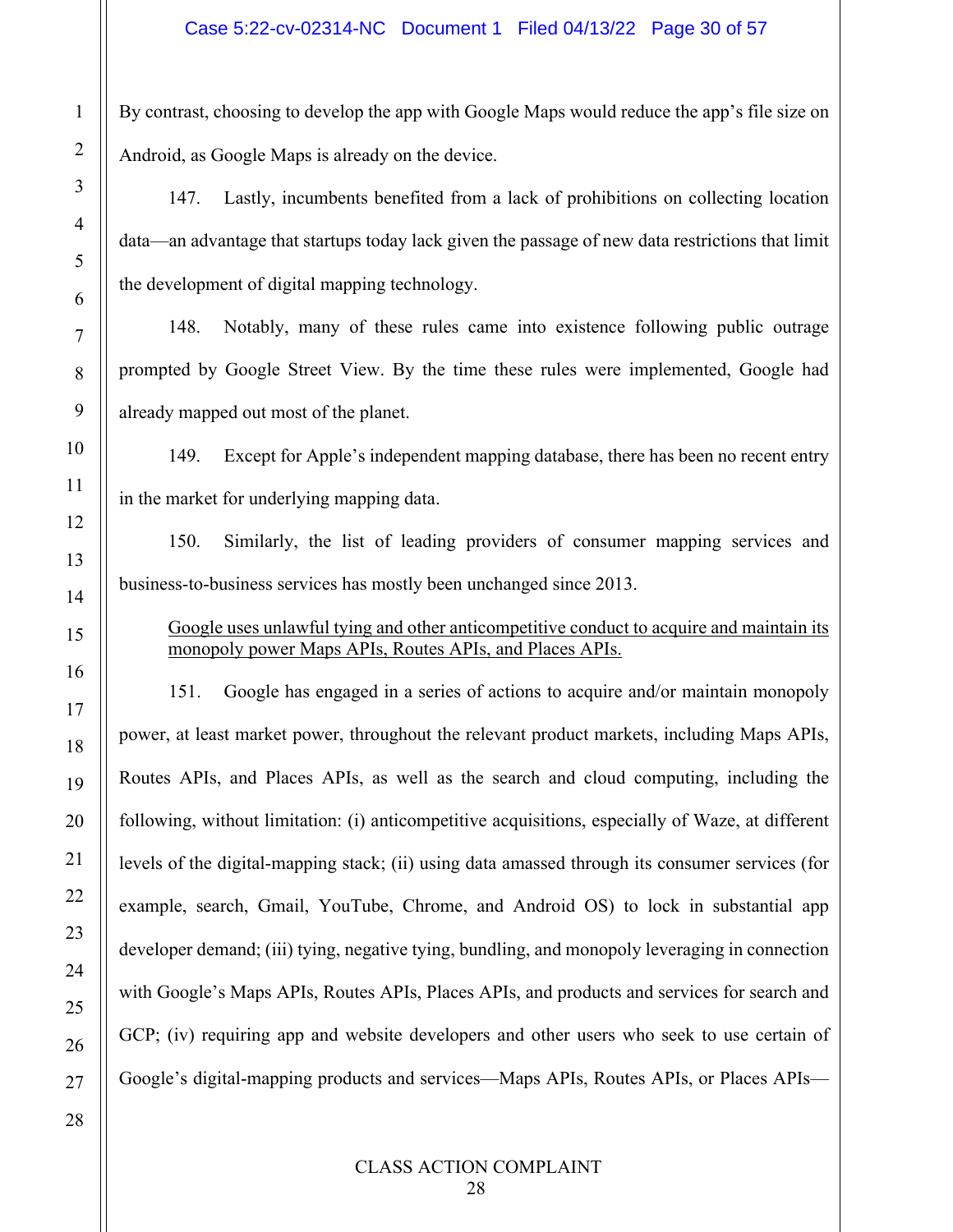By contrast, choosing to develop the app with Google Maps would reduce the app's file size on Android, as Google Maps is already on the device.

147. Lastly, incumbents benefited from a lack of prohibitions on collecting location data—an advantage that startups today lack given the passage of new data restrictions that limit the development of digital mapping technology.

148. Notably, many of these rules came into existence following public outrage prompted by Google Street View. By the time these rules were implemented, Google had already mapped out most of the planet.

149. Except for Apple's independent mapping database, there has been no recent entry in the market for underlying mapping data.

150. Similarly, the list of leading providers of consumer mapping services and business-to-business services has mostly been unchanged since 2013.

<u>Google uses unlawful tying and other anticompetitive conduct to acquire and maintain its monopoly power Maps APIs, Routes APIs, and Places APIs.</u>

151. Google has engaged in a series of actions to acquire and/or maintain monopoly power, at least market power, throughout the relevant product markets, including Maps APIs, Routes APIs, and Places APIs, as well as the search and cloud computing, including the following, without limitation: (i) anticompetitive acquisitions, especially of Waze, at different levels of the digital-mapping stack; (ii) using data amassed through its consumer services (for example, search, Gmail, YouTube, Chrome, and Android OS) to lock in substantial app developer demand; (iii) tying, negative tying, bundling, and monopoly leveraging in connection with Google's Maps APIs, Routes APIs, Places APIs, and products and services for search and GCP; (iv) requiring app and website developers and other users who seek to use certain of Google's digital-mapping products and services—Maps APIs, Routes APIs, or Places APIs—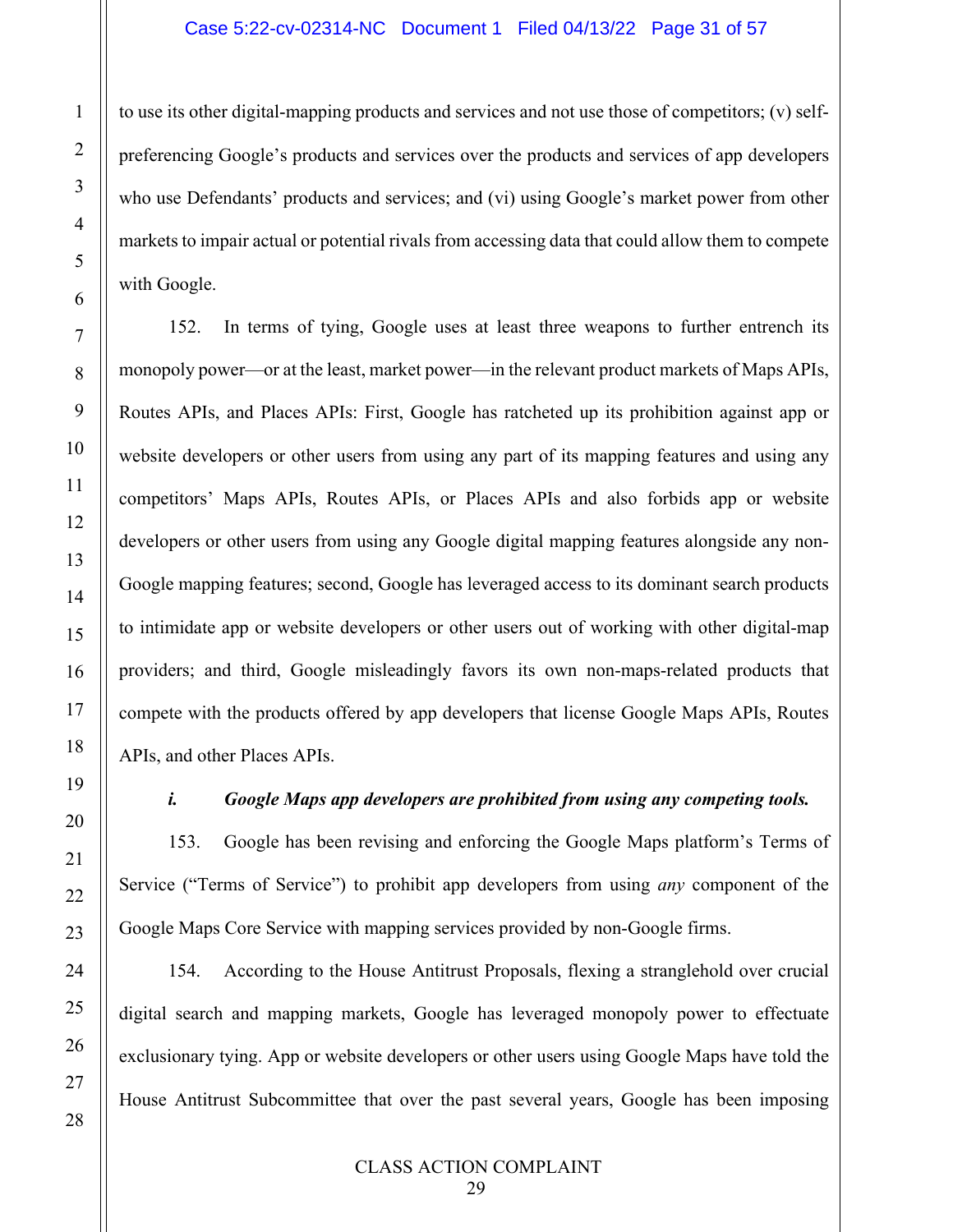to use its other digital-mapping products and services and not use those of competitors; (v) self-preferencing Google's products and services over the products and services of app developers who use Defendants' products and services; and (vi) using Google's market power from other markets to impair actual or potential rivals from accessing data that could allow them to compete with Google.

152. In terms of tying, Google uses at least three weapons to further entrench its monopoly power—or at the least, market power—in the relevant product markets of Maps APIs, Routes APIs, and Places APIs: First, Google has ratcheted up its prohibition against app or website developers or other users from using any part of its mapping features and using any competitors' Maps APIs, Routes APIs, or Places APIs and also forbids app or website developers or other users from using any Google digital mapping features alongside any non-Google mapping features; second, Google has leveraged access to its dominant search products to intimidate app or website developers or other users out of working with other digital-map providers; and third, Google misleadingly favors its own non-maps-related products that compete with the products offered by app developers that license Google Maps APIs, Routes APIs, and other Places APIs.

***i. Google Maps app developers are prohibited from using any competing tools.***

153. Google has been revising and enforcing the Google Maps platform's Terms of Service ("Terms of Service") to prohibit app developers from using *any* component of the Google Maps Core Service with mapping services provided by non-Google firms.

154. According to the House Antitrust Proposals, flexing a stranglehold over crucial digital search and mapping markets, Google has leveraged monopoly power to effectuate exclusionary tying. App or website developers or other users using Google Maps have told the House Antitrust Subcommittee that over the past several years, Google has been imposing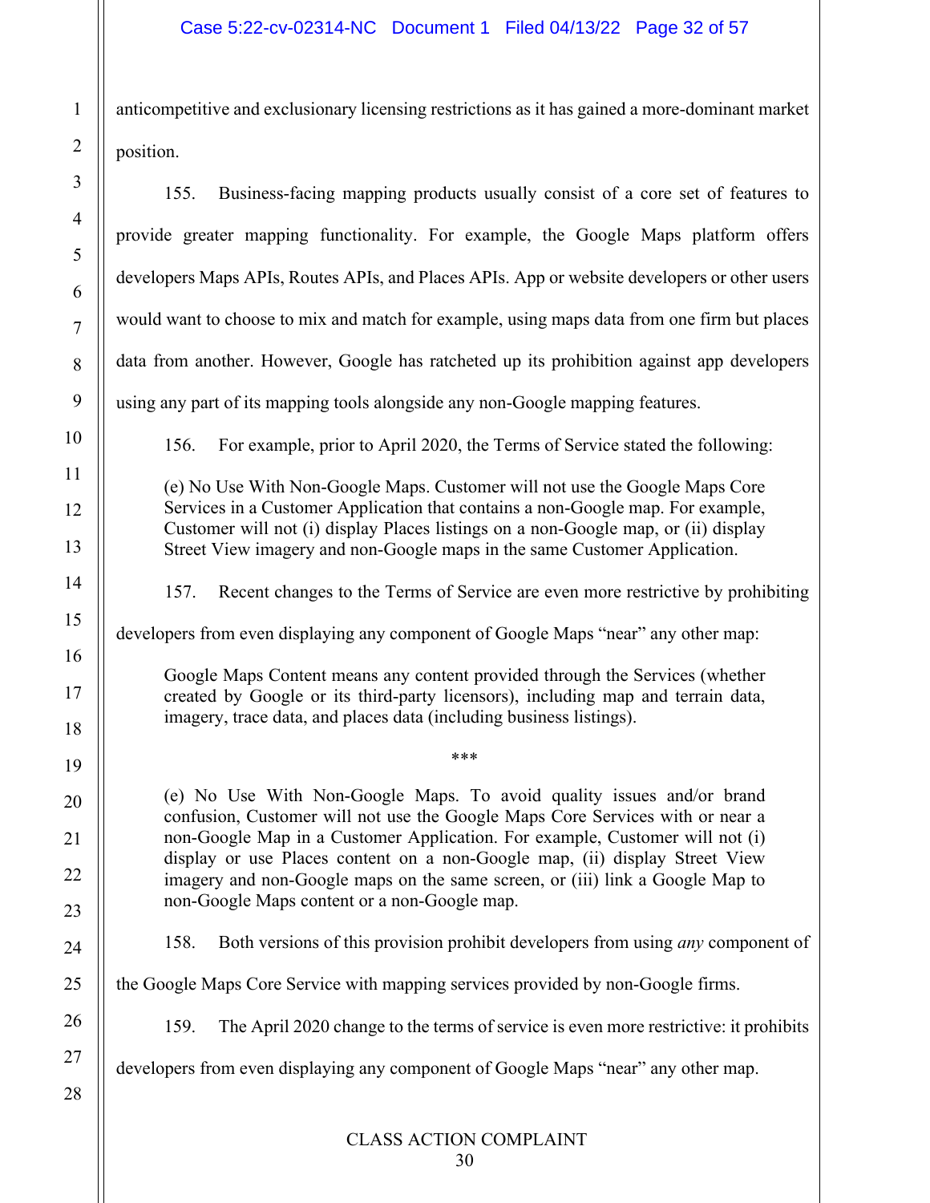anticompetitive and exclusionary licensing restrictions as it has gained a more-dominant market position.

155. Business-facing mapping products usually consist of a core set of features to provide greater mapping functionality. For example, the Google Maps platform offers developers Maps APIs, Routes APIs, and Places APIs. App or website developers or other users would want to choose to mix and match for example, using maps data from one firm but places data from another. However, Google has ratcheted up its prohibition against app developers using any part of its mapping tools alongside any non-Google mapping features.

156. For example, prior to April 2020, the Terms of Service stated the following:

> (e) No Use With Non-Google Maps. Customer will not use the Google Maps Core Services in a Customer Application that contains a non-Google map. For example, Customer will not (i) display Places listings on a non-Google map, or (ii) display Street View imagery and non-Google maps in the same Customer Application.

157. Recent changes to the Terms of Service are even more restrictive by prohibiting developers from even displaying any component of Google Maps "near" any other map:

> Google Maps Content means any content provided through the Services (whether created by Google or its third-party licensors), including map and terrain data, imagery, trace data, and places data (including business listings).
>
> \*\*\*
>
> (e) No Use With Non-Google Maps. To avoid quality issues and/or brand confusion, Customer will not use the Google Maps Core Services with or near a non-Google Map in a Customer Application. For example, Customer will not (i) display or use Places content on a non-Google map, (ii) display Street View imagery and non-Google maps on the same screen, or (iii) link a Google Map to non-Google Maps content or a non-Google map.

158. Both versions of this provision prohibit developers from using *any* component of the Google Maps Core Service with mapping services provided by non-Google firms.

159. The April 2020 change to the terms of service is even more restrictive: it prohibits developers from even displaying any component of Google Maps "near" any other map.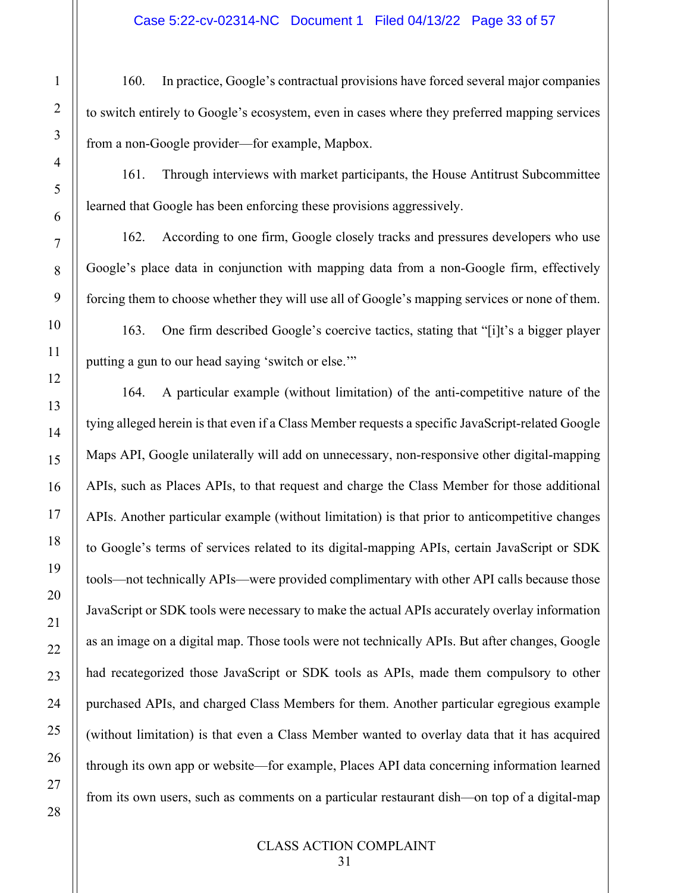160. In practice, Google's contractual provisions have forced several major companies to switch entirely to Google's ecosystem, even in cases where they preferred mapping services from a non-Google provider—for example, Mapbox.

161. Through interviews with market participants, the House Antitrust Subcommittee learned that Google has been enforcing these provisions aggressively.

162. According to one firm, Google closely tracks and pressures developers who use Google's place data in conjunction with mapping data from a non-Google firm, effectively forcing them to choose whether they will use all of Google's mapping services or none of them.

163. One firm described Google's coercive tactics, stating that "[i]t's a bigger player putting a gun to our head saying 'switch or else.'"

164. A particular example (without limitation) of the anti-competitive nature of the tying alleged herein is that even if a Class Member requests a specific JavaScript-related Google Maps API, Google unilaterally will add on unnecessary, non-responsive other digital-mapping APIs, such as Places APIs, to that request and charge the Class Member for those additional APIs. Another particular example (without limitation) is that prior to anticompetitive changes to Google's terms of services related to its digital-mapping APIs, certain JavaScript or SDK tools—not technically APIs—were provided complimentary with other API calls because those JavaScript or SDK tools were necessary to make the actual APIs accurately overlay information as an image on a digital map. Those tools were not technically APIs. But after changes, Google had recategorized those JavaScript or SDK tools as APIs, made them compulsory to other purchased APIs, and charged Class Members for them. Another particular egregious example (without limitation) is that even a Class Member wanted to overlay data that it has acquired through its own app or website—for example, Places API data concerning information learned from its own users, such as comments on a particular restaurant dish—on top of a digital-map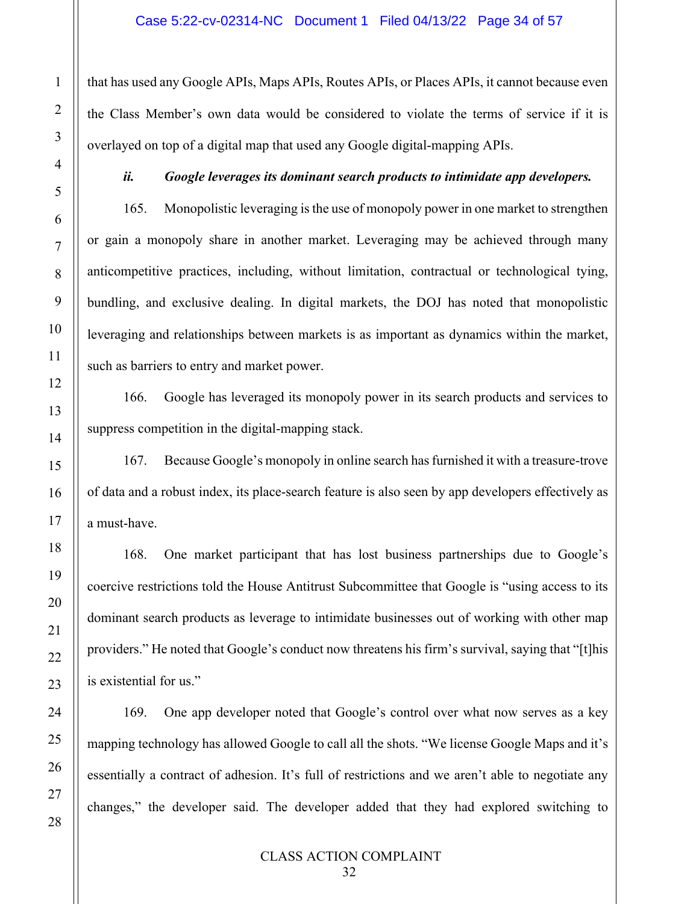that has used any Google APIs, Maps APIs, Routes APIs, or Places APIs, it cannot because even the Class Member's own data would be considered to violate the terms of service if it is overlayed on top of a digital map that used any Google digital-mapping APIs.

***ii. Google leverages its dominant search products to intimidate app developers.***

165. Monopolistic leveraging is the use of monopoly power in one market to strengthen or gain a monopoly share in another market. Leveraging may be achieved through many anticompetitive practices, including, without limitation, contractual or technological tying, bundling, and exclusive dealing. In digital markets, the DOJ has noted that monopolistic leveraging and relationships between markets is as important as dynamics within the market, such as barriers to entry and market power.

166. Google has leveraged its monopoly power in its search products and services to suppress competition in the digital-mapping stack.

167. Because Google's monopoly in online search has furnished it with a treasure-trove of data and a robust index, its place-search feature is also seen by app developers effectively as a must-have.

168. One market participant that has lost business partnerships due to Google's coercive restrictions told the House Antitrust Subcommittee that Google is "using access to its dominant search products as leverage to intimidate businesses out of working with other map providers." He noted that Google's conduct now threatens his firm's survival, saying that "[t]his is existential for us."

169. One app developer noted that Google's control over what now serves as a key mapping technology has allowed Google to call all the shots. "We license Google Maps and it's essentially a contract of adhesion. It's full of restrictions and we aren't able to negotiate any changes," the developer said. The developer added that they had explored switching to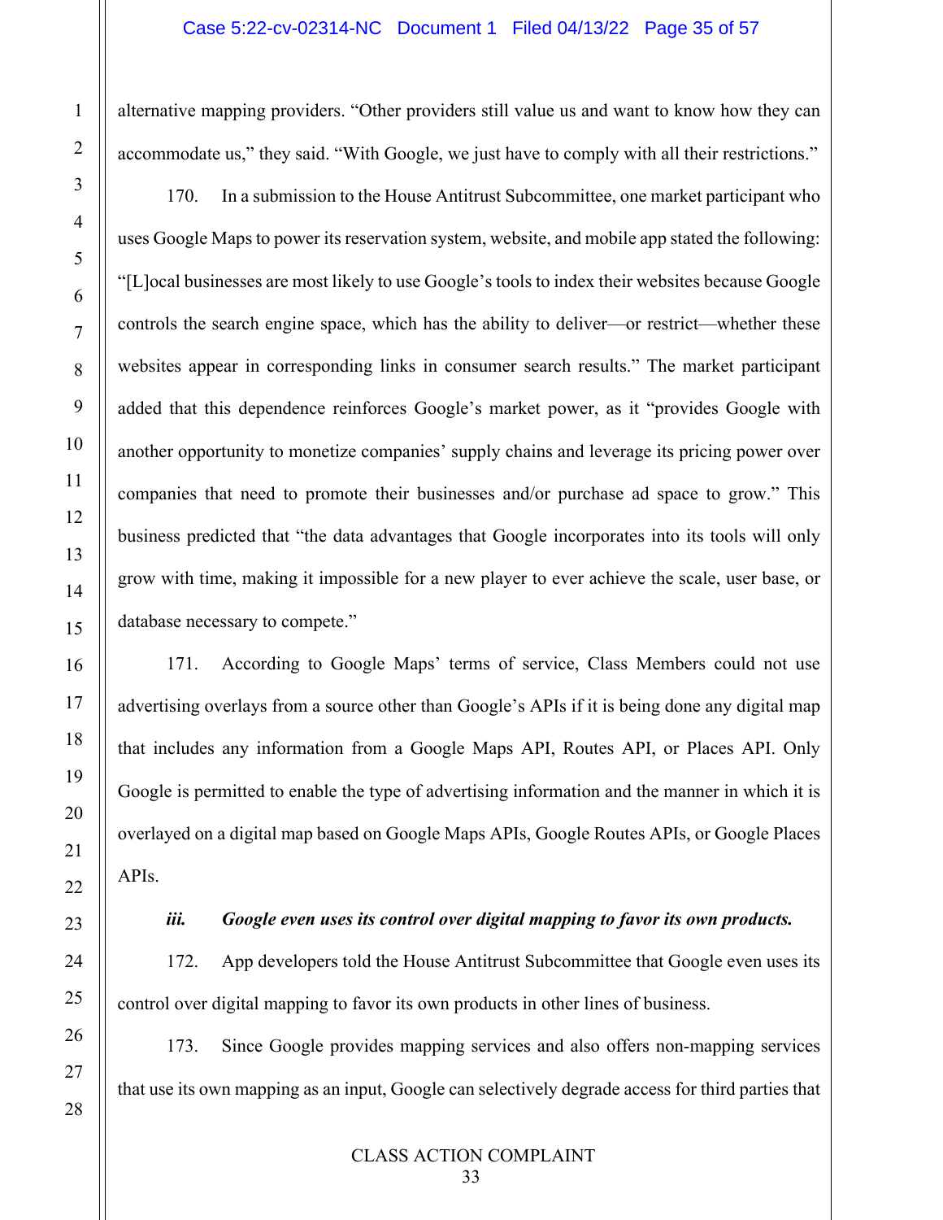alternative mapping providers. "Other providers still value us and want to know how they can accommodate us," they said. "With Google, we just have to comply with all their restrictions."

170. In a submission to the House Antitrust Subcommittee, one market participant who uses Google Maps to power its reservation system, website, and mobile app stated the following: "[L]ocal businesses are most likely to use Google's tools to index their websites because Google controls the search engine space, which has the ability to deliver—or restrict—whether these websites appear in corresponding links in consumer search results." The market participant added that this dependence reinforces Google's market power, as it "provides Google with another opportunity to monetize companies' supply chains and leverage its pricing power over companies that need to promote their businesses and/or purchase ad space to grow." This business predicted that "the data advantages that Google incorporates into its tools will only grow with time, making it impossible for a new player to ever achieve the scale, user base, or database necessary to compete."

171. According to Google Maps' terms of service, Class Members could not use advertising overlays from a source other than Google's APIs if it is being done any digital map that includes any information from a Google Maps API, Routes API, or Places API. Only Google is permitted to enable the type of advertising information and the manner in which it is overlayed on a digital map based on Google Maps APIs, Google Routes APIs, or Google Places APIs.

***iii. Google even uses its control over digital mapping to favor its own products.***

172. App developers told the House Antitrust Subcommittee that Google even uses its control over digital mapping to favor its own products in other lines of business.

173. Since Google provides mapping services and also offers non-mapping services that use its own mapping as an input, Google can selectively degrade access for third parties that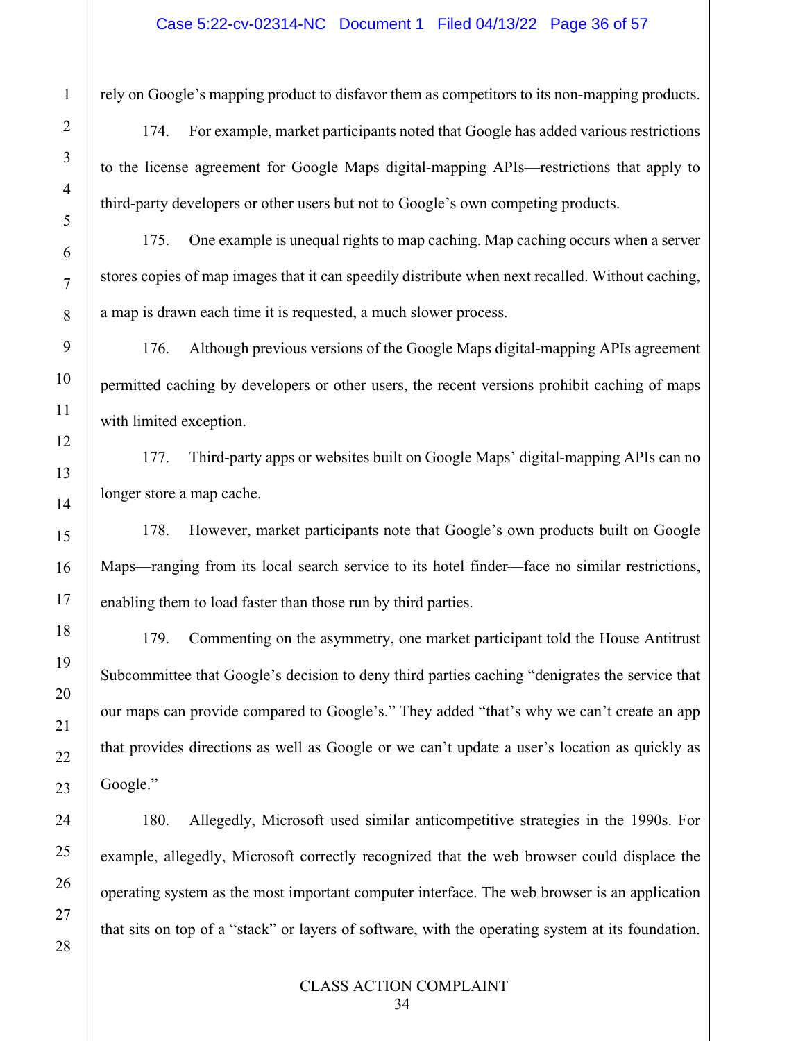rely on Google's mapping product to disfavor them as competitors to its non-mapping products.

174. For example, market participants noted that Google has added various restrictions to the license agreement for Google Maps digital-mapping APIs—restrictions that apply to third-party developers or other users but not to Google's own competing products.

175. One example is unequal rights to map caching. Map caching occurs when a server stores copies of map images that it can speedily distribute when next recalled. Without caching, a map is drawn each time it is requested, a much slower process.

176. Although previous versions of the Google Maps digital-mapping APIs agreement permitted caching by developers or other users, the recent versions prohibit caching of maps with limited exception.

177. Third-party apps or websites built on Google Maps' digital-mapping APIs can no longer store a map cache.

178. However, market participants note that Google's own products built on Google Maps—ranging from its local search service to its hotel finder—face no similar restrictions, enabling them to load faster than those run by third parties.

179. Commenting on the asymmetry, one market participant told the House Antitrust Subcommittee that Google's decision to deny third parties caching "denigrates the service that our maps can provide compared to Google's." They added "that's why we can't create an app that provides directions as well as Google or we can't update a user's location as quickly as Google."

180. Allegedly, Microsoft used similar anticompetitive strategies in the 1990s. For example, allegedly, Microsoft correctly recognized that the web browser could displace the operating system as the most important computer interface. The web browser is an application that sits on top of a "stack" or layers of software, with the operating system at its foundation.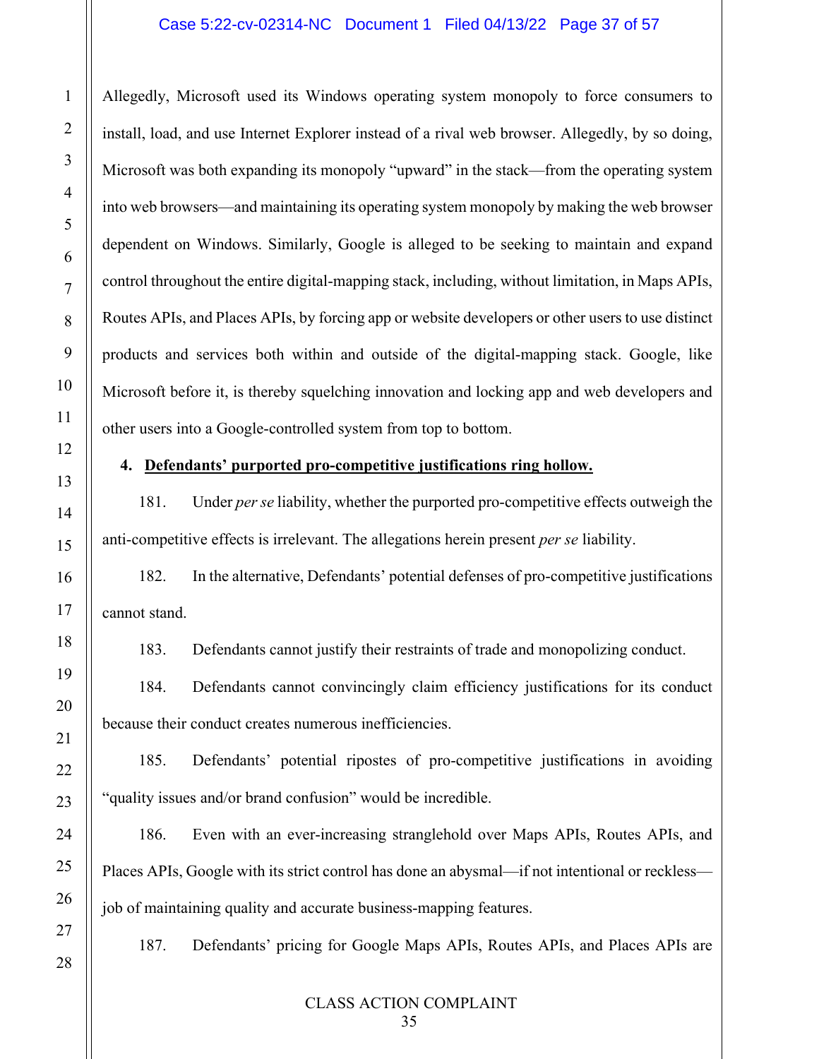Allegedly, Microsoft used its Windows operating system monopoly to force consumers to install, load, and use Internet Explorer instead of a rival web browser. Allegedly, by so doing, Microsoft was both expanding its monopoly "upward" in the stack—from the operating system into web browsers—and maintaining its operating system monopoly by making the web browser dependent on Windows. Similarly, Google is alleged to be seeking to maintain and expand control throughout the entire digital-mapping stack, including, without limitation, in Maps APIs, Routes APIs, and Places APIs, by forcing app or website developers or other users to use distinct products and services both within and outside of the digital-mapping stack. Google, like Microsoft before it, is thereby squelching innovation and locking app and web developers and other users into a Google-controlled system from top to bottom.

**4. Defendants' purported pro-competitive justifications ring hollow.**

181. Under *per se* liability, whether the purported pro-competitive effects outweigh the anti-competitive effects is irrelevant. The allegations herein present *per se* liability.

182. In the alternative, Defendants' potential defenses of pro-competitive justifications cannot stand.

183. Defendants cannot justify their restraints of trade and monopolizing conduct.

184. Defendants cannot convincingly claim efficiency justifications for its conduct because their conduct creates numerous inefficiencies.

185. Defendants' potential ripostes of pro-competitive justifications in avoiding "quality issues and/or brand confusion" would be incredible.

186. Even with an ever-increasing stranglehold over Maps APIs, Routes APIs, and Places APIs, Google with its strict control has done an abysmal—if not intentional or reckless—job of maintaining quality and accurate business-mapping features.

187. Defendants' pricing for Google Maps APIs, Routes APIs, and Places APIs are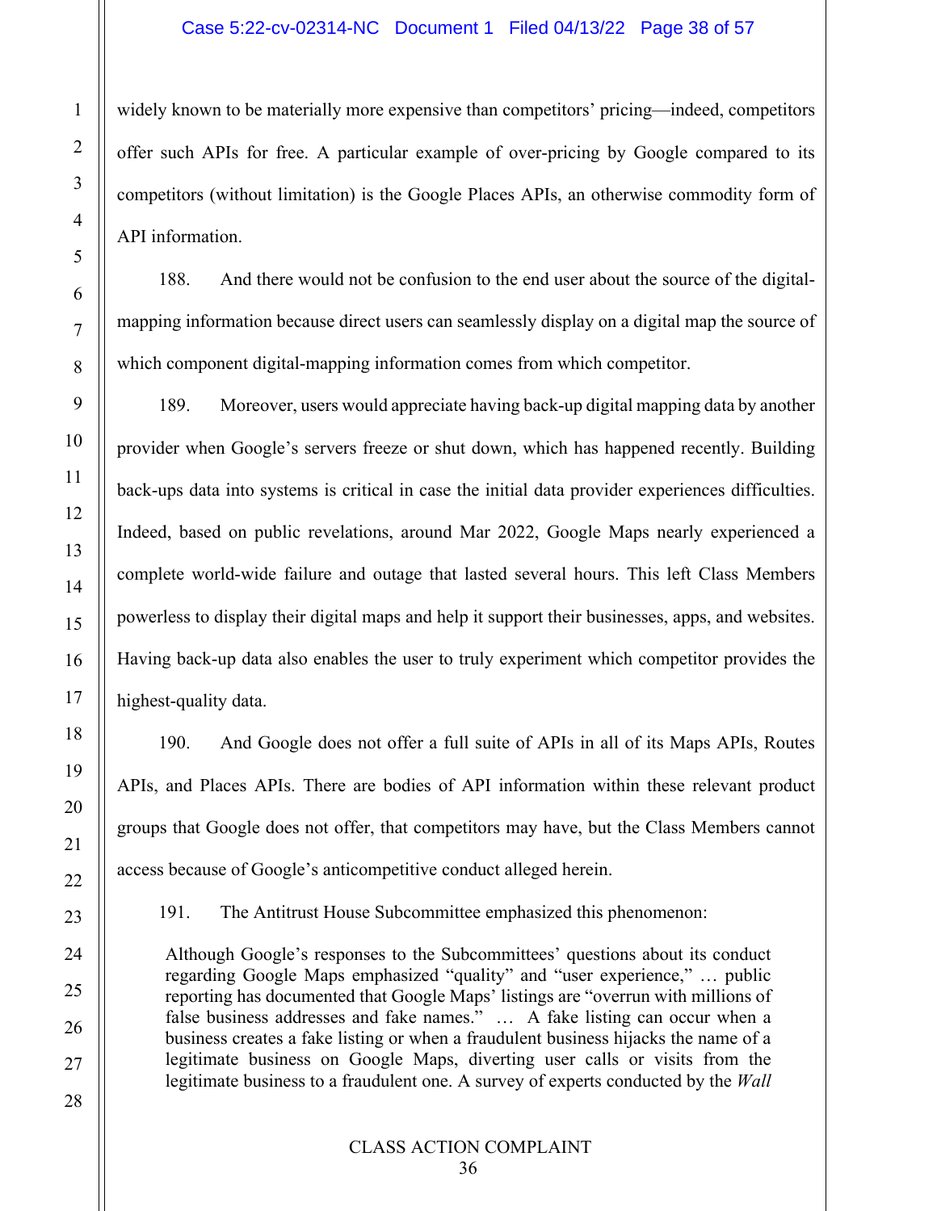widely known to be materially more expensive than competitors' pricing—indeed, competitors offer such APIs for free. A particular example of over-pricing by Google compared to its competitors (without limitation) is the Google Places APIs, an otherwise commodity form of API information.

188. And there would not be confusion to the end user about the source of the digital-mapping information because direct users can seamlessly display on a digital map the source of which component digital-mapping information comes from which competitor.

189. Moreover, users would appreciate having back-up digital mapping data by another provider when Google's servers freeze or shut down, which has happened recently. Building back-ups data into systems is critical in case the initial data provider experiences difficulties. Indeed, based on public revelations, around Mar 2022, Google Maps nearly experienced a complete world-wide failure and outage that lasted several hours. This left Class Members powerless to display their digital maps and help it support their businesses, apps, and websites. Having back-up data also enables the user to truly experiment which competitor provides the highest-quality data.

190. And Google does not offer a full suite of APIs in all of its Maps APIs, Routes APIs, and Places APIs. There are bodies of API information within these relevant product groups that Google does not offer, that competitors may have, but the Class Members cannot access because of Google's anticompetitive conduct alleged herein.

191. The Antitrust House Subcommittee emphasized this phenomenon:

> Although Google's responses to the Subcommittees' questions about its conduct regarding Google Maps emphasized "quality" and "user experience," … public reporting has documented that Google Maps' listings are "overrun with millions of false business addresses and fake names." … A fake listing can occur when a business creates a fake listing or when a fraudulent business hijacks the name of a legitimate business on Google Maps, diverting user calls or visits from the legitimate business to a fraudulent one. A survey of experts conducted by the *Wall*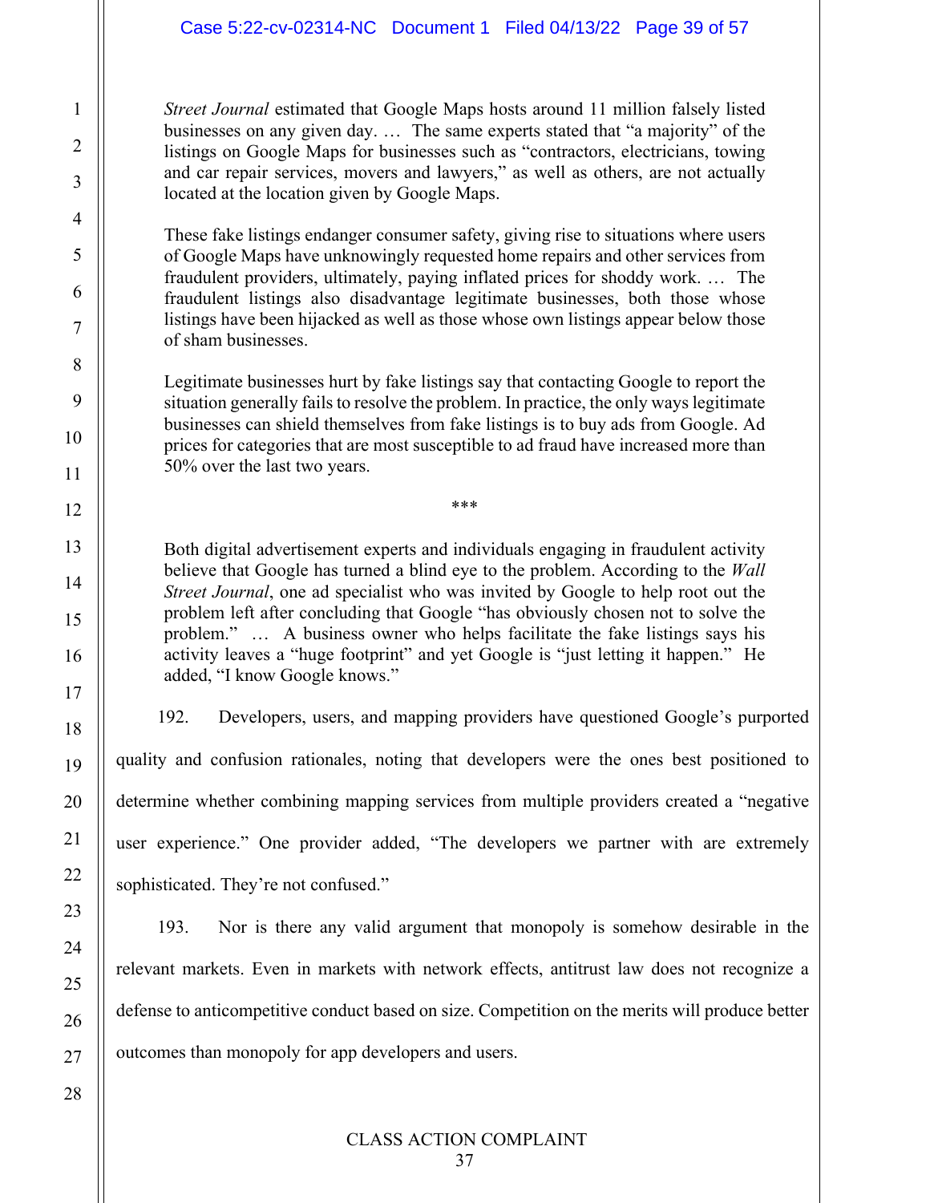> *Street Journal* estimated that Google Maps hosts around 11 million falsely listed businesses on any given day. … The same experts stated that "a majority" of the listings on Google Maps for businesses such as "contractors, electricians, towing and car repair services, movers and lawyers," as well as others, are not actually located at the location given by Google Maps.
>
> These fake listings endanger consumer safety, giving rise to situations where users of Google Maps have unknowingly requested home repairs and other services from fraudulent providers, ultimately, paying inflated prices for shoddy work. … The fraudulent listings also disadvantage legitimate businesses, both those whose listings have been hijacked as well as those whose own listings appear below those of sham businesses.
>
> Legitimate businesses hurt by fake listings say that contacting Google to report the situation generally fails to resolve the problem. In practice, the only ways legitimate businesses can shield themselves from fake listings is to buy ads from Google. Ad prices for categories that are most susceptible to ad fraud have increased more than 50% over the last two years.
>
> \*\*\*
>
> Both digital advertisement experts and individuals engaging in fraudulent activity believe that Google has turned a blind eye to the problem. According to the *Wall Street Journal*, one ad specialist who was invited by Google to help root out the problem left after concluding that Google "has obviously chosen not to solve the problem." … A business owner who helps facilitate the fake listings says his activity leaves a "huge footprint" and yet Google is "just letting it happen." He added, "I know Google knows."

192. Developers, users, and mapping providers have questioned Google's purported quality and confusion rationales, noting that developers were the ones best positioned to determine whether combining mapping services from multiple providers created a "negative user experience." One provider added, "The developers we partner with are extremely sophisticated. They're not confused."

193. Nor is there any valid argument that monopoly is somehow desirable in the relevant markets. Even in markets with network effects, antitrust law does not recognize a defense to anticompetitive conduct based on size. Competition on the merits will produce better outcomes than monopoly for app developers and users.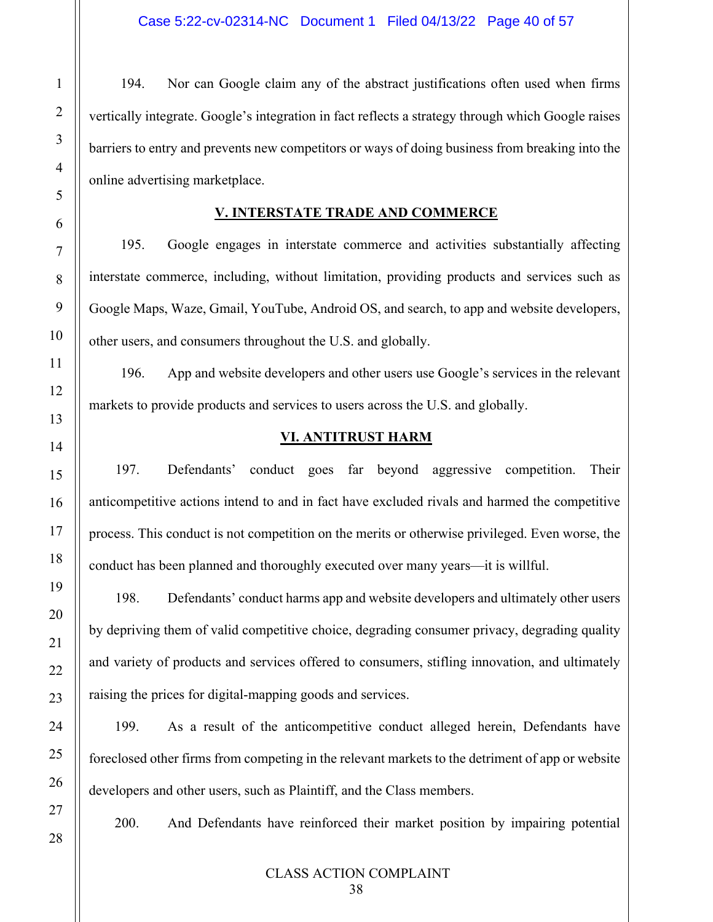194. Nor can Google claim any of the abstract justifications often used when firms vertically integrate. Google's integration in fact reflects a strategy through which Google raises barriers to entry and prevents new competitors or ways of doing business from breaking into the online advertising marketplace.

## V. INTERSTATE TRADE AND COMMERCE

195. Google engages in interstate commerce and activities substantially affecting interstate commerce, including, without limitation, providing products and services such as Google Maps, Waze, Gmail, YouTube, Android OS, and search, to app and website developers, other users, and consumers throughout the U.S. and globally.

196. App and website developers and other users use Google's services in the relevant markets to provide products and services to users across the U.S. and globally.

## VI. ANTITRUST HARM

197. Defendants' conduct goes far beyond aggressive competition. Their anticompetitive actions intend to and in fact have excluded rivals and harmed the competitive process. This conduct is not competition on the merits or otherwise privileged. Even worse, the conduct has been planned and thoroughly executed over many years—it is willful.

198. Defendants' conduct harms app and website developers and ultimately other users by depriving them of valid competitive choice, degrading consumer privacy, degrading quality and variety of products and services offered to consumers, stifling innovation, and ultimately raising the prices for digital-mapping goods and services.

199. As a result of the anticompetitive conduct alleged herein, Defendants have foreclosed other firms from competing in the relevant markets to the detriment of app or website developers and other users, such as Plaintiff, and the Class members.

200. And Defendants have reinforced their market position by impairing potential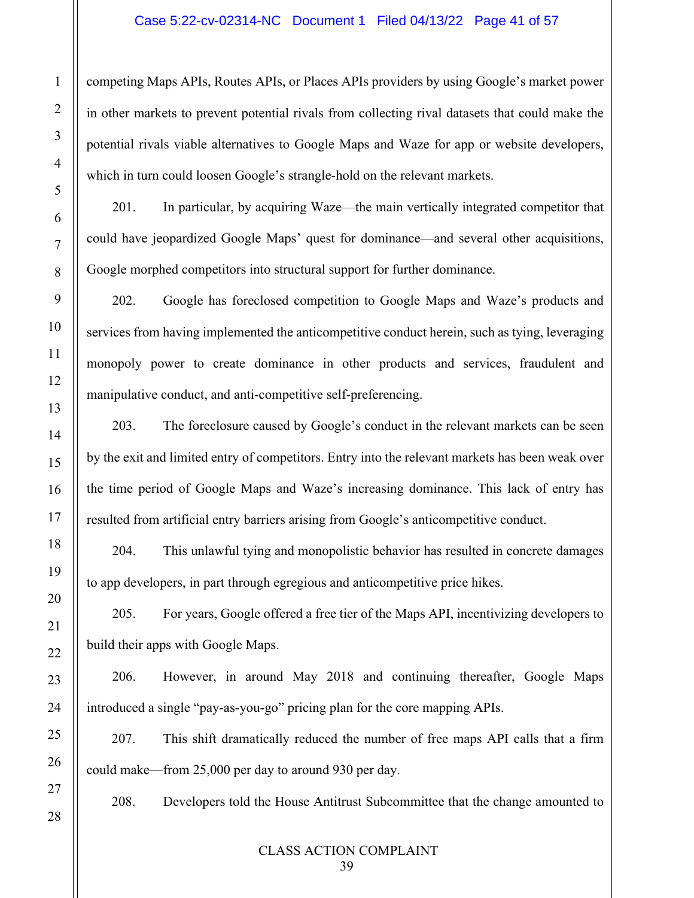competing Maps APIs, Routes APIs, or Places APIs providers by using Google's market power in other markets to prevent potential rivals from collecting rival datasets that could make the potential rivals viable alternatives to Google Maps and Waze for app or website developers, which in turn could loosen Google's strangle-hold on the relevant markets.

201. In particular, by acquiring Waze—the main vertically integrated competitor that could have jeopardized Google Maps' quest for dominance—and several other acquisitions, Google morphed competitors into structural support for further dominance.

202. Google has foreclosed competition to Google Maps and Waze's products and services from having implemented the anticompetitive conduct herein, such as tying, leveraging monopoly power to create dominance in other products and services, fraudulent and manipulative conduct, and anti-competitive self-preferencing.

203. The foreclosure caused by Google's conduct in the relevant markets can be seen by the exit and limited entry of competitors. Entry into the relevant markets has been weak over the time period of Google Maps and Waze's increasing dominance. This lack of entry has resulted from artificial entry barriers arising from Google's anticompetitive conduct.

204. This unlawful tying and monopolistic behavior has resulted in concrete damages to app developers, in part through egregious and anticompetitive price hikes.

205. For years, Google offered a free tier of the Maps API, incentivizing developers to build their apps with Google Maps.

206. However, in around May 2018 and continuing thereafter, Google Maps introduced a single "pay-as-you-go" pricing plan for the core mapping APIs.

207. This shift dramatically reduced the number of free maps API calls that a firm could make—from 25,000 per day to around 930 per day.

208. Developers told the House Antitrust Subcommittee that the change amounted to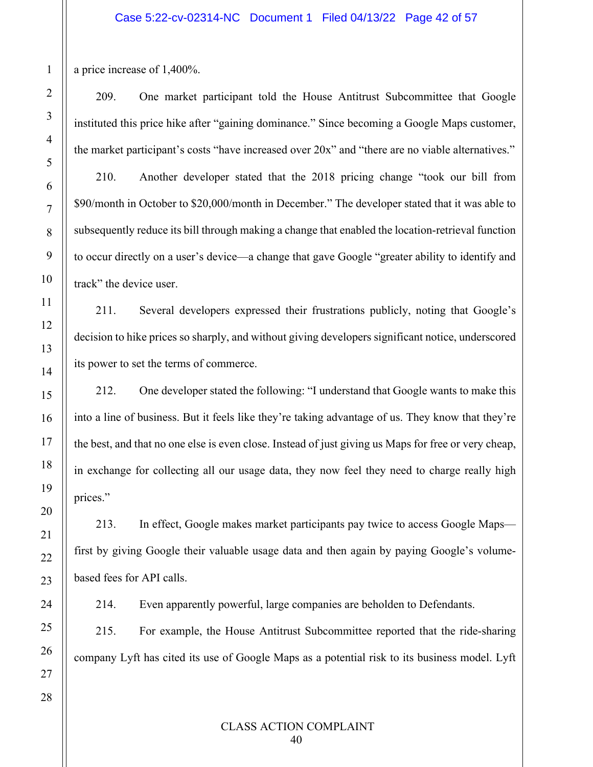a price increase of 1,400%.

209. One market participant told the House Antitrust Subcommittee that Google instituted this price hike after "gaining dominance." Since becoming a Google Maps customer, the market participant's costs "have increased over 20x" and "there are no viable alternatives."

210. Another developer stated that the 2018 pricing change "took our bill from $90/month in October to $20,000/month in December." The developer stated that it was able to subsequently reduce its bill through making a change that enabled the location-retrieval function to occur directly on a user's device—a change that gave Google "greater ability to identify and track" the device user.

211. Several developers expressed their frustrations publicly, noting that Google's decision to hike prices so sharply, and without giving developers significant notice, underscored its power to set the terms of commerce.

212. One developer stated the following: "I understand that Google wants to make this into a line of business. But it feels like they're taking advantage of us. They know that they're the best, and that no one else is even close. Instead of just giving us Maps for free or very cheap, in exchange for collecting all our usage data, they now feel they need to charge really high prices."

213. In effect, Google makes market participants pay twice to access Google Maps—first by giving Google their valuable usage data and then again by paying Google's volume-based fees for API calls.

214. Even apparently powerful, large companies are beholden to Defendants.

215. For example, the House Antitrust Subcommittee reported that the ride-sharing company Lyft has cited its use of Google Maps as a potential risk to its business model. Lyft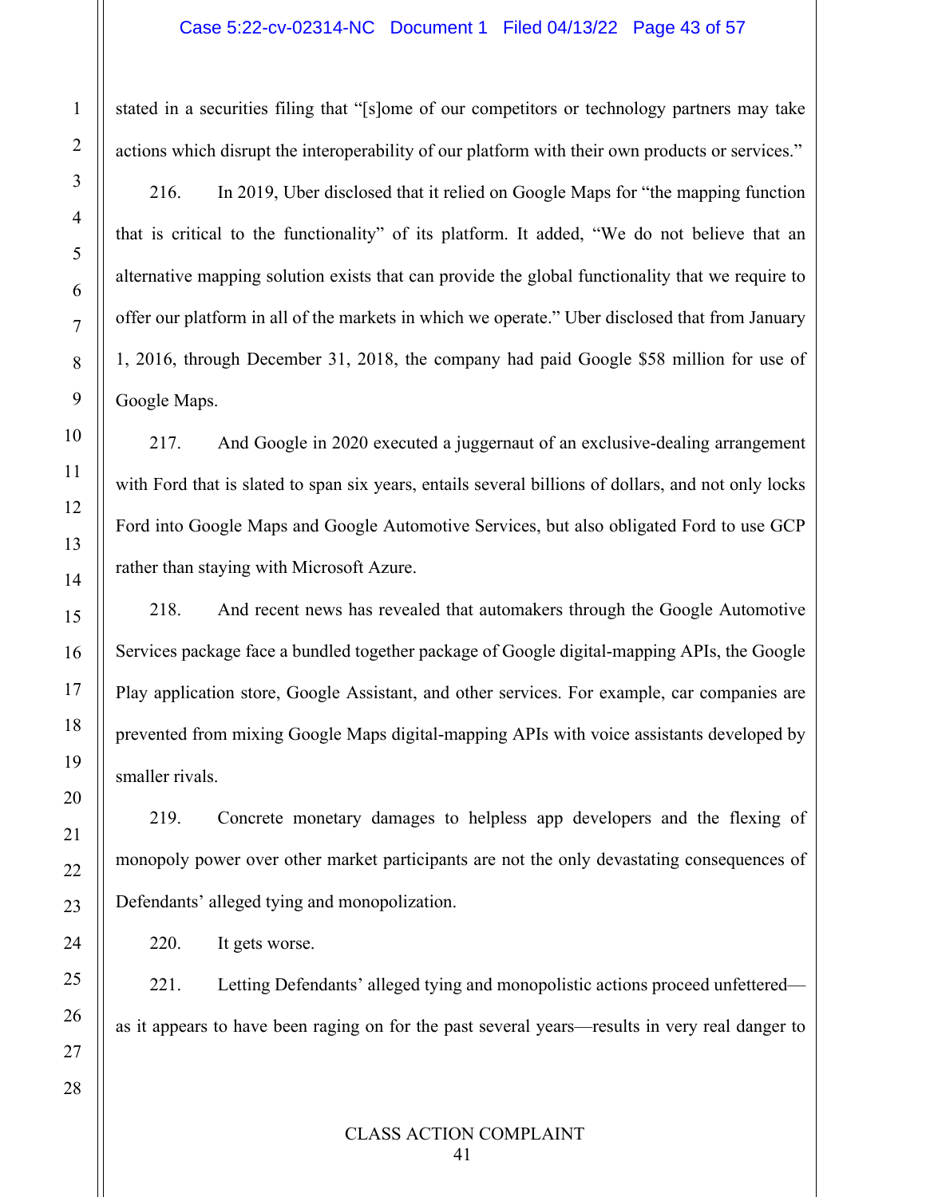stated in a securities filing that "[s]ome of our competitors or technology partners may take actions which disrupt the interoperability of our platform with their own products or services."

216. In 2019, Uber disclosed that it relied on Google Maps for "the mapping function that is critical to the functionality" of its platform. It added, "We do not believe that an alternative mapping solution exists that can provide the global functionality that we require to offer our platform in all of the markets in which we operate." Uber disclosed that from January 1, 2016, through December 31, 2018, the company had paid Google $58 million for use of Google Maps.

217. And Google in 2020 executed a juggernaut of an exclusive-dealing arrangement with Ford that is slated to span six years, entails several billions of dollars, and not only locks Ford into Google Maps and Google Automotive Services, but also obligated Ford to use GCP rather than staying with Microsoft Azure.

218. And recent news has revealed that automakers through the Google Automotive Services package face a bundled together package of Google digital-mapping APIs, the Google Play application store, Google Assistant, and other services. For example, car companies are prevented from mixing Google Maps digital-mapping APIs with voice assistants developed by smaller rivals.

219. Concrete monetary damages to helpless app developers and the flexing of monopoly power over other market participants are not the only devastating consequences of Defendants' alleged tying and monopolization.

220. It gets worse.

221. Letting Defendants' alleged tying and monopolistic actions proceed unfettered—as it appears to have been raging on for the past several years—results in very real danger to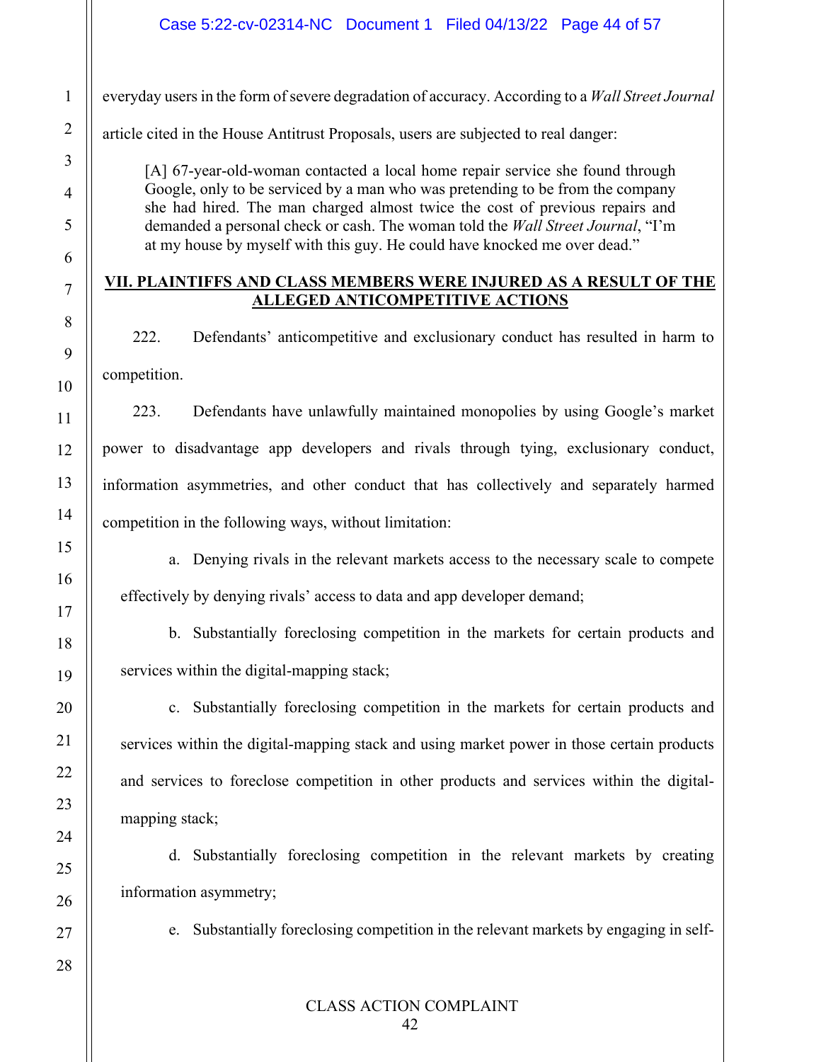everyday users in the form of severe degradation of accuracy. According to a *Wall Street Journal* article cited in the House Antitrust Proposals, users are subjected to real danger:

> [A] 67-year-old-woman contacted a local home repair service she found through Google, only to be serviced by a man who was pretending to be from the company she had hired. The man charged almost twice the cost of previous repairs and demanded a personal check or cash. The woman told the *Wall Street Journal*, "I'm at my house by myself with this guy. He could have knocked me over dead."

## VII. PLAINTIFFS AND CLASS MEMBERS WERE INJURED AS A RESULT OF THE ALLEGED ANTICOMPETITIVE ACTIONS

222. Defendants' anticompetitive and exclusionary conduct has resulted in harm to competition.

223. Defendants have unlawfully maintained monopolies by using Google's market power to disadvantage app developers and rivals through tying, exclusionary conduct, information asymmetries, and other conduct that has collectively and separately harmed competition in the following ways, without limitation:

a. Denying rivals in the relevant markets access to the necessary scale to compete effectively by denying rivals' access to data and app developer demand;

b. Substantially foreclosing competition in the markets for certain products and services within the digital-mapping stack;

c. Substantially foreclosing competition in the markets for certain products and services within the digital-mapping stack and using market power in those certain products and services to foreclose competition in other products and services within the digital-mapping stack;

d. Substantially foreclosing competition in the relevant markets by creating information asymmetry;

e. Substantially foreclosing competition in the relevant markets by engaging in self-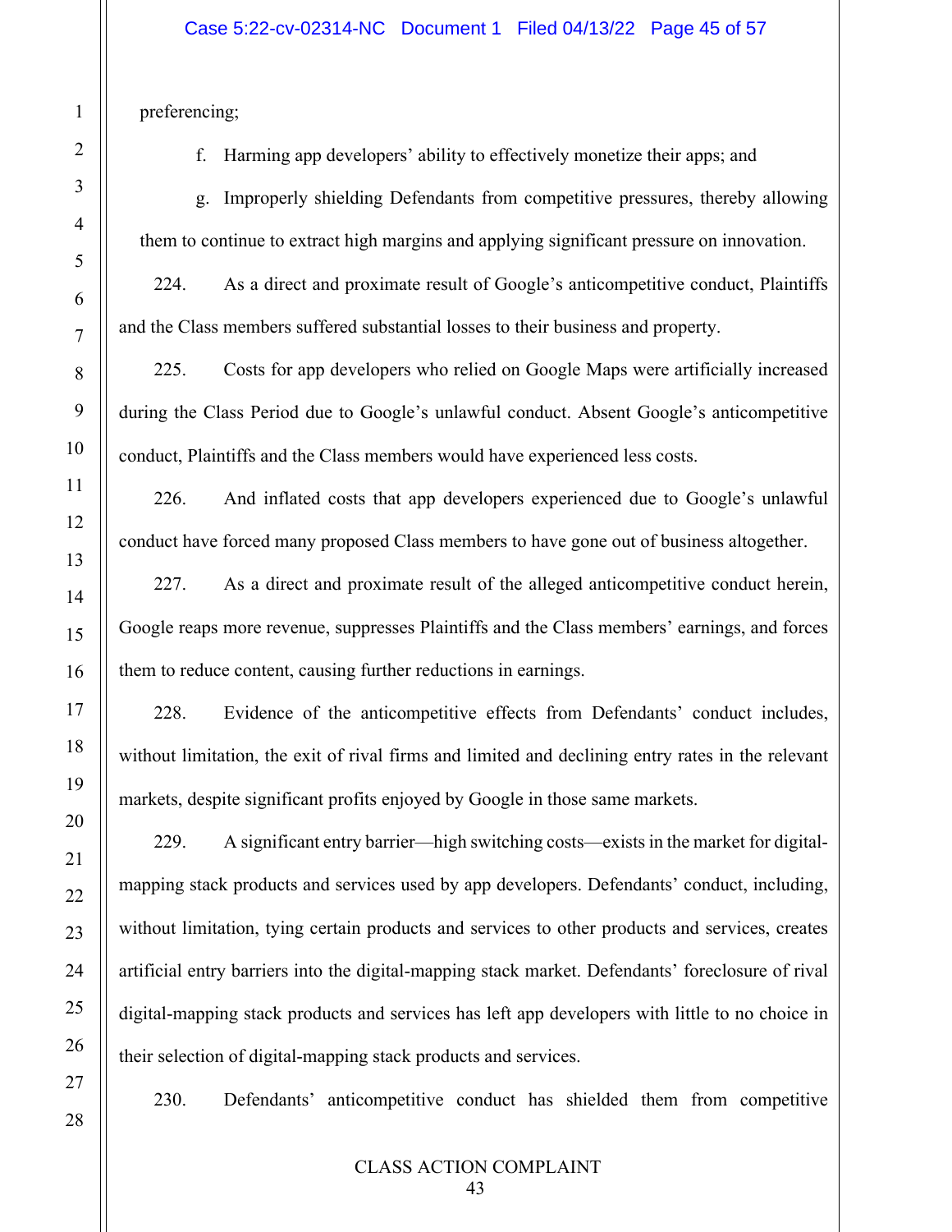preferencing;

f. Harming app developers' ability to effectively monetize their apps; and

g. Improperly shielding Defendants from competitive pressures, thereby allowing them to continue to extract high margins and applying significant pressure on innovation.

224. As a direct and proximate result of Google's anticompetitive conduct, Plaintiffs and the Class members suffered substantial losses to their business and property.

225. Costs for app developers who relied on Google Maps were artificially increased during the Class Period due to Google's unlawful conduct. Absent Google's anticompetitive conduct, Plaintiffs and the Class members would have experienced less costs.

226. And inflated costs that app developers experienced due to Google's unlawful conduct have forced many proposed Class members to have gone out of business altogether.

227. As a direct and proximate result of the alleged anticompetitive conduct herein, Google reaps more revenue, suppresses Plaintiffs and the Class members' earnings, and forces them to reduce content, causing further reductions in earnings.

228. Evidence of the anticompetitive effects from Defendants' conduct includes, without limitation, the exit of rival firms and limited and declining entry rates in the relevant markets, despite significant profits enjoyed by Google in those same markets.

229. A significant entry barrier—high switching costs—exists in the market for digital-mapping stack products and services used by app developers. Defendants' conduct, including, without limitation, tying certain products and services to other products and services, creates artificial entry barriers into the digital-mapping stack market. Defendants' foreclosure of rival digital-mapping stack products and services has left app developers with little to no choice in their selection of digital-mapping stack products and services.

230. Defendants' anticompetitive conduct has shielded them from competitive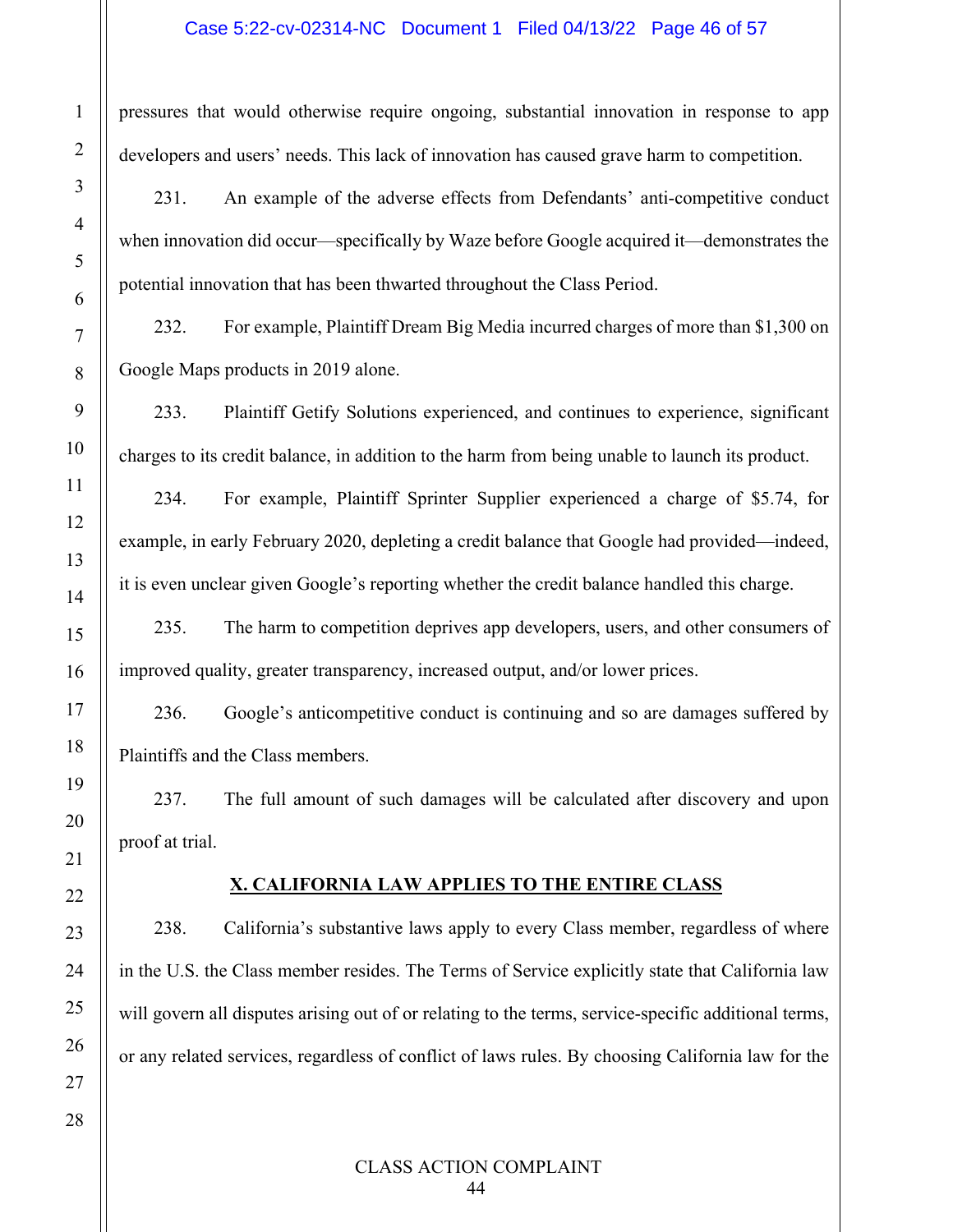pressures that would otherwise require ongoing, substantial innovation in response to app developers and users' needs. This lack of innovation has caused grave harm to competition.

231. An example of the adverse effects from Defendants' anti-competitive conduct when innovation did occur—specifically by Waze before Google acquired it—demonstrates the potential innovation that has been thwarted throughout the Class Period.

232. For example, Plaintiff Dream Big Media incurred charges of more than $1,300 on Google Maps products in 2019 alone.

233. Plaintiff Getify Solutions experienced, and continues to experience, significant charges to its credit balance, in addition to the harm from being unable to launch its product.

234. For example, Plaintiff Sprinter Supplier experienced a charge of $5.74, for example, in early February 2020, depleting a credit balance that Google had provided—indeed, it is even unclear given Google's reporting whether the credit balance handled this charge.

235. The harm to competition deprives app developers, users, and other consumers of improved quality, greater transparency, increased output, and/or lower prices.

236. Google's anticompetitive conduct is continuing and so are damages suffered by Plaintiffs and the Class members.

237. The full amount of such damages will be calculated after discovery and upon proof at trial.

## X. CALIFORNIA LAW APPLIES TO THE ENTIRE CLASS

238. California's substantive laws apply to every Class member, regardless of where in the U.S. the Class member resides. The Terms of Service explicitly state that California law will govern all disputes arising out of or relating to the terms, service-specific additional terms, or any related services, regardless of conflict of laws rules. By choosing California law for the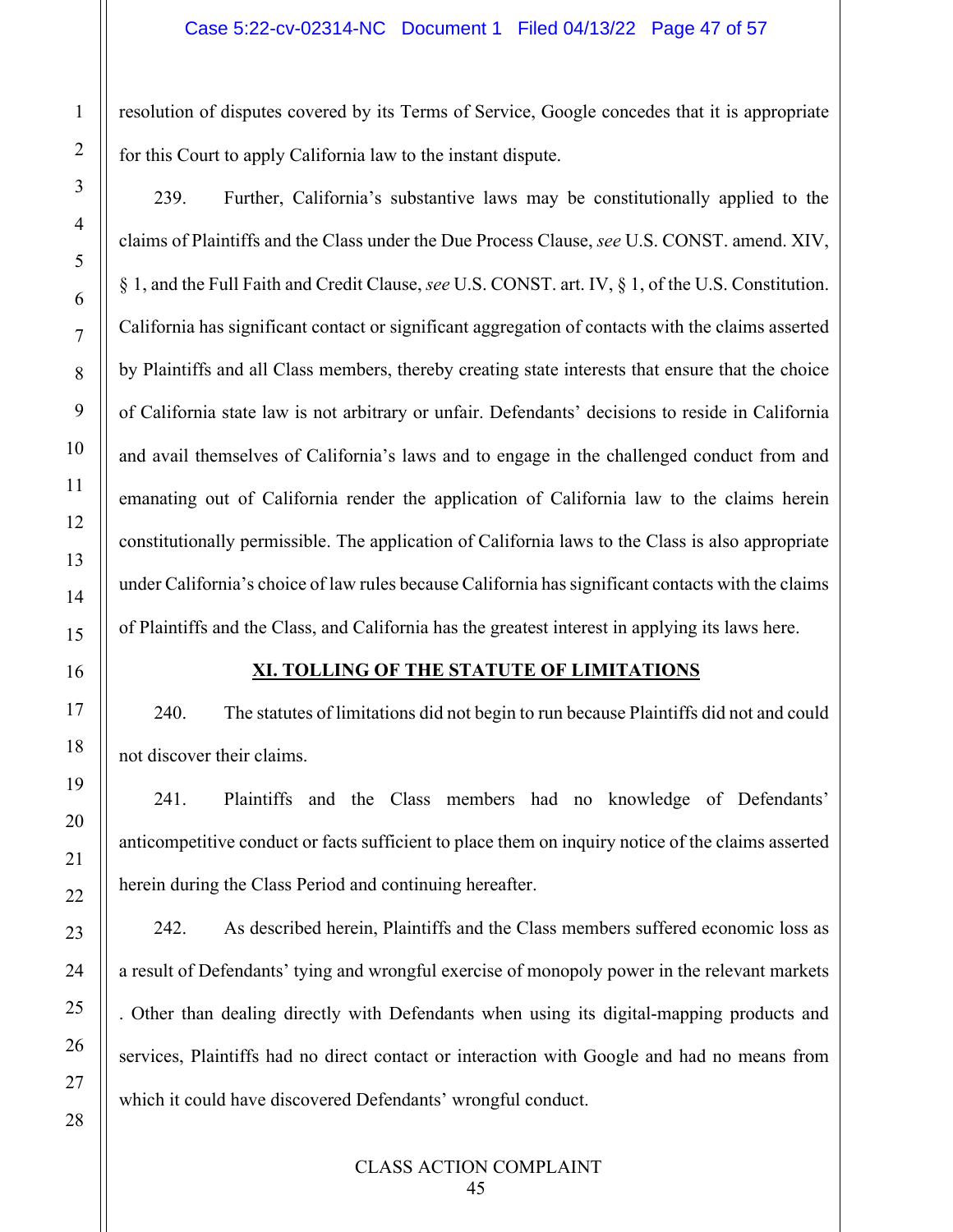resolution of disputes covered by its Terms of Service, Google concedes that it is appropriate for this Court to apply California law to the instant dispute.

239. Further, California's substantive laws may be constitutionally applied to the claims of Plaintiffs and the Class under the Due Process Clause, *see* U.S. CONST. amend. XIV, § 1, and the Full Faith and Credit Clause, *see* U.S. CONST. art. IV, § 1, of the U.S. Constitution. California has significant contact or significant aggregation of contacts with the claims asserted by Plaintiffs and all Class members, thereby creating state interests that ensure that the choice of California state law is not arbitrary or unfair. Defendants' decisions to reside in California and avail themselves of California's laws and to engage in the challenged conduct from and emanating out of California render the application of California law to the claims herein constitutionally permissible. The application of California laws to the Class is also appropriate under California's choice of law rules because California has significant contacts with the claims of Plaintiffs and the Class, and California has the greatest interest in applying its laws here.

## XI. TOLLING OF THE STATUTE OF LIMITATIONS

240. The statutes of limitations did not begin to run because Plaintiffs did not and could not discover their claims.

241. Plaintiffs and the Class members had no knowledge of Defendants' anticompetitive conduct or facts sufficient to place them on inquiry notice of the claims asserted herein during the Class Period and continuing hereafter.

242. As described herein, Plaintiffs and the Class members suffered economic loss as a result of Defendants' tying and wrongful exercise of monopoly power in the relevant markets . Other than dealing directly with Defendants when using its digital-mapping products and services, Plaintiffs had no direct contact or interaction with Google and had no means from which it could have discovered Defendants' wrongful conduct.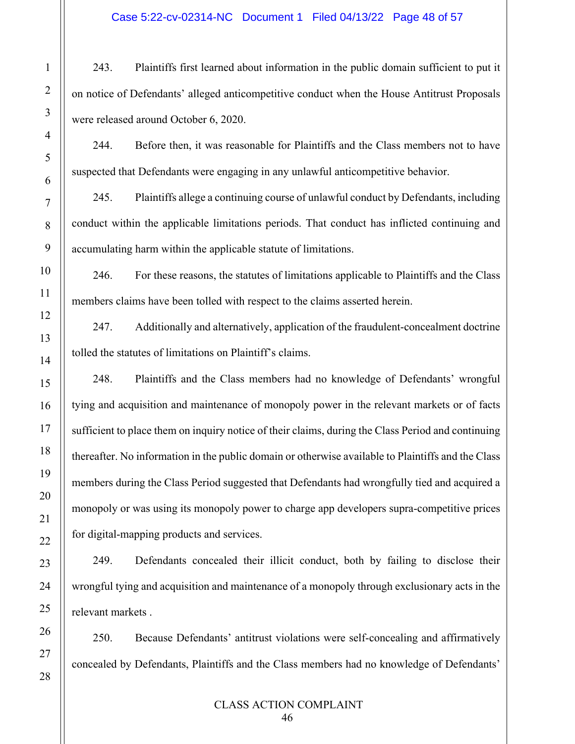243. Plaintiffs first learned about information in the public domain sufficient to put it on notice of Defendants' alleged anticompetitive conduct when the House Antitrust Proposals were released around October 6, 2020.

244. Before then, it was reasonable for Plaintiffs and the Class members not to have suspected that Defendants were engaging in any unlawful anticompetitive behavior.

245. Plaintiffs allege a continuing course of unlawful conduct by Defendants, including conduct within the applicable limitations periods. That conduct has inflicted continuing and accumulating harm within the applicable statute of limitations.

246. For these reasons, the statutes of limitations applicable to Plaintiffs and the Class members claims have been tolled with respect to the claims asserted herein.

247. Additionally and alternatively, application of the fraudulent-concealment doctrine tolled the statutes of limitations on Plaintiff's claims.

248. Plaintiffs and the Class members had no knowledge of Defendants' wrongful tying and acquisition and maintenance of monopoly power in the relevant markets or of facts sufficient to place them on inquiry notice of their claims, during the Class Period and continuing thereafter. No information in the public domain or otherwise available to Plaintiffs and the Class members during the Class Period suggested that Defendants had wrongfully tied and acquired a monopoly or was using its monopoly power to charge app developers supra-competitive prices for digital-mapping products and services.

249. Defendants concealed their illicit conduct, both by failing to disclose their wrongful tying and acquisition and maintenance of a monopoly through exclusionary acts in the relevant markets .

250. Because Defendants' antitrust violations were self-concealing and affirmatively concealed by Defendants, Plaintiffs and the Class members had no knowledge of Defendants'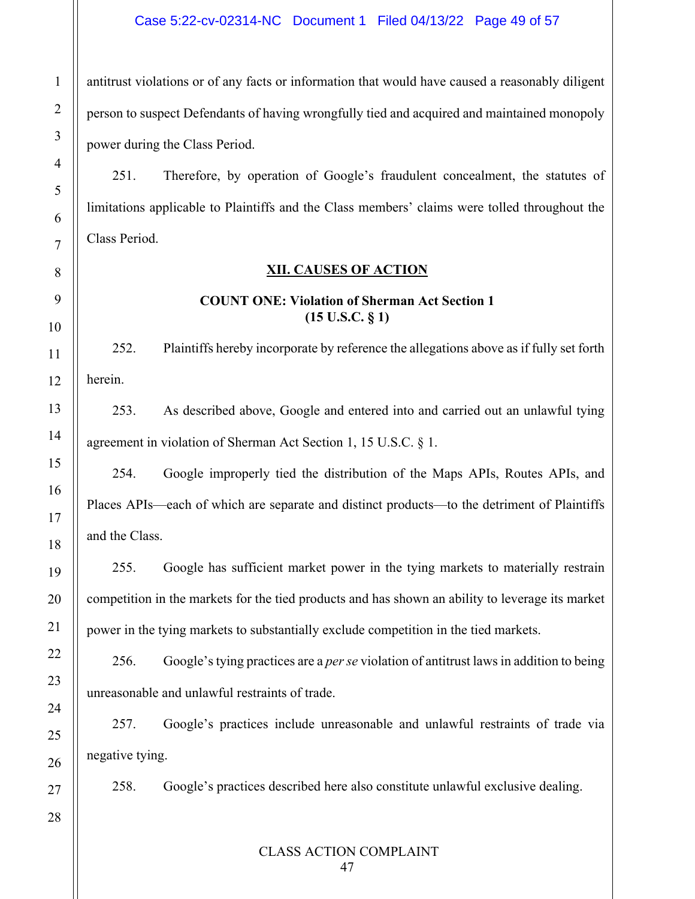antitrust violations or of any facts or information that would have caused a reasonably diligent person to suspect Defendants of having wrongfully tied and acquired and maintained monopoly power during the Class Period.

251. Therefore, by operation of Google's fraudulent concealment, the statutes of limitations applicable to Plaintiffs and the Class members' claims were tolled throughout the Class Period.

## XII. CAUSES OF ACTION

### COUNT ONE: Violation of Sherman Act Section 1 (15 U.S.C. § 1)

252. Plaintiffs hereby incorporate by reference the allegations above as if fully set forth herein.

253. As described above, Google and entered into and carried out an unlawful tying agreement in violation of Sherman Act Section 1, 15 U.S.C. § 1.

254. Google improperly tied the distribution of the Maps APIs, Routes APIs, and Places APIs—each of which are separate and distinct products—to the detriment of Plaintiffs and the Class.

255. Google has sufficient market power in the tying markets to materially restrain competition in the markets for the tied products and has shown an ability to leverage its market power in the tying markets to substantially exclude competition in the tied markets.

256. Google's tying practices are a *per se* violation of antitrust laws in addition to being unreasonable and unlawful restraints of trade.

257. Google's practices include unreasonable and unlawful restraints of trade via negative tying.

258. Google's practices described here also constitute unlawful exclusive dealing.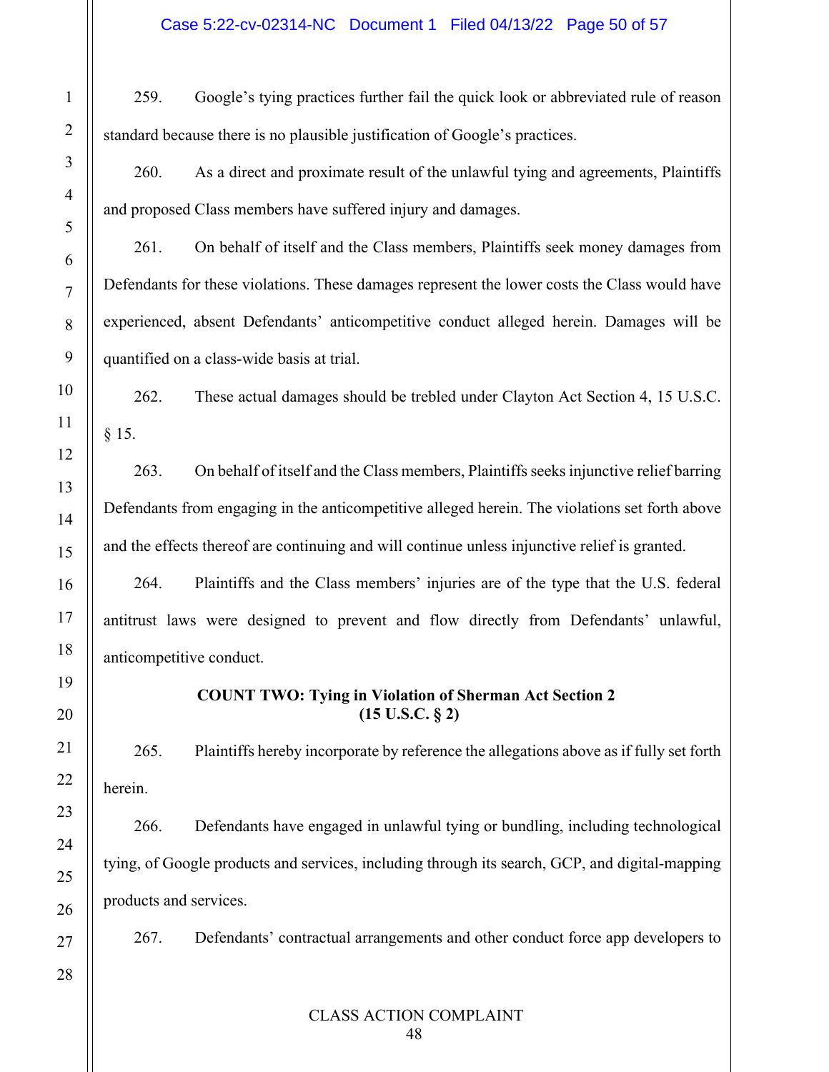259. Google's tying practices further fail the quick look or abbreviated rule of reason standard because there is no plausible justification of Google's practices.

260. As a direct and proximate result of the unlawful tying and agreements, Plaintiffs and proposed Class members have suffered injury and damages.

261. On behalf of itself and the Class members, Plaintiffs seek money damages from Defendants for these violations. These damages represent the lower costs the Class would have experienced, absent Defendants' anticompetitive conduct alleged herein. Damages will be quantified on a class-wide basis at trial.

262. These actual damages should be trebled under Clayton Act Section 4, 15 U.S.C. § 15.

263. On behalf of itself and the Class members, Plaintiffs seeks injunctive relief barring Defendants from engaging in the anticompetitive alleged herein. The violations set forth above and the effects thereof are continuing and will continue unless injunctive relief is granted.

264. Plaintiffs and the Class members' injuries are of the type that the U.S. federal antitrust laws were designed to prevent and flow directly from Defendants' unlawful, anticompetitive conduct.

**COUNT TWO: Tying in Violation of Sherman Act Section 2**
**(15 U.S.C. § 2)**

265. Plaintiffs hereby incorporate by reference the allegations above as if fully set forth herein.

266. Defendants have engaged in unlawful tying or bundling, including technological tying, of Google products and services, including through its search, GCP, and digital-mapping products and services.

267. Defendants' contractual arrangements and other conduct force app developers to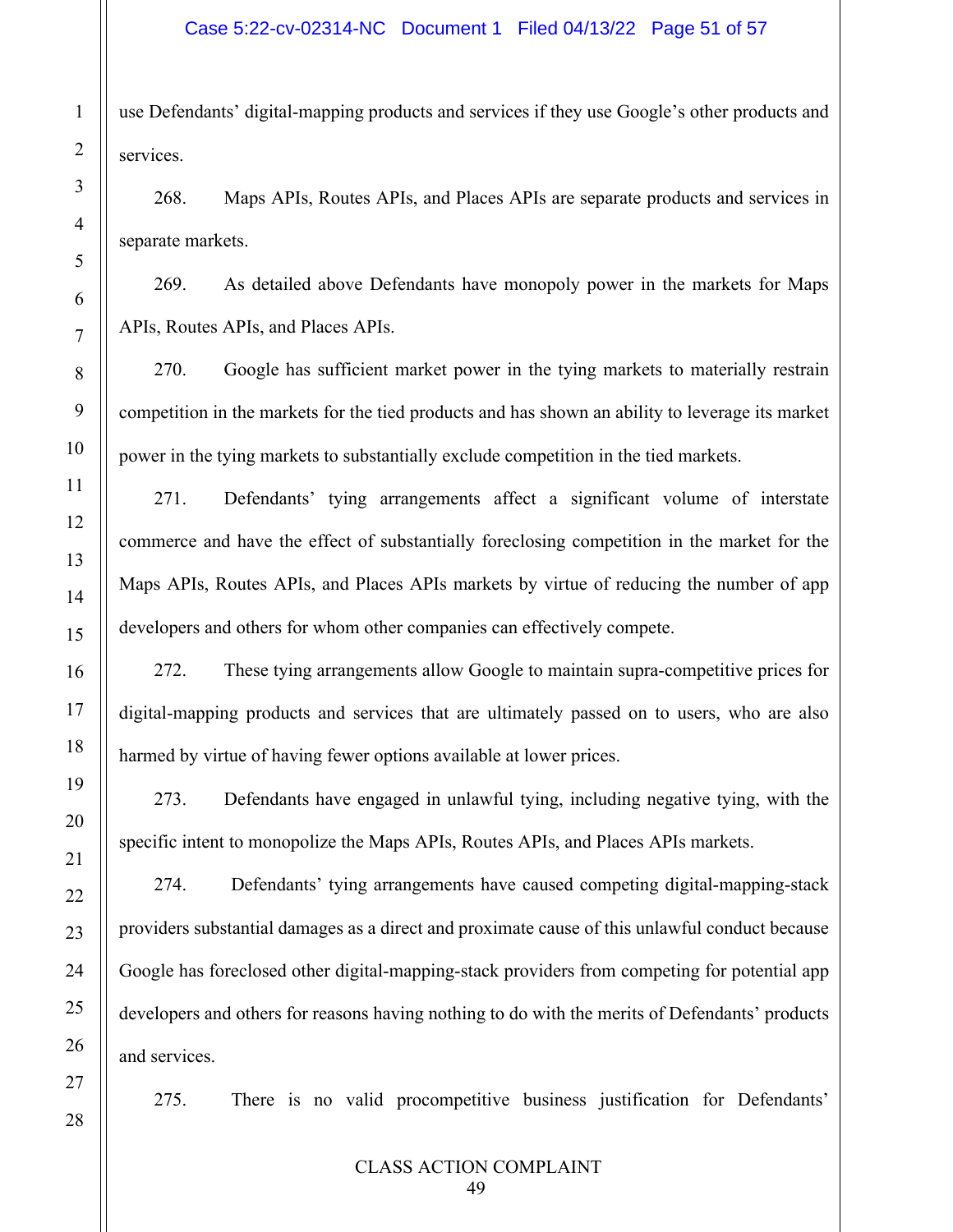use Defendants' digital-mapping products and services if they use Google's other products and services.

268. Maps APIs, Routes APIs, and Places APIs are separate products and services in separate markets.

269. As detailed above Defendants have monopoly power in the markets for Maps APIs, Routes APIs, and Places APIs.

270. Google has sufficient market power in the tying markets to materially restrain competition in the markets for the tied products and has shown an ability to leverage its market power in the tying markets to substantially exclude competition in the tied markets.

271. Defendants' tying arrangements affect a significant volume of interstate commerce and have the effect of substantially foreclosing competition in the market for the Maps APIs, Routes APIs, and Places APIs markets by virtue of reducing the number of app developers and others for whom other companies can effectively compete.

272. These tying arrangements allow Google to maintain supra-competitive prices for digital-mapping products and services that are ultimately passed on to users, who are also harmed by virtue of having fewer options available at lower prices.

273. Defendants have engaged in unlawful tying, including negative tying, with the specific intent to monopolize the Maps APIs, Routes APIs, and Places APIs markets.

274. Defendants' tying arrangements have caused competing digital-mapping-stack providers substantial damages as a direct and proximate cause of this unlawful conduct because Google has foreclosed other digital-mapping-stack providers from competing for potential app developers and others for reasons having nothing to do with the merits of Defendants' products and services.

275. There is no valid procompetitive business justification for Defendants'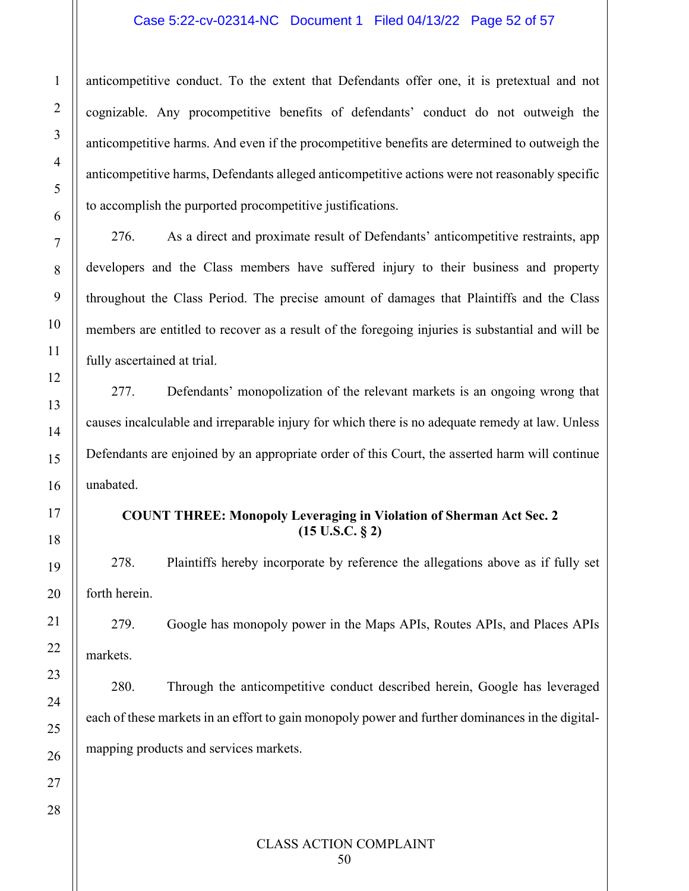anticompetitive conduct. To the extent that Defendants offer one, it is pretextual and not cognizable. Any procompetitive benefits of defendants' conduct do not outweigh the anticompetitive harms. And even if the procompetitive benefits are determined to outweigh the anticompetitive harms, Defendants alleged anticompetitive actions were not reasonably specific to accomplish the purported procompetitive justifications.

276. As a direct and proximate result of Defendants' anticompetitive restraints, app developers and the Class members have suffered injury to their business and property throughout the Class Period. The precise amount of damages that Plaintiffs and the Class members are entitled to recover as a result of the foregoing injuries is substantial and will be fully ascertained at trial.

277. Defendants' monopolization of the relevant markets is an ongoing wrong that causes incalculable and irreparable injury for which there is no adequate remedy at law. Unless Defendants are enjoined by an appropriate order of this Court, the asserted harm will continue unabated.

**COUNT THREE: Monopoly Leveraging in Violation of Sherman Act Sec. 2 (15 U.S.C. § 2)**

278. Plaintiffs hereby incorporate by reference the allegations above as if fully set forth herein.

279. Google has monopoly power in the Maps APIs, Routes APIs, and Places APIs markets.

280. Through the anticompetitive conduct described herein, Google has leveraged each of these markets in an effort to gain monopoly power and further dominances in the digital-mapping products and services markets.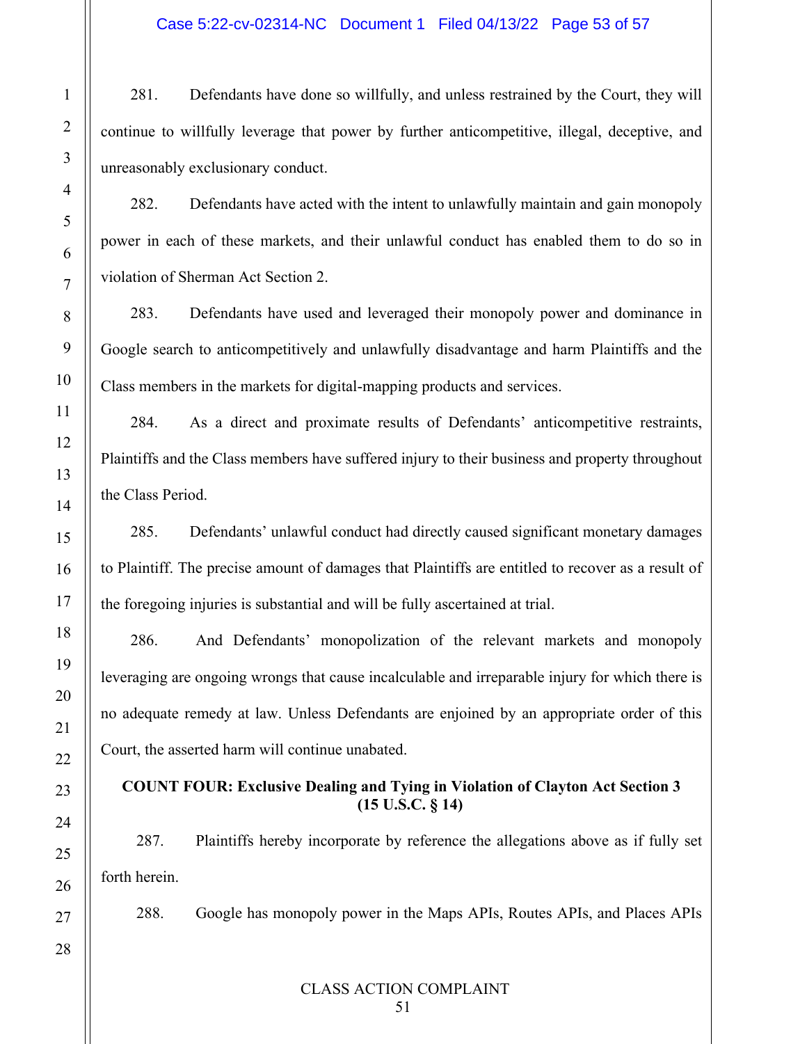281. Defendants have done so willfully, and unless restrained by the Court, they will continue to willfully leverage that power by further anticompetitive, illegal, deceptive, and unreasonably exclusionary conduct.

282. Defendants have acted with the intent to unlawfully maintain and gain monopoly power in each of these markets, and their unlawful conduct has enabled them to do so in violation of Sherman Act Section 2.

283. Defendants have used and leveraged their monopoly power and dominance in Google search to anticompetitively and unlawfully disadvantage and harm Plaintiffs and the Class members in the markets for digital-mapping products and services.

284. As a direct and proximate results of Defendants' anticompetitive restraints, Plaintiffs and the Class members have suffered injury to their business and property throughout the Class Period.

285. Defendants' unlawful conduct had directly caused significant monetary damages to Plaintiff. The precise amount of damages that Plaintiffs are entitled to recover as a result of the foregoing injuries is substantial and will be fully ascertained at trial.

286. And Defendants' monopolization of the relevant markets and monopoly leveraging are ongoing wrongs that cause incalculable and irreparable injury for which there is no adequate remedy at law. Unless Defendants are enjoined by an appropriate order of this Court, the asserted harm will continue unabated.

**COUNT FOUR: Exclusive Dealing and Tying in Violation of Clayton Act Section 3 (15 U.S.C. § 14)**

287. Plaintiffs hereby incorporate by reference the allegations above as if fully set forth herein.

288. Google has monopoly power in the Maps APIs, Routes APIs, and Places APIs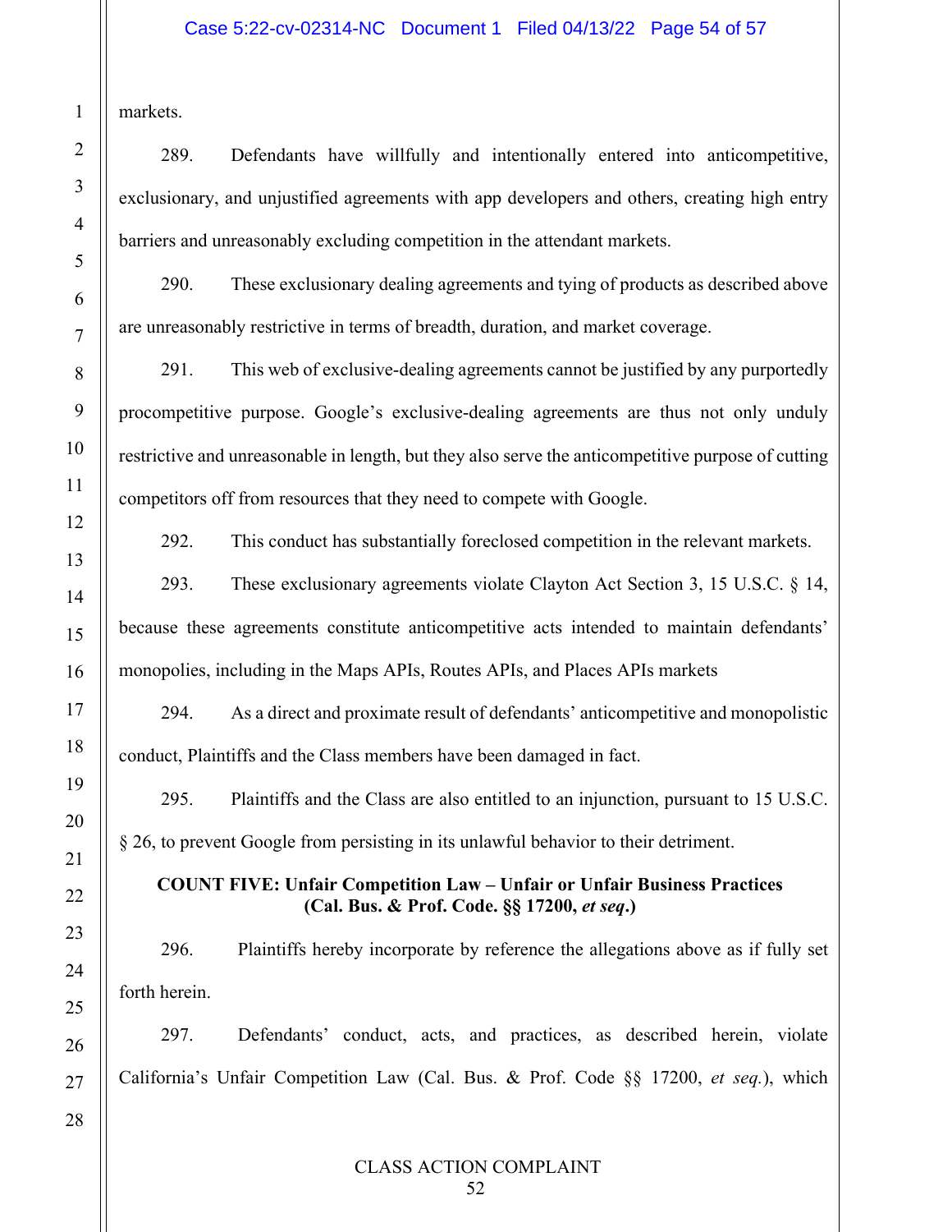markets.

289. Defendants have willfully and intentionally entered into anticompetitive, exclusionary, and unjustified agreements with app developers and others, creating high entry barriers and unreasonably excluding competition in the attendant markets.

290. These exclusionary dealing agreements and tying of products as described above are unreasonably restrictive in terms of breadth, duration, and market coverage.

291. This web of exclusive-dealing agreements cannot be justified by any purportedly procompetitive purpose. Google's exclusive-dealing agreements are thus not only unduly restrictive and unreasonable in length, but they also serve the anticompetitive purpose of cutting competitors off from resources that they need to compete with Google.

292. This conduct has substantially foreclosed competition in the relevant markets.

293. These exclusionary agreements violate Clayton Act Section 3, 15 U.S.C. § 14, because these agreements constitute anticompetitive acts intended to maintain defendants' monopolies, including in the Maps APIs, Routes APIs, and Places APIs markets

294. As a direct and proximate result of defendants' anticompetitive and monopolistic conduct, Plaintiffs and the Class members have been damaged in fact.

295. Plaintiffs and the Class are also entitled to an injunction, pursuant to 15 U.S.C. § 26, to prevent Google from persisting in its unlawful behavior to their detriment.

**COUNT FIVE: Unfair Competition Law – Unfair or Unfair Business Practices (Cal. Bus. & Prof. Code. §§ 17200, *et seq*.)**

296. Plaintiffs hereby incorporate by reference the allegations above as if fully set forth herein.

297. Defendants' conduct, acts, and practices, as described herein, violate California's Unfair Competition Law (Cal. Bus. & Prof. Code §§ 17200, *et seq.*), which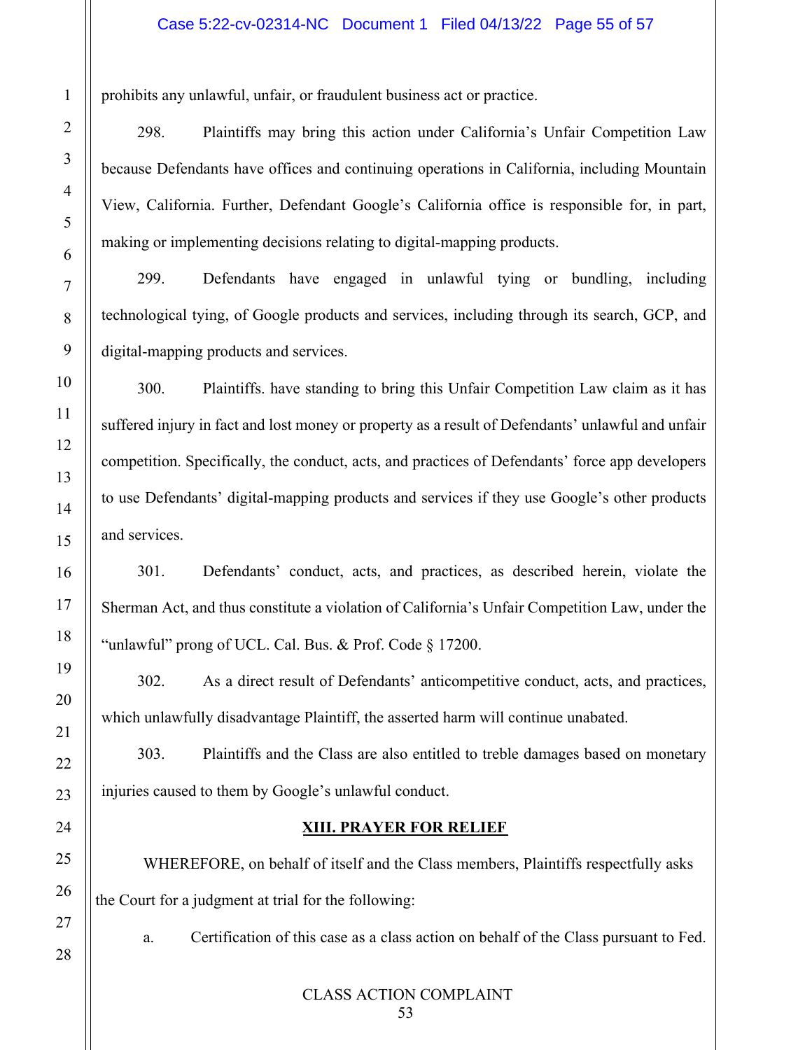prohibits any unlawful, unfair, or fraudulent business act or practice.

298. Plaintiffs may bring this action under California's Unfair Competition Law because Defendants have offices and continuing operations in California, including Mountain View, California. Further, Defendant Google's California office is responsible for, in part, making or implementing decisions relating to digital-mapping products.

299. Defendants have engaged in unlawful tying or bundling, including technological tying, of Google products and services, including through its search, GCP, and digital-mapping products and services.

300. Plaintiffs. have standing to bring this Unfair Competition Law claim as it has suffered injury in fact and lost money or property as a result of Defendants' unlawful and unfair competition. Specifically, the conduct, acts, and practices of Defendants' force app developers to use Defendants' digital-mapping products and services if they use Google's other products and services.

301. Defendants' conduct, acts, and practices, as described herein, violate the Sherman Act, and thus constitute a violation of California's Unfair Competition Law, under the "unlawful" prong of UCL. Cal. Bus. & Prof. Code § 17200.

302. As a direct result of Defendants' anticompetitive conduct, acts, and practices, which unlawfully disadvantage Plaintiff, the asserted harm will continue unabated.

303. Plaintiffs and the Class are also entitled to treble damages based on monetary injuries caused to them by Google's unlawful conduct.

## XIII. PRAYER FOR RELIEF

WHEREFORE, on behalf of itself and the Class members, Plaintiffs respectfully asks the Court for a judgment at trial for the following:

a. Certification of this case as a class action on behalf of the Class pursuant to Fed.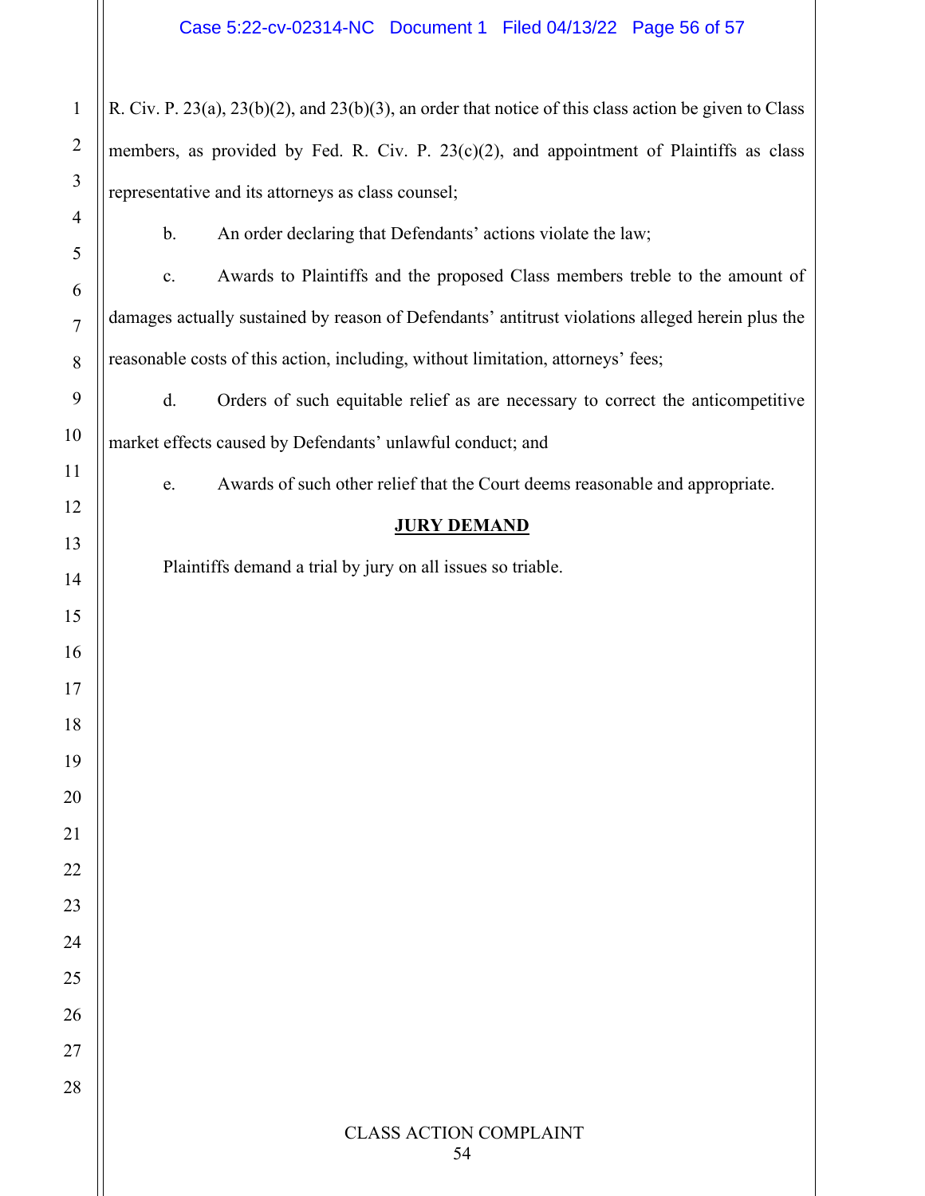R. Civ. P. 23(a), 23(b)(2), and 23(b)(3), an order that notice of this class action be given to Class members, as provided by Fed. R. Civ. P. 23(c)(2), and appointment of Plaintiffs as class representative and its attorneys as class counsel;

b. An order declaring that Defendants' actions violate the law;

c. Awards to Plaintiffs and the proposed Class members treble to the amount of damages actually sustained by reason of Defendants' antitrust violations alleged herein plus the reasonable costs of this action, including, without limitation, attorneys' fees;

d. Orders of such equitable relief as are necessary to correct the anticompetitive market effects caused by Defendants' unlawful conduct; and

e. Awards of such other relief that the Court deems reasonable and appropriate.

## JURY DEMAND

Plaintiffs demand a trial by jury on all issues so triable.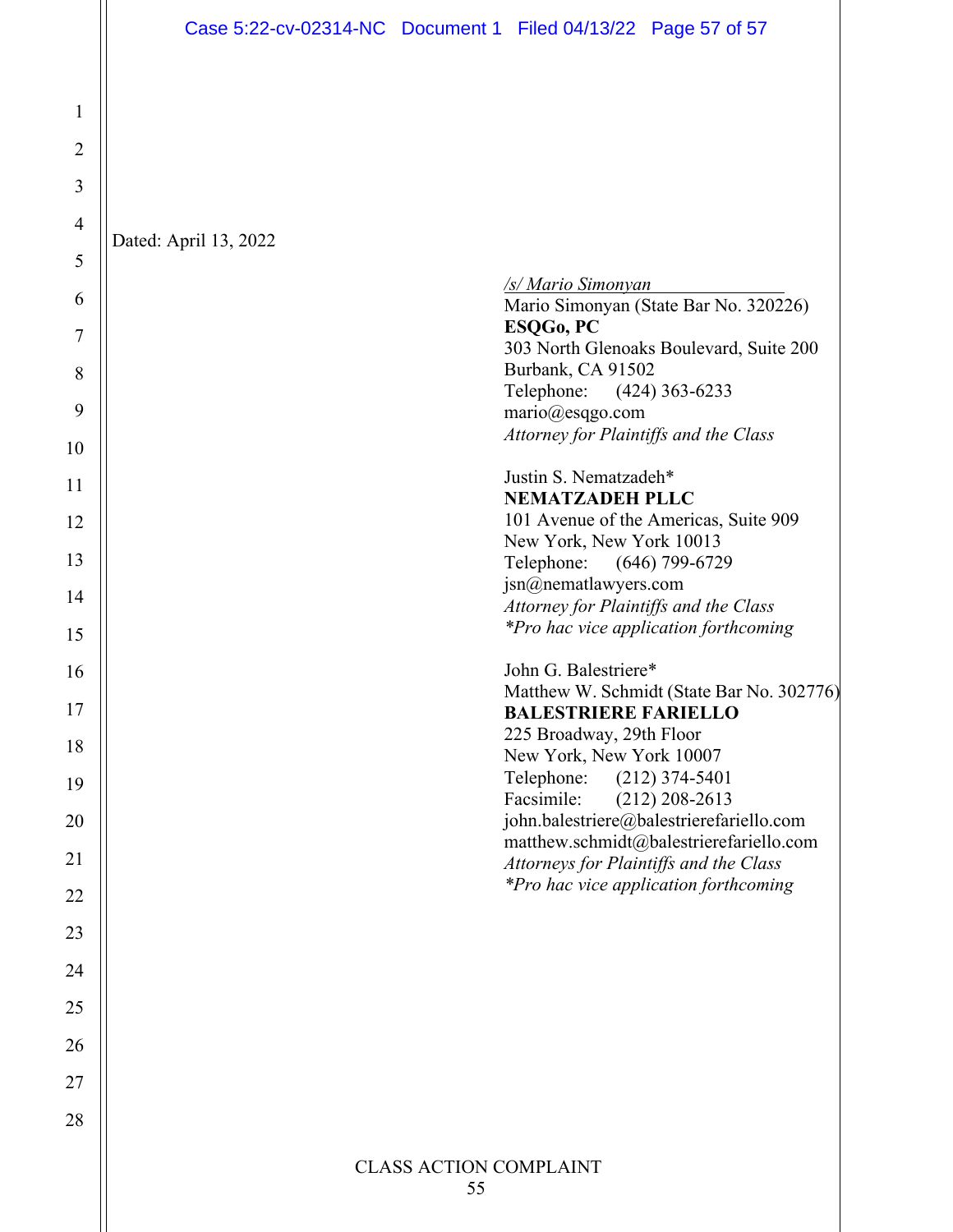Dated: April 13, 2022

*/s/ Mario Simonyan*
Mario Simonyan (State Bar No. 320226)
**ESQGo, PC**
303 North Glenoaks Boulevard, Suite 200
Burbank, CA 91502
Telephone: (424) 363-6233
mario@esqgo.com
*Attorney for Plaintiffs and the Class*

Justin S. Nematzadeh*
**NEMATZADEH PLLC**
101 Avenue of the Americas, Suite 909
New York, New York 10013
Telephone: (646) 799-6729
jsn@nematlawyers.com
*Attorney for Plaintiffs and the Class*
*\*Pro hac vice application forthcoming*

John G. Balestriere*
Matthew W. Schmidt (State Bar No. 302776)
**BALESTRIERE FARIELLO**
225 Broadway, 29th Floor
New York, New York 10007
Telephone: (212) 374-5401
Facsimile: (212) 208-2613
john.balestriere@balestrierefariello.com
matthew.schmidt@balestrierefariello.com
*Attorneys for Plaintiffs and the Class*
*\*Pro hac vice application forthcoming*